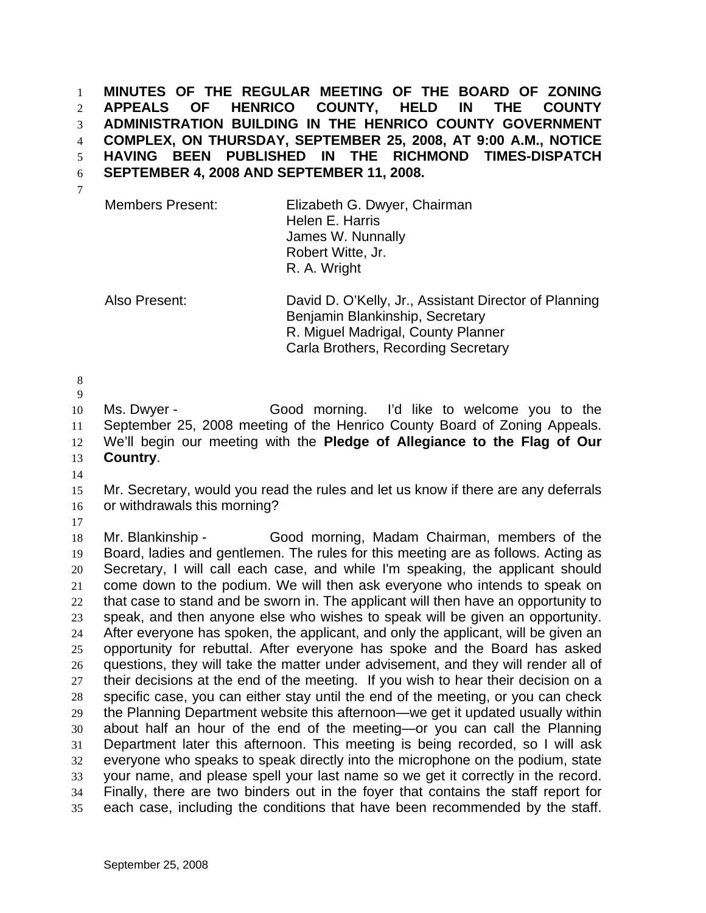**MINUTES OF THE REGULAR MEETING OF THE BOARD OF ZONING APPEALS OF HENRICO COUNTY, HELD IN THE COUNTY ADMINISTRATION BUILDING IN THE HENRICO COUNTY GOVERNMENT COMPLEX, ON THURSDAY, SEPTEMBER 25, 2008, AT 9:00 A.M., NOTICE HAVING BEEN PUBLISHED IN THE RICHMOND TIMES-DISPATCH SEPTEMBER 4, 2008 AND SEPTEMBER 11, 2008.**

| | |
|---|---|
| Members Present: | Elizabeth G. Dwyer, Chairman<br>Helen E. Harris<br>James W. Nunnally<br>Robert Witte, Jr.<br>R. A. Wright |
| Also Present: | David D. O'Kelly, Jr., Assistant Director of Planning<br>Benjamin Blankinship, Secretary<br>R. Miguel Madrigal, County Planner<br>Carla Brothers, Recording Secretary |

Ms. Dwyer - Good morning. I'd like to welcome you to the September 25, 2008 meeting of the Henrico County Board of Zoning Appeals. We'll begin our meeting with the **Pledge of Allegiance to the Flag of Our Country**.

Mr. Secretary, would you read the rules and let us know if there are any deferrals or withdrawals this morning?

Mr. Blankinship - Good morning, Madam Chairman, members of the Board, ladies and gentlemen. The rules for this meeting are as follows. Acting as Secretary, I will call each case, and while I'm speaking, the applicant should come down to the podium. We will then ask everyone who intends to speak on that case to stand and be sworn in. The applicant will then have an opportunity to speak, and then anyone else who wishes to speak will be given an opportunity. After everyone has spoken, the applicant, and only the applicant, will be given an opportunity for rebuttal. After everyone has spoke and the Board has asked questions, they will take the matter under advisement, and they will render all of their decisions at the end of the meeting. If you wish to hear their decision on a specific case, you can either stay until the end of the meeting, or you can check the Planning Department website this afternoon—we get it updated usually within about half an hour of the end of the meeting—or you can call the Planning Department later this afternoon. This meeting is being recorded, so I will ask everyone who speaks to speak directly into the microphone on the podium, state your name, and please spell your last name so we get it correctly in the record. Finally, there are two binders out in the foyer that contains the staff report for each case, including the conditions that have been recommended by the staff.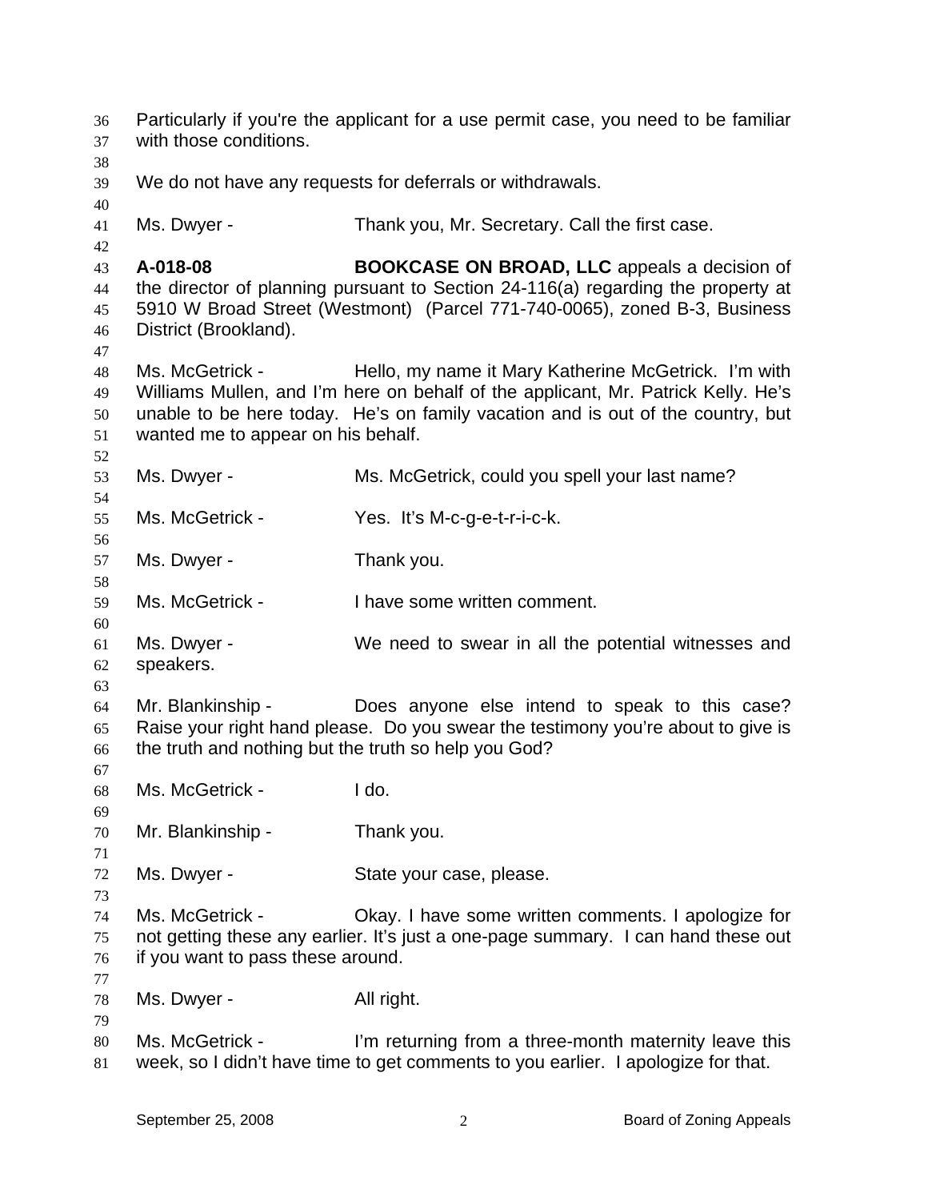Particularly if you're the applicant for a use permit case, you need to be familiar with those conditions.

We do not have any requests for deferrals or withdrawals.

Ms. Dwyer - Thank you, Mr. Secretary. Call the first case.

**A-018-08** **BOOKCASE ON BROAD, LLC** appeals a decision of the director of planning pursuant to Section 24-116(a) regarding the property at 5910 W Broad Street (Westmont) (Parcel 771-740-0065), zoned B-3, Business District (Brookland).

Ms. McGetrick - Hello, my name it Mary Katherine McGetrick. I'm with Williams Mullen, and I'm here on behalf of the applicant, Mr. Patrick Kelly. He's unable to be here today. He's on family vacation and is out of the country, but wanted me to appear on his behalf.

Ms. Dwyer - Ms. McGetrick, could you spell your last name?

Ms. McGetrick - Yes. It's M-c-g-e-t-r-i-c-k.

Ms. Dwyer - Thank you.

Ms. McGetrick - I have some written comment.

Ms. Dwyer - We need to swear in all the potential witnesses and speakers.

Mr. Blankinship - Does anyone else intend to speak to this case? Raise your right hand please. Do you swear the testimony you're about to give is the truth and nothing but the truth so help you God?

Ms. McGetrick - I do.

Mr. Blankinship - Thank you.

Ms. Dwyer - State your case, please.

Ms. McGetrick - Okay. I have some written comments. I apologize for not getting these any earlier. It's just a one-page summary. I can hand these out if you want to pass these around.

Ms. Dwyer - All right.

Ms. McGetrick - I'm returning from a three-month maternity leave this week, so I didn't have time to get comments to you earlier. I apologize for that.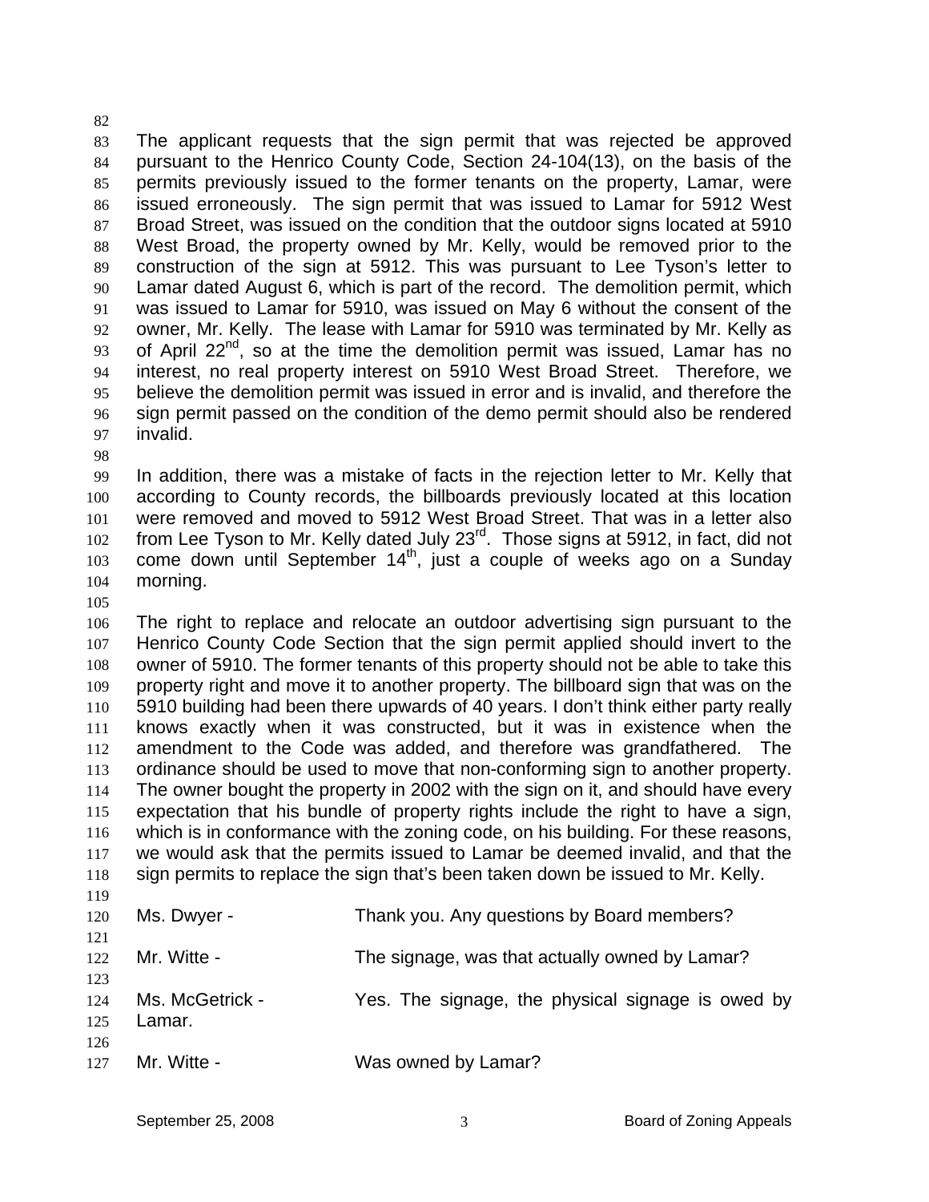The applicant requests that the sign permit that was rejected be approved pursuant to the Henrico County Code, Section 24-104(13), on the basis of the permits previously issued to the former tenants on the property, Lamar, were issued erroneously. The sign permit that was issued to Lamar for 5912 West Broad Street, was issued on the condition that the outdoor signs located at 5910 West Broad, the property owned by Mr. Kelly, would be removed prior to the construction of the sign at 5912. This was pursuant to Lee Tyson's letter to Lamar dated August 6, which is part of the record. The demolition permit, which was issued to Lamar for 5910, was issued on May 6 without the consent of the owner, Mr. Kelly. The lease with Lamar for 5910 was terminated by Mr. Kelly as of April 22nd, so at the time the demolition permit was issued, Lamar has no interest, no real property interest on 5910 West Broad Street. Therefore, we believe the demolition permit was issued in error and is invalid, and therefore the sign permit passed on the condition of the demo permit should also be rendered invalid.

In addition, there was a mistake of facts in the rejection letter to Mr. Kelly that according to County records, the billboards previously located at this location were removed and moved to 5912 West Broad Street. That was in a letter also from Lee Tyson to Mr. Kelly dated July 23rd. Those signs at 5912, in fact, did not come down until September 14th, just a couple of weeks ago on a Sunday morning.

The right to replace and relocate an outdoor advertising sign pursuant to the Henrico County Code Section that the sign permit applied should invert to the owner of 5910. The former tenants of this property should not be able to take this property right and move it to another property. The billboard sign that was on the 5910 building had been there upwards of 40 years. I don't think either party really knows exactly when it was constructed, but it was in existence when the amendment to the Code was added, and therefore was grandfathered. The ordinance should be used to move that non-conforming sign to another property. The owner bought the property in 2002 with the sign on it, and should have every expectation that his bundle of property rights include the right to have a sign, which is in conformance with the zoning code, on his building. For these reasons, we would ask that the permits issued to Lamar be deemed invalid, and that the sign permits to replace the sign that's been taken down be issued to Mr. Kelly.

Ms. Dwyer - Thank you. Any questions by Board members?

Mr. Witte - The signage, was that actually owned by Lamar?

Ms. McGetrick - Yes. The signage, the physical signage is owed by Lamar.

Mr. Witte - Was owned by Lamar?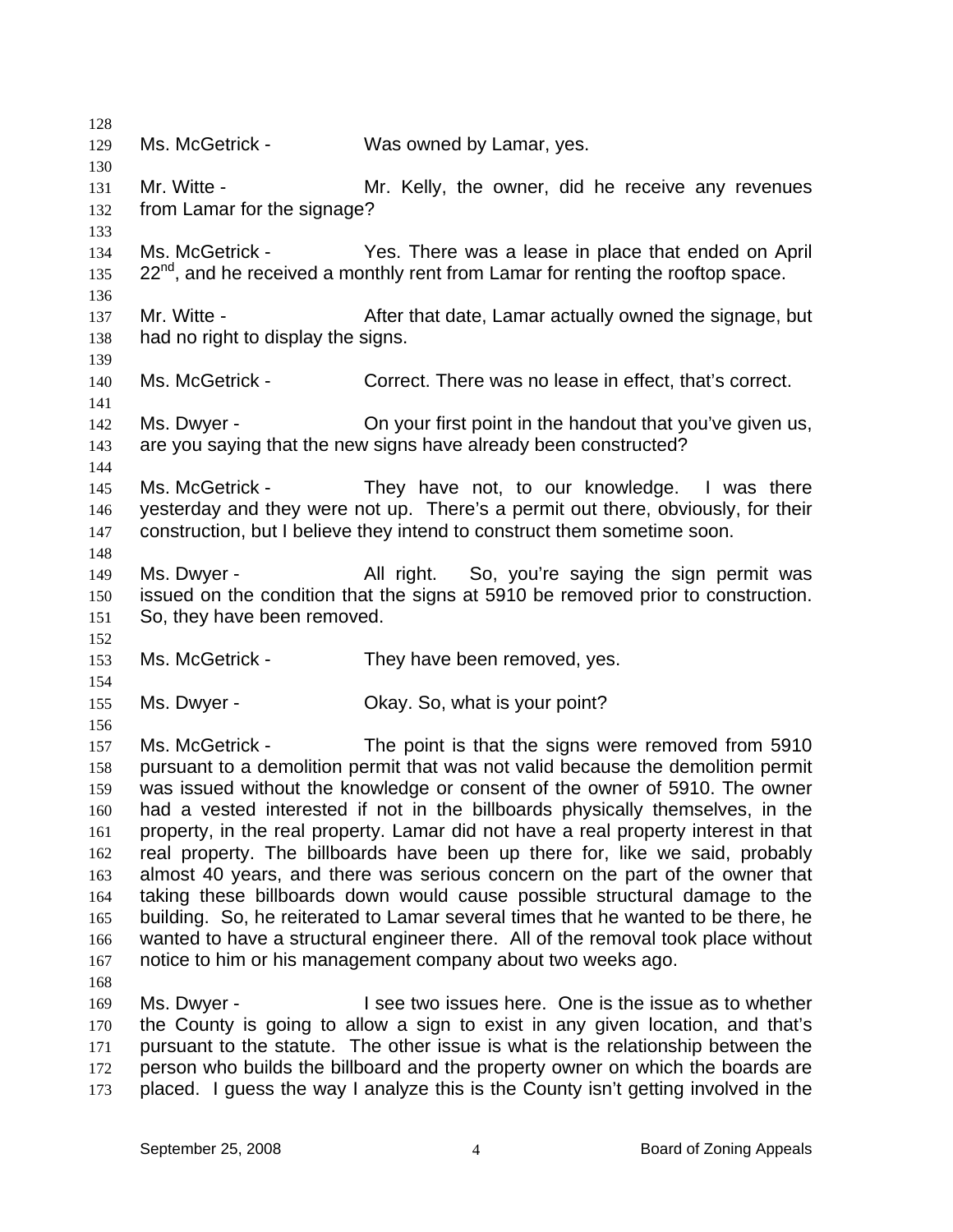Ms. McGetrick - Was owned by Lamar, yes.

Mr. Witte - Mr. Kelly, the owner, did he receive any revenues from Lamar for the signage?

Ms. McGetrick - Yes. There was a lease in place that ended on April 22nd, and he received a monthly rent from Lamar for renting the rooftop space.

Mr. Witte - After that date, Lamar actually owned the signage, but had no right to display the signs.

Ms. McGetrick - Correct. There was no lease in effect, that's correct.

Ms. Dwyer - On your first point in the handout that you've given us, are you saying that the new signs have already been constructed?

Ms. McGetrick - They have not, to our knowledge. I was there yesterday and they were not up. There's a permit out there, obviously, for their construction, but I believe they intend to construct them sometime soon.

Ms. Dwyer - All right. So, you're saying the sign permit was issued on the condition that the signs at 5910 be removed prior to construction. So, they have been removed.

Ms. McGetrick - They have been removed, yes.

Ms. Dwyer - Okay. So, what is your point?

Ms. McGetrick - The point is that the signs were removed from 5910 pursuant to a demolition permit that was not valid because the demolition permit was issued without the knowledge or consent of the owner of 5910. The owner had a vested interested if not in the billboards physically themselves, in the property, in the real property. Lamar did not have a real property interest in that real property. The billboards have been up there for, like we said, probably almost 40 years, and there was serious concern on the part of the owner that taking these billboards down would cause possible structural damage to the building. So, he reiterated to Lamar several times that he wanted to be there, he wanted to have a structural engineer there. All of the removal took place without notice to him or his management company about two weeks ago.

Ms. Dwyer - I see two issues here. One is the issue as to whether the County is going to allow a sign to exist in any given location, and that's pursuant to the statute. The other issue is what is the relationship between the person who builds the billboard and the property owner on which the boards are placed. I guess the way I analyze this is the County isn't getting involved in the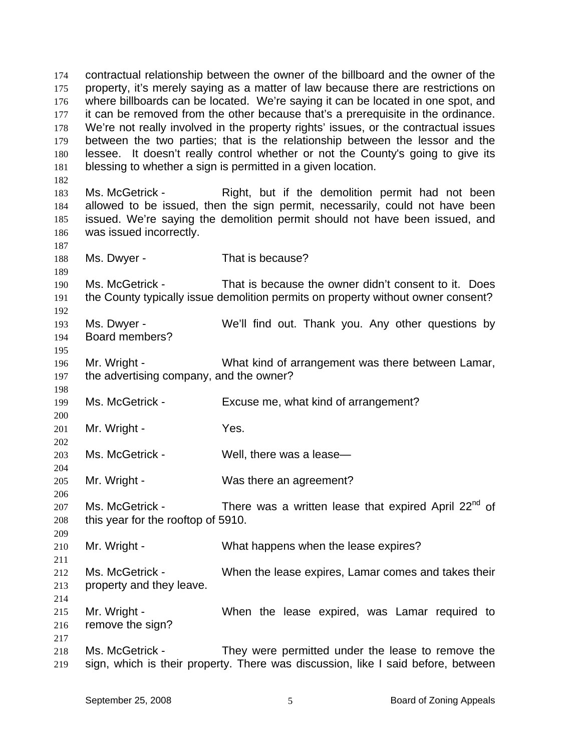contractual relationship between the owner of the billboard and the owner of the property, it's merely saying as a matter of law because there are restrictions on where billboards can be located. We're saying it can be located in one spot, and it can be removed from the other because that's a prerequisite in the ordinance. We're not really involved in the property rights' issues, or the contractual issues between the two parties; that is the relationship between the lessor and the lessee. It doesn't really control whether or not the County's going to give its blessing to whether a sign is permitted in a given location.

Ms. McGetrick - Right, but if the demolition permit had not been allowed to be issued, then the sign permit, necessarily, could not have been issued. We're saying the demolition permit should not have been issued, and was issued incorrectly.

Ms. Dwyer - That is because?

Ms. McGetrick - That is because the owner didn't consent to it. Does the County typically issue demolition permits on property without owner consent?

Ms. Dwyer - We'll find out. Thank you. Any other questions by Board members?

Mr. Wright - What kind of arrangement was there between Lamar, the advertising company, and the owner?

Ms. McGetrick - Excuse me, what kind of arrangement?

Mr. Wright - Yes.

Ms. McGetrick - Well, there was a lease—

Mr. Wright - Was there an agreement?

Ms. McGetrick - There was a written lease that expired April 22nd of this year for the rooftop of 5910.

Mr. Wright - What happens when the lease expires?

Ms. McGetrick - When the lease expires, Lamar comes and takes their property and they leave.

Mr. Wright - When the lease expired, was Lamar required to remove the sign?

Ms. McGetrick - They were permitted under the lease to remove the sign, which is their property. There was discussion, like I said before, between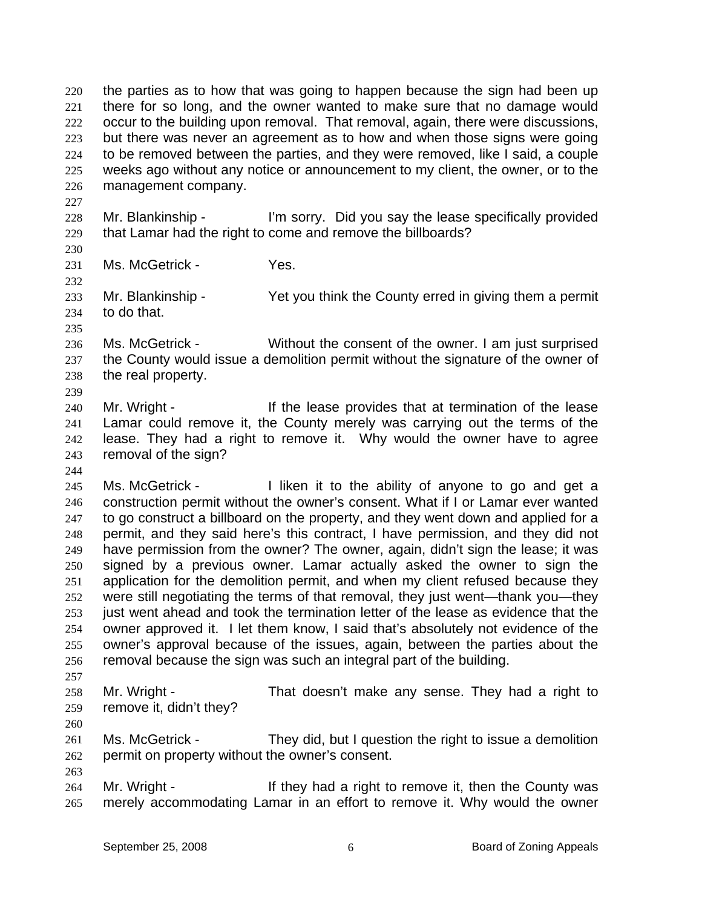the parties as to how that was going to happen because the sign had been up there for so long, and the owner wanted to make sure that no damage would occur to the building upon removal. That removal, again, there were discussions, but there was never an agreement as to how and when those signs were going to be removed between the parties, and they were removed, like I said, a couple weeks ago without any notice or announcement to my client, the owner, or to the management company.

Mr. Blankinship - I'm sorry. Did you say the lease specifically provided that Lamar had the right to come and remove the billboards?

Ms. McGetrick - Yes.

Mr. Blankinship - Yet you think the County erred in giving them a permit to do that.

Ms. McGetrick - Without the consent of the owner. I am just surprised the County would issue a demolition permit without the signature of the owner of the real property.

Mr. Wright - If the lease provides that at termination of the lease Lamar could remove it, the County merely was carrying out the terms of the lease. They had a right to remove it. Why would the owner have to agree removal of the sign?

Ms. McGetrick - I liken it to the ability of anyone to go and get a construction permit without the owner's consent. What if I or Lamar ever wanted to go construct a billboard on the property, and they went down and applied for a permit, and they said here's this contract, I have permission, and they did not have permission from the owner? The owner, again, didn't sign the lease; it was signed by a previous owner. Lamar actually asked the owner to sign the application for the demolition permit, and when my client refused because they were still negotiating the terms of that removal, they just went—thank you—they just went ahead and took the termination letter of the lease as evidence that the owner approved it. I let them know, I said that's absolutely not evidence of the owner's approval because of the issues, again, between the parties about the removal because the sign was such an integral part of the building.

Mr. Wright - That doesn't make any sense. They had a right to remove it, didn't they?

Ms. McGetrick - They did, but I question the right to issue a demolition permit on property without the owner's consent.

Mr. Wright - If they had a right to remove it, then the County was merely accommodating Lamar in an effort to remove it. Why would the owner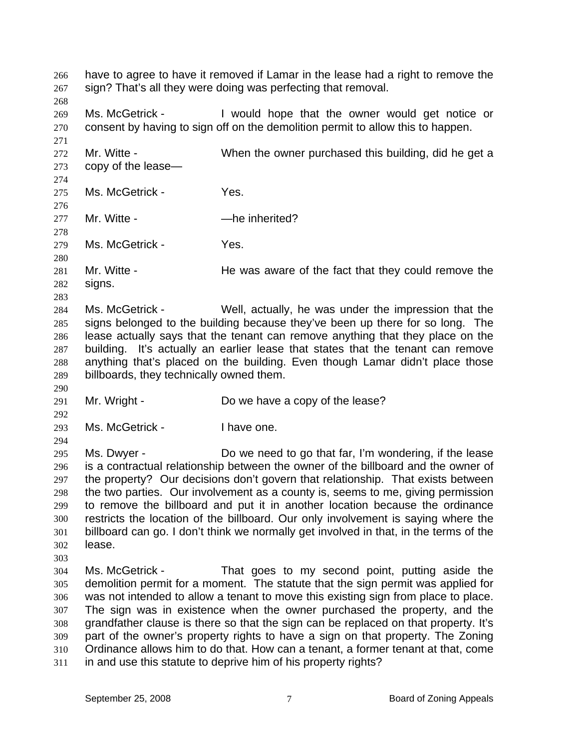have to agree to have it removed if Lamar in the lease had a right to remove the sign? That's all they were doing was perfecting that removal.

Ms. McGetrick - I would hope that the owner would get notice or consent by having to sign off on the demolition permit to allow this to happen.

Mr. Witte - When the owner purchased this building, did he get a copy of the lease—

Ms. McGetrick - Yes.

Mr. Witte - —he inherited?

Ms. McGetrick - Yes.

Mr. Witte - He was aware of the fact that they could remove the signs.

Ms. McGetrick - Well, actually, he was under the impression that the signs belonged to the building because they've been up there for so long. The lease actually says that the tenant can remove anything that they place on the building. It's actually an earlier lease that states that the tenant can remove anything that's placed on the building. Even though Lamar didn't place those billboards, they technically owned them.

Mr. Wright - Do we have a copy of the lease?

Ms. McGetrick - I have one.

Ms. Dwyer - Do we need to go that far, I'm wondering, if the lease is a contractual relationship between the owner of the billboard and the owner of the property? Our decisions don't govern that relationship. That exists between the two parties. Our involvement as a county is, seems to me, giving permission to remove the billboard and put it in another location because the ordinance restricts the location of the billboard. Our only involvement is saying where the billboard can go. I don't think we normally get involved in that, in the terms of the lease.

Ms. McGetrick - That goes to my second point, putting aside the demolition permit for a moment. The statute that the sign permit was applied for was not intended to allow a tenant to move this existing sign from place to place. The sign was in existence when the owner purchased the property, and the grandfather clause is there so that the sign can be replaced on that property. It's part of the owner's property rights to have a sign on that property. The Zoning Ordinance allows him to do that. How can a tenant, a former tenant at that, come in and use this statute to deprive him of his property rights?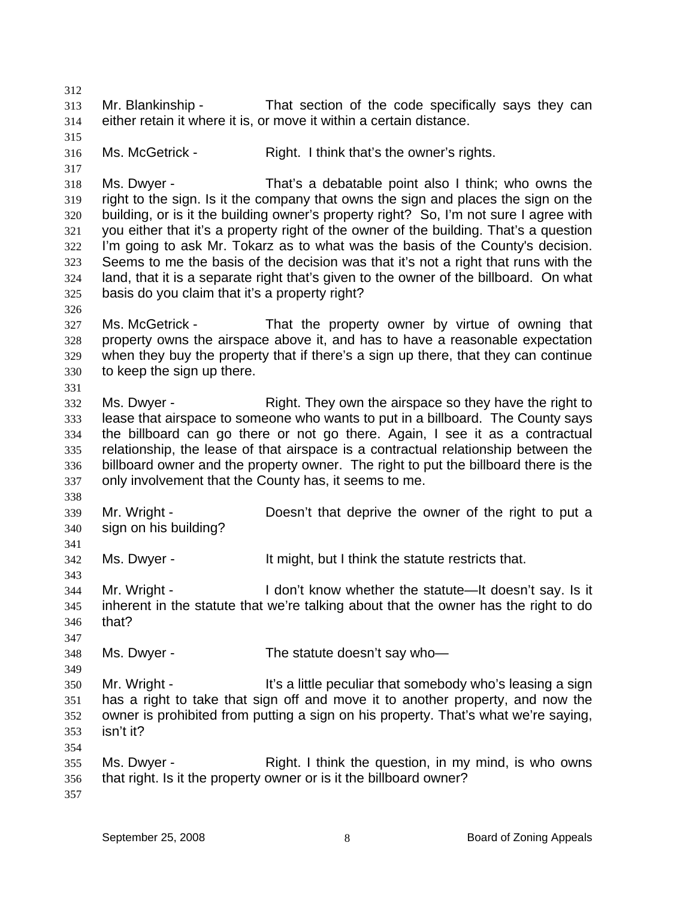Mr. Blankinship - That section of the code specifically says they can either retain it where it is, or move it within a certain distance.

Ms. McGetrick - Right. I think that's the owner's rights.

Ms. Dwyer - That's a debatable point also I think; who owns the right to the sign. Is it the company that owns the sign and places the sign on the building, or is it the building owner's property right? So, I'm not sure I agree with you either that it's a property right of the owner of the building. That's a question I'm going to ask Mr. Tokarz as to what was the basis of the County's decision. Seems to me the basis of the decision was that it's not a right that runs with the land, that it is a separate right that's given to the owner of the billboard. On what basis do you claim that it's a property right?

Ms. McGetrick - That the property owner by virtue of owning that property owns the airspace above it, and has to have a reasonable expectation when they buy the property that if there's a sign up there, that they can continue to keep the sign up there.

Ms. Dwyer - Right. They own the airspace so they have the right to lease that airspace to someone who wants to put in a billboard. The County says the billboard can go there or not go there. Again, I see it as a contractual relationship, the lease of that airspace is a contractual relationship between the billboard owner and the property owner. The right to put the billboard there is the only involvement that the County has, it seems to me.

Mr. Wright - Doesn't that deprive the owner of the right to put a sign on his building?

Ms. Dwyer - It might, but I think the statute restricts that.

Mr. Wright - I don't know whether the statute—It doesn't say. Is it inherent in the statute that we're talking about that the owner has the right to do that?

Ms. Dwyer - The statute doesn't say who—

Mr. Wright - It's a little peculiar that somebody who's leasing a sign has a right to take that sign off and move it to another property, and now the owner is prohibited from putting a sign on his property. That's what we're saying, isn't it?

Ms. Dwyer - Right. I think the question, in my mind, is who owns that right. Is it the property owner or is it the billboard owner?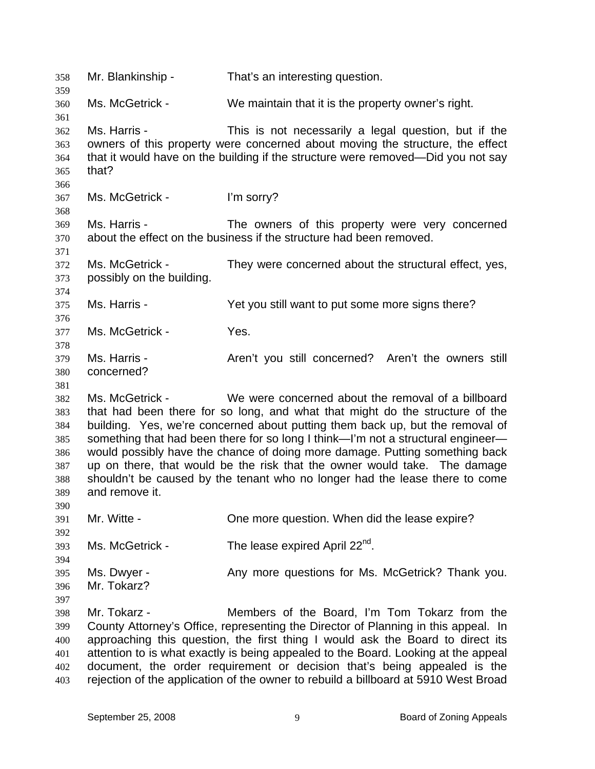Mr. Blankinship - That's an interesting question.

Ms. McGetrick - We maintain that it is the property owner's right.

Ms. Harris - This is not necessarily a legal question, but if the owners of this property were concerned about moving the structure, the effect that it would have on the building if the structure were removed—Did you not say that?

Ms. McGetrick - I'm sorry?

Ms. Harris - The owners of this property were very concerned about the effect on the business if the structure had been removed.

Ms. McGetrick - They were concerned about the structural effect, yes, possibly on the building.

Ms. Harris - Yet you still want to put some more signs there?

Ms. McGetrick - Yes.

Ms. Harris - Aren't you still concerned? Aren't the owners still concerned?

Ms. McGetrick - We were concerned about the removal of a billboard that had been there for so long, and what that might do the structure of the building. Yes, we're concerned about putting them back up, but the removal of something that had been there for so long I think—I'm not a structural engineer—would possibly have the chance of doing more damage. Putting something back up on there, that would be the risk that the owner would take. The damage shouldn't be caused by the tenant who no longer had the lease there to come and remove it.

Mr. Witte - One more question. When did the lease expire?

Ms. McGetrick - The lease expired April 22nd.

Ms. Dwyer - Any more questions for Ms. McGetrick? Thank you. Mr. Tokarz?

Mr. Tokarz - Members of the Board, I'm Tom Tokarz from the County Attorney's Office, representing the Director of Planning in this appeal. In approaching this question, the first thing I would ask the Board to direct its attention to is what exactly is being appealed to the Board. Looking at the appeal document, the order requirement or decision that's being appealed is the rejection of the application of the owner to rebuild a billboard at 5910 West Broad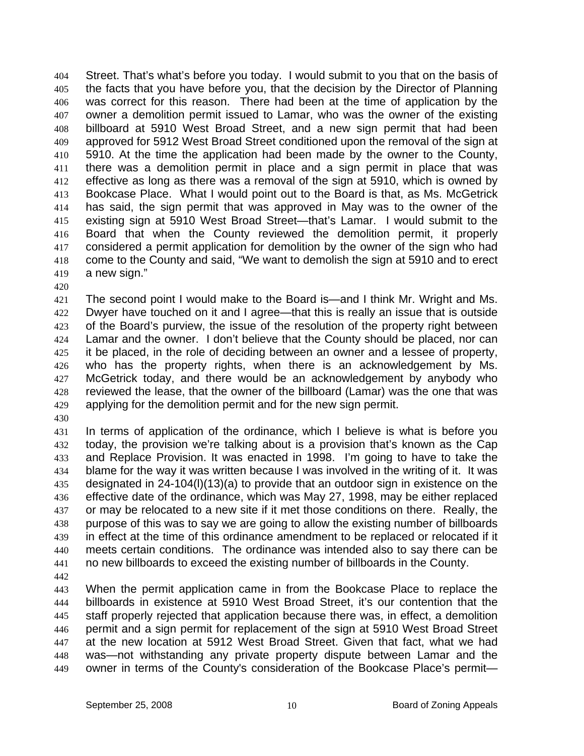Street. That's what's before you today. I would submit to you that on the basis of the facts that you have before you, that the decision by the Director of Planning was correct for this reason. There had been at the time of application by the owner a demolition permit issued to Lamar, who was the owner of the existing billboard at 5910 West Broad Street, and a new sign permit that had been approved for 5912 West Broad Street conditioned upon the removal of the sign at 5910. At the time the application had been made by the owner to the County, there was a demolition permit in place and a sign permit in place that was effective as long as there was a removal of the sign at 5910, which is owned by Bookcase Place. What I would point out to the Board is that, as Ms. McGetrick has said, the sign permit that was approved in May was to the owner of the existing sign at 5910 West Broad Street—that's Lamar. I would submit to the Board that when the County reviewed the demolition permit, it properly considered a permit application for demolition by the owner of the sign who had come to the County and said, "We want to demolish the sign at 5910 and to erect a new sign."

The second point I would make to the Board is—and I think Mr. Wright and Ms. Dwyer have touched on it and I agree—that this is really an issue that is outside of the Board's purview, the issue of the resolution of the property right between Lamar and the owner. I don't believe that the County should be placed, nor can it be placed, in the role of deciding between an owner and a lessee of property, who has the property rights, when there is an acknowledgement by Ms. McGetrick today, and there would be an acknowledgement by anybody who reviewed the lease, that the owner of the billboard (Lamar) was the one that was applying for the demolition permit and for the new sign permit.

In terms of application of the ordinance, which I believe is what is before you today, the provision we're talking about is a provision that's known as the Cap and Replace Provision. It was enacted in 1998. I'm going to have to take the blame for the way it was written because I was involved in the writing of it. It was designated in 24-104(l)(13)(a) to provide that an outdoor sign in existence on the effective date of the ordinance, which was May 27, 1998, may be either replaced or may be relocated to a new site if it met those conditions on there. Really, the purpose of this was to say we are going to allow the existing number of billboards in effect at the time of this ordinance amendment to be replaced or relocated if it meets certain conditions. The ordinance was intended also to say there can be no new billboards to exceed the existing number of billboards in the County.

When the permit application came in from the Bookcase Place to replace the billboards in existence at 5910 West Broad Street, it's our contention that the staff properly rejected that application because there was, in effect, a demolition permit and a sign permit for replacement of the sign at 5910 West Broad Street at the new location at 5912 West Broad Street. Given that fact, what we had was—not withstanding any private property dispute between Lamar and the owner in terms of the County's consideration of the Bookcase Place's permit—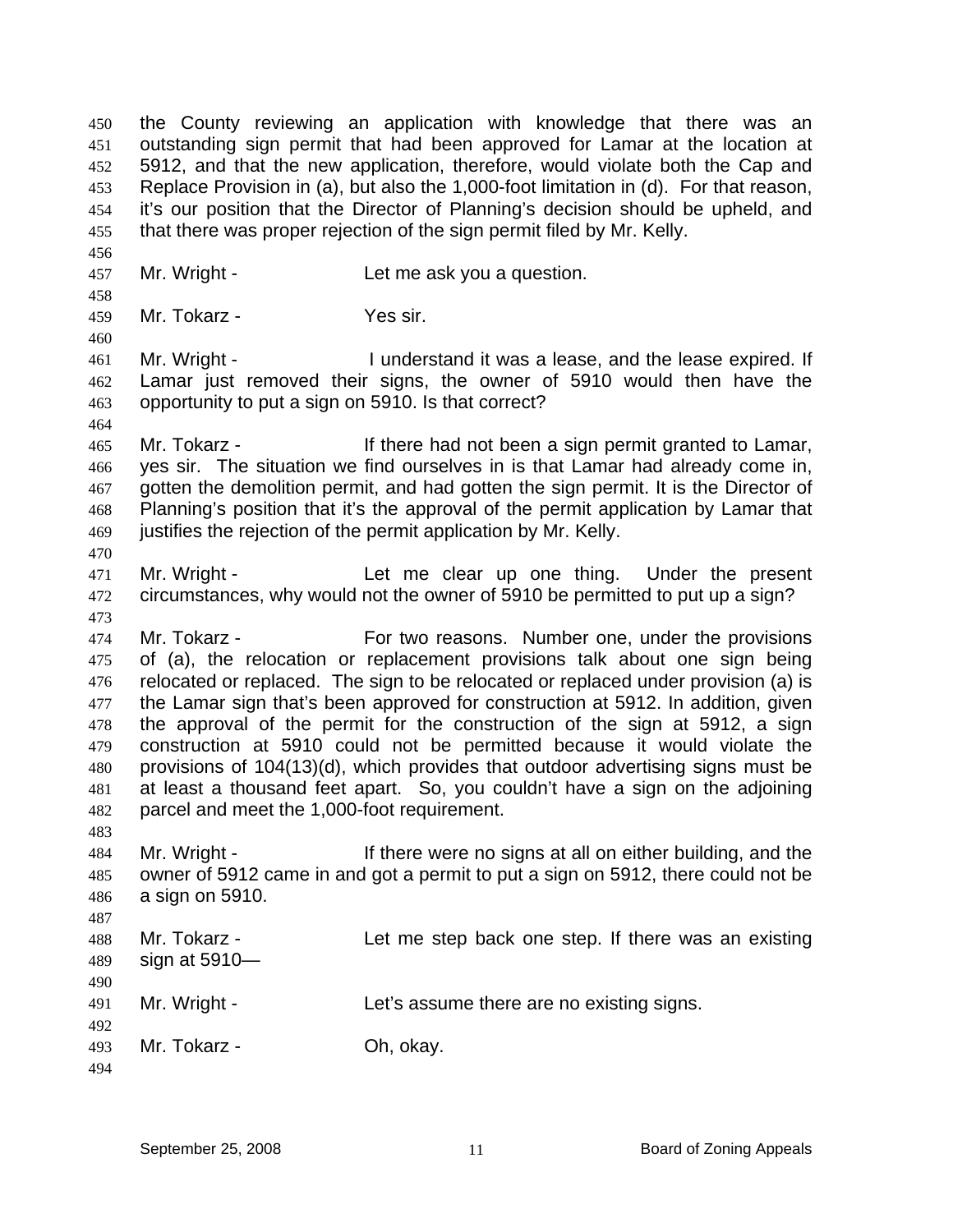the County reviewing an application with knowledge that there was an outstanding sign permit that had been approved for Lamar at the location at 5912, and that the new application, therefore, would violate both the Cap and Replace Provision in (a), but also the 1,000-foot limitation in (d). For that reason, it's our position that the Director of Planning's decision should be upheld, and that there was proper rejection of the sign permit filed by Mr. Kelly.

Mr. Wright - Let me ask you a question.

Mr. Tokarz - Yes sir.

Mr. Wright - I understand it was a lease, and the lease expired. If Lamar just removed their signs, the owner of 5910 would then have the opportunity to put a sign on 5910. Is that correct?

Mr. Tokarz - If there had not been a sign permit granted to Lamar, yes sir. The situation we find ourselves in is that Lamar had already come in, gotten the demolition permit, and had gotten the sign permit. It is the Director of Planning's position that it's the approval of the permit application by Lamar that justifies the rejection of the permit application by Mr. Kelly.

Mr. Wright - Let me clear up one thing. Under the present circumstances, why would not the owner of 5910 be permitted to put up a sign?

Mr. Tokarz - For two reasons. Number one, under the provisions of (a), the relocation or replacement provisions talk about one sign being relocated or replaced. The sign to be relocated or replaced under provision (a) is the Lamar sign that's been approved for construction at 5912. In addition, given the approval of the permit for the construction of the sign at 5912, a sign construction at 5910 could not be permitted because it would violate the provisions of 104(13)(d), which provides that outdoor advertising signs must be at least a thousand feet apart. So, you couldn't have a sign on the adjoining parcel and meet the 1,000-foot requirement.

Mr. Wright - If there were no signs at all on either building, and the owner of 5912 came in and got a permit to put a sign on 5912, there could not be a sign on 5910.

Mr. Tokarz - Let me step back one step. If there was an existing sign at 5910—

Mr. Wright - Let's assume there are no existing signs.

Mr. Tokarz - Oh, okay.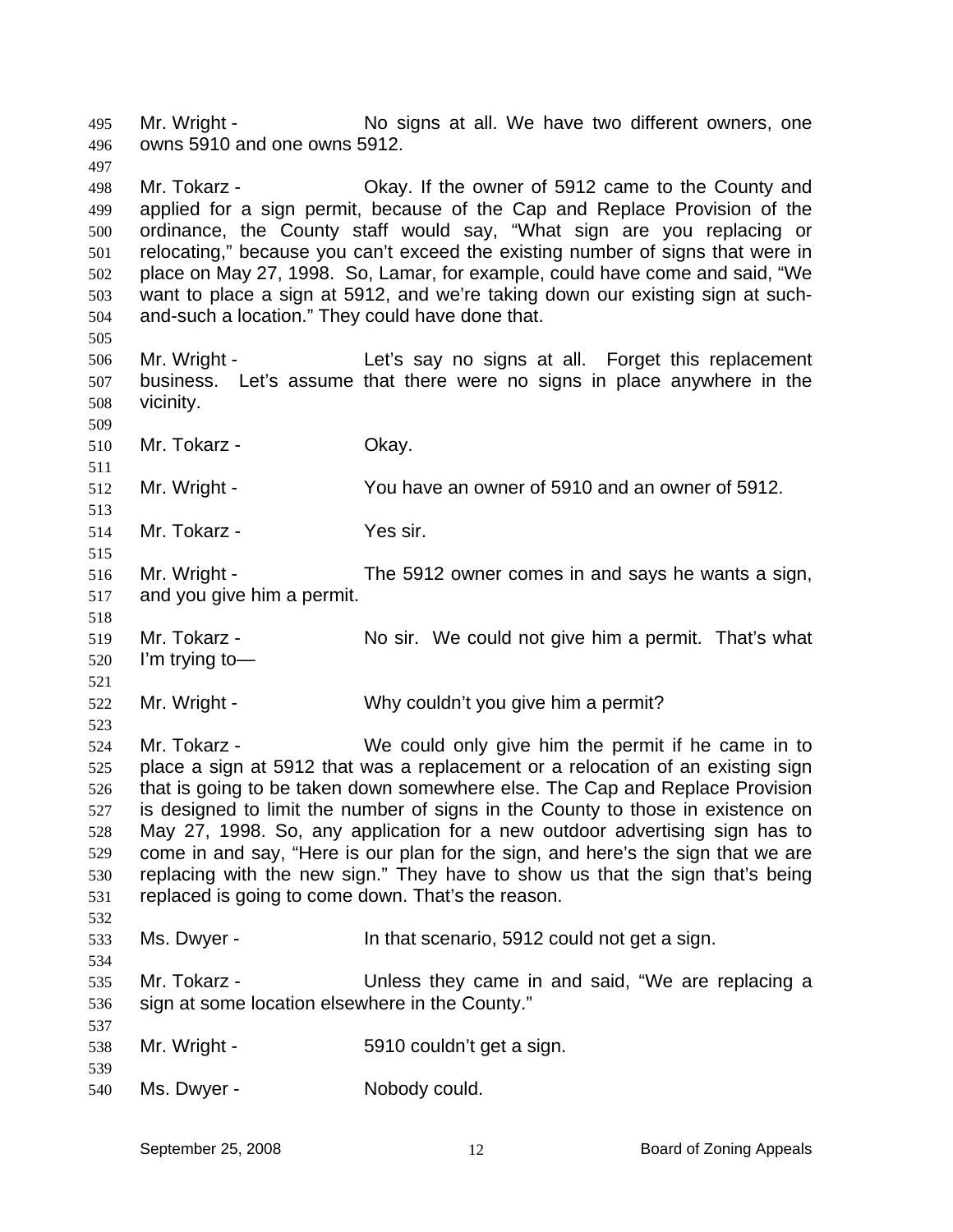Mr. Wright - No signs at all. We have two different owners, one owns 5910 and one owns 5912.

Mr. Tokarz - Okay. If the owner of 5912 came to the County and applied for a sign permit, because of the Cap and Replace Provision of the ordinance, the County staff would say, "What sign are you replacing or relocating," because you can't exceed the existing number of signs that were in place on May 27, 1998. So, Lamar, for example, could have come and said, "We want to place a sign at 5912, and we're taking down our existing sign at such-and-such a location." They could have done that.

Mr. Wright - Let's say no signs at all. Forget this replacement business. Let's assume that there were no signs in place anywhere in the vicinity.

Mr. Tokarz - Okay.

Mr. Wright - You have an owner of 5910 and an owner of 5912.

Mr. Tokarz - Yes sir.

Mr. Wright - The 5912 owner comes in and says he wants a sign, and you give him a permit.

Mr. Tokarz - No sir. We could not give him a permit. That's what I'm trying to—

Mr. Wright - Why couldn't you give him a permit?

Mr. Tokarz - We could only give him the permit if he came in to place a sign at 5912 that was a replacement or a relocation of an existing sign that is going to be taken down somewhere else. The Cap and Replace Provision is designed to limit the number of signs in the County to those in existence on May 27, 1998. So, any application for a new outdoor advertising sign has to come in and say, "Here is our plan for the sign, and here's the sign that we are replacing with the new sign." They have to show us that the sign that's being replaced is going to come down. That's the reason.

Ms. Dwyer - In that scenario, 5912 could not get a sign.

Mr. Tokarz - Unless they came in and said, "We are replacing a sign at some location elsewhere in the County."

Mr. Wright - 5910 couldn't get a sign.

Ms. Dwyer - Nobody could.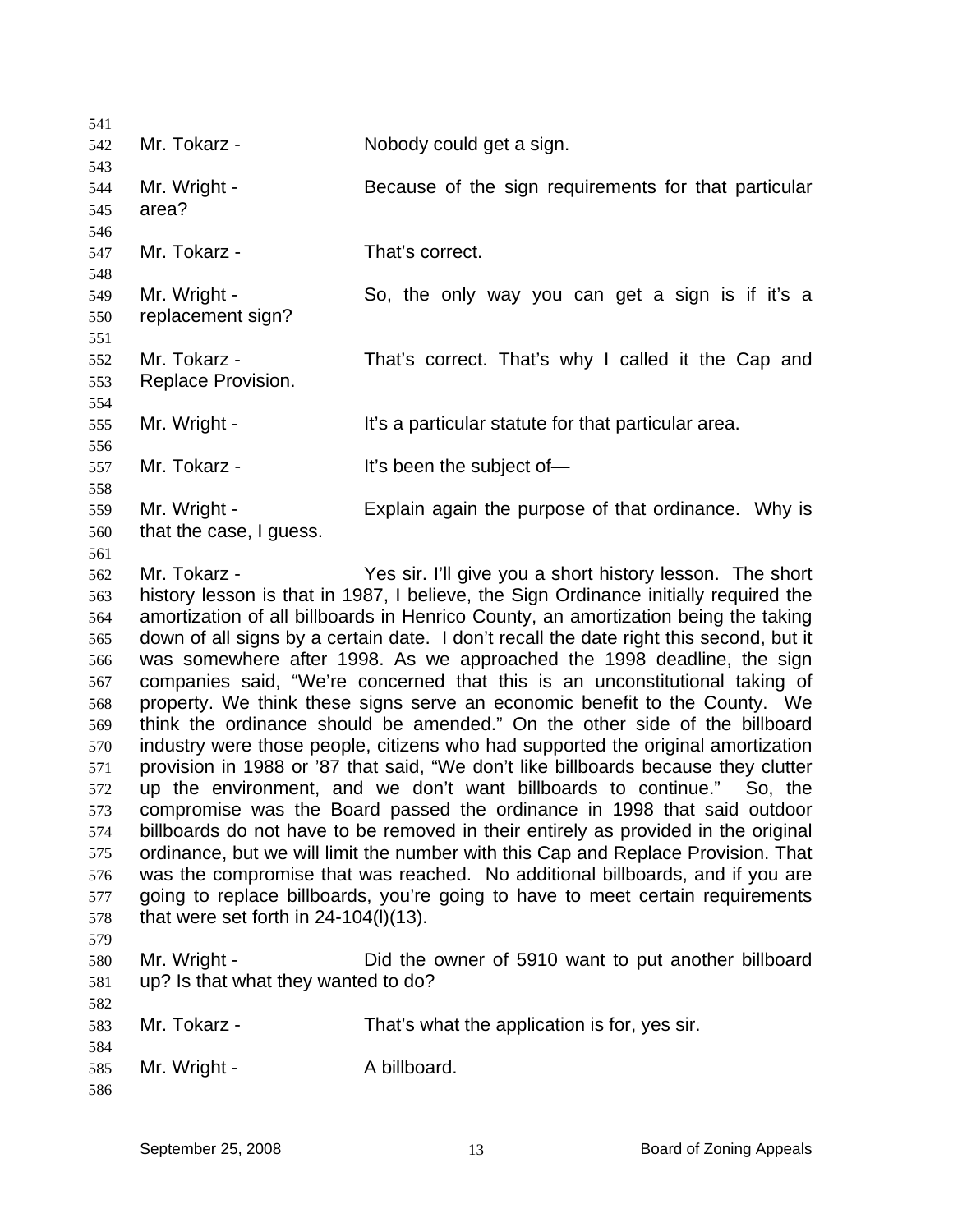Mr. Tokarz - Nobody could get a sign.

Mr. Wright - Because of the sign requirements for that particular area?

Mr. Tokarz - That's correct.

Mr. Wright - So, the only way you can get a sign is if it's a replacement sign?

Mr. Tokarz - That's correct. That's why I called it the Cap and Replace Provision.

Mr. Wright - It's a particular statute for that particular area.

Mr. Tokarz - It's been the subject of—

Mr. Wright - Explain again the purpose of that ordinance. Why is that the case, I guess.

Mr. Tokarz - Yes sir. I'll give you a short history lesson. The short history lesson is that in 1987, I believe, the Sign Ordinance initially required the amortization of all billboards in Henrico County, an amortization being the taking down of all signs by a certain date. I don't recall the date right this second, but it was somewhere after 1998. As we approached the 1998 deadline, the sign companies said, "We're concerned that this is an unconstitutional taking of property. We think these signs serve an economic benefit to the County. We think the ordinance should be amended." On the other side of the billboard industry were those people, citizens who had supported the original amortization provision in 1988 or '87 that said, "We don't like billboards because they clutter up the environment, and we don't want billboards to continue." So, the compromise was the Board passed the ordinance in 1998 that said outdoor billboards do not have to be removed in their entirely as provided in the original ordinance, but we will limit the number with this Cap and Replace Provision. That was the compromise that was reached. No additional billboards, and if you are going to replace billboards, you're going to have to meet certain requirements that were set forth in 24-104(l)(13).

Mr. Wright - Did the owner of 5910 want to put another billboard up? Is that what they wanted to do?

Mr. Tokarz - That's what the application is for, yes sir.

Mr. Wright - A billboard.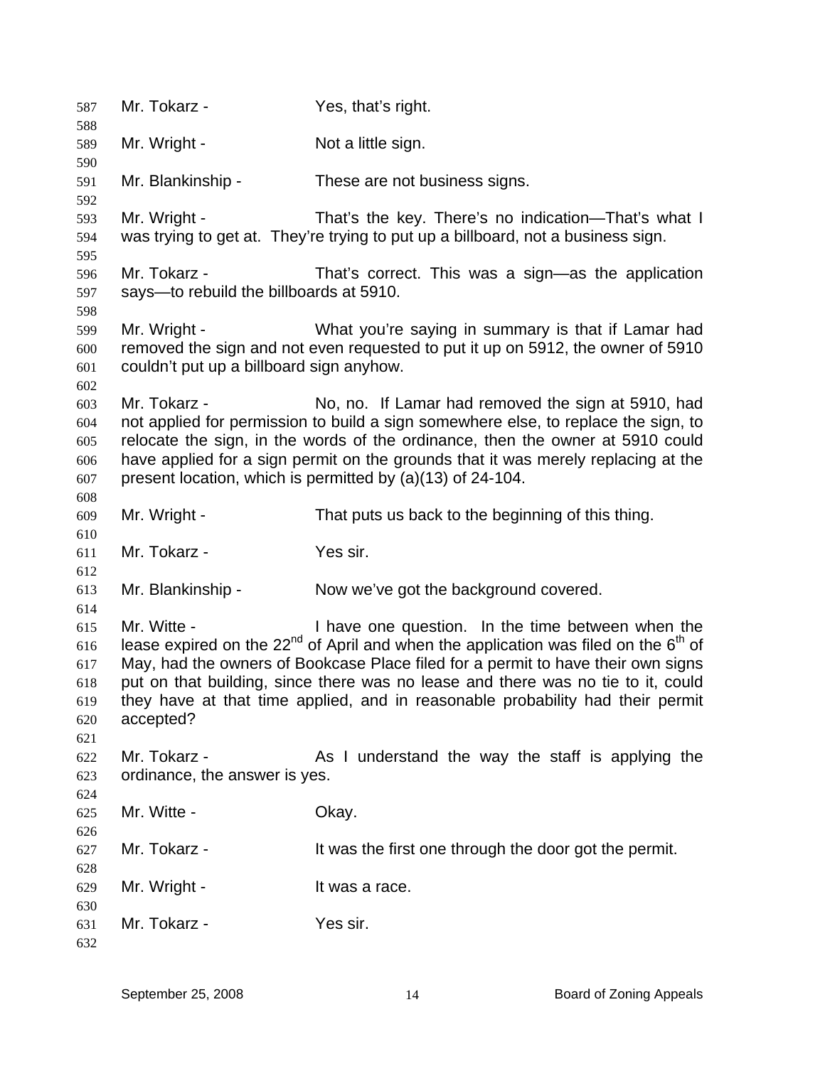Mr. Tokarz - Yes, that's right.

Mr. Wright - Not a little sign.

Mr. Blankinship - These are not business signs.

Mr. Wright - That's the key. There's no indication—That's what I was trying to get at. They're trying to put up a billboard, not a business sign.

Mr. Tokarz - That's correct. This was a sign—as the application says—to rebuild the billboards at 5910.

Mr. Wright - What you're saying in summary is that if Lamar had removed the sign and not even requested to put it up on 5912, the owner of 5910 couldn't put up a billboard sign anyhow.

Mr. Tokarz - No, no. If Lamar had removed the sign at 5910, had not applied for permission to build a sign somewhere else, to replace the sign, to relocate the sign, in the words of the ordinance, then the owner at 5910 could have applied for a sign permit on the grounds that it was merely replacing at the present location, which is permitted by (a)(13) of 24-104.

Mr. Wright - That puts us back to the beginning of this thing.

Mr. Tokarz - Yes sir.

Mr. Blankinship - Now we've got the background covered.

Mr. Witte - I have one question. In the time between when the lease expired on the 22nd of April and when the application was filed on the 6th of May, had the owners of Bookcase Place filed for a permit to have their own signs put on that building, since there was no lease and there was no tie to it, could they have at that time applied, and in reasonable probability had their permit accepted?

Mr. Tokarz - As I understand the way the staff is applying the ordinance, the answer is yes.

Mr. Witte - Okay.

Mr. Tokarz - It was the first one through the door got the permit.

Mr. Wright - It was a race.

Mr. Tokarz - Yes sir.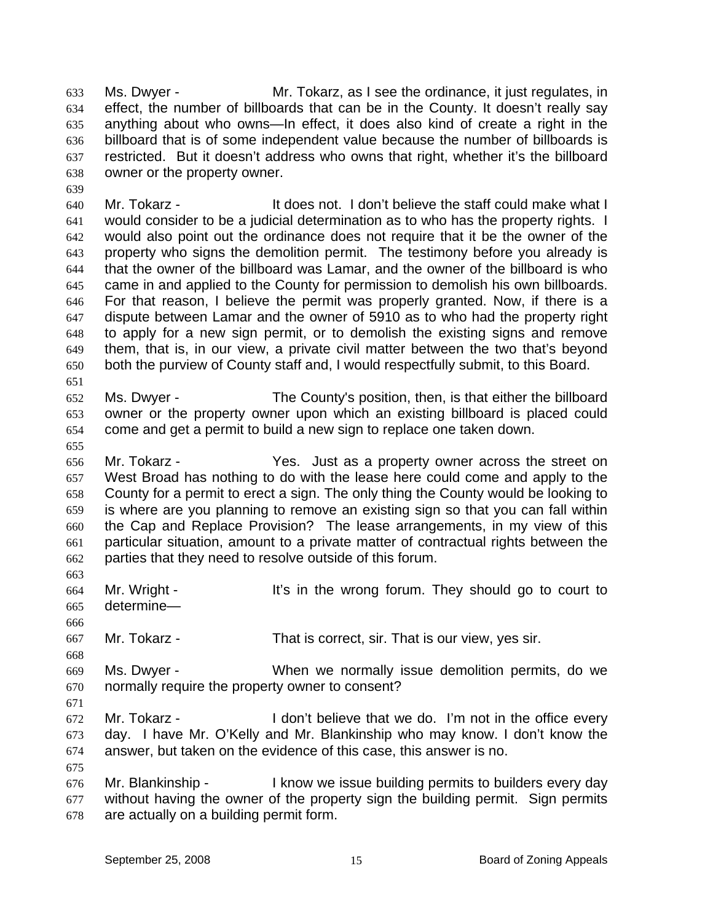Ms. Dwyer - Mr. Tokarz, as I see the ordinance, it just regulates, in effect, the number of billboards that can be in the County. It doesn't really say anything about who owns—In effect, it does also kind of create a right in the billboard that is of some independent value because the number of billboards is restricted. But it doesn't address who owns that right, whether it's the billboard owner or the property owner.

Mr. Tokarz - It does not. I don't believe the staff could make what I would consider to be a judicial determination as to who has the property rights. I would also point out the ordinance does not require that it be the owner of the property who signs the demolition permit. The testimony before you already is that the owner of the billboard was Lamar, and the owner of the billboard is who came in and applied to the County for permission to demolish his own billboards. For that reason, I believe the permit was properly granted. Now, if there is a dispute between Lamar and the owner of 5910 as to who had the property right to apply for a new sign permit, or to demolish the existing signs and remove them, that is, in our view, a private civil matter between the two that's beyond both the purview of County staff and, I would respectfully submit, to this Board.

Ms. Dwyer - The County's position, then, is that either the billboard owner or the property owner upon which an existing billboard is placed could come and get a permit to build a new sign to replace one taken down.

Mr. Tokarz - Yes. Just as a property owner across the street on West Broad has nothing to do with the lease here could come and apply to the County for a permit to erect a sign. The only thing the County would be looking to is where are you planning to remove an existing sign so that you can fall within the Cap and Replace Provision? The lease arrangements, in my view of this particular situation, amount to a private matter of contractual rights between the parties that they need to resolve outside of this forum.

Mr. Wright - It's in the wrong forum. They should go to court to determine—

Mr. Tokarz - That is correct, sir. That is our view, yes sir.

Ms. Dwyer - When we normally issue demolition permits, do we normally require the property owner to consent?

Mr. Tokarz - I don't believe that we do. I'm not in the office every day. I have Mr. O'Kelly and Mr. Blankinship who may know. I don't know the answer, but taken on the evidence of this case, this answer is no.

Mr. Blankinship - I know we issue building permits to builders every day without having the owner of the property sign the building permit. Sign permits are actually on a building permit form.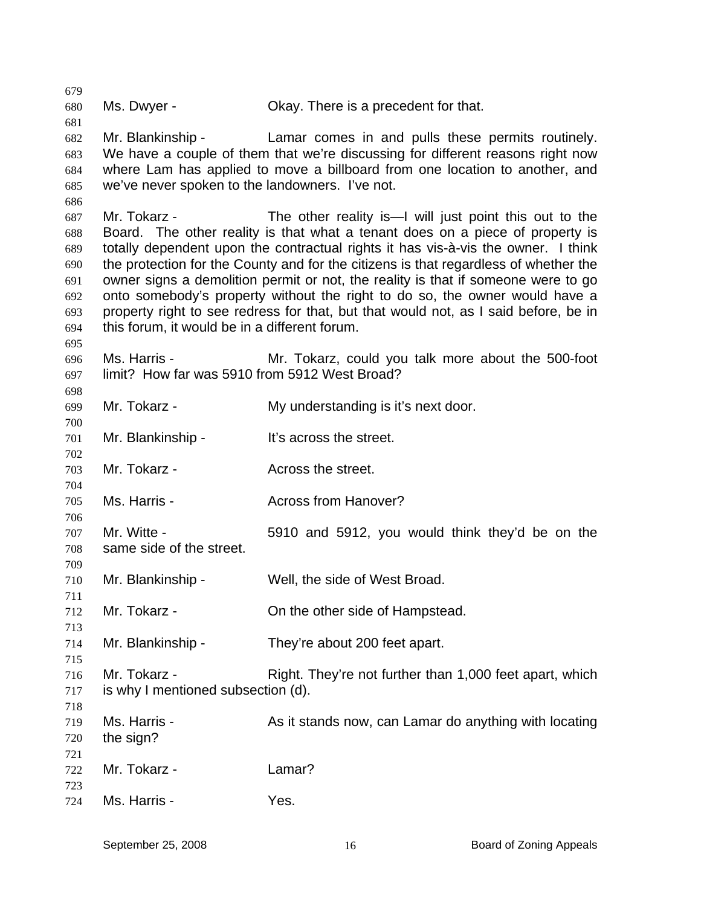Ms. Dwyer - Okay. There is a precedent for that.

Mr. Blankinship - Lamar comes in and pulls these permits routinely. We have a couple of them that we're discussing for different reasons right now where Lam has applied to move a billboard from one location to another, and we've never spoken to the landowners. I've not.

Mr. Tokarz - The other reality is—I will just point this out to the Board. The other reality is that what a tenant does on a piece of property is totally dependent upon the contractual rights it has vis-à-vis the owner. I think the protection for the County and for the citizens is that regardless of whether the owner signs a demolition permit or not, the reality is that if someone were to go onto somebody's property without the right to do so, the owner would have a property right to see redress for that, but that would not, as I said before, be in this forum, it would be in a different forum.

Ms. Harris - Mr. Tokarz, could you talk more about the 500-foot limit? How far was 5910 from 5912 West Broad?

Mr. Tokarz - My understanding is it's next door.

Mr. Blankinship - It's across the street.

Mr. Tokarz - Across the street.

Ms. Harris - Across from Hanover?

Mr. Witte - 5910 and 5912, you would think they'd be on the same side of the street.

Mr. Blankinship - Well, the side of West Broad.

Mr. Tokarz - On the other side of Hampstead.

Mr. Blankinship - They're about 200 feet apart.

Mr. Tokarz - Right. They're not further than 1,000 feet apart, which is why I mentioned subsection (d).

Ms. Harris - As it stands now, can Lamar do anything with locating the sign?

Mr. Tokarz - Lamar?

Ms. Harris - Yes.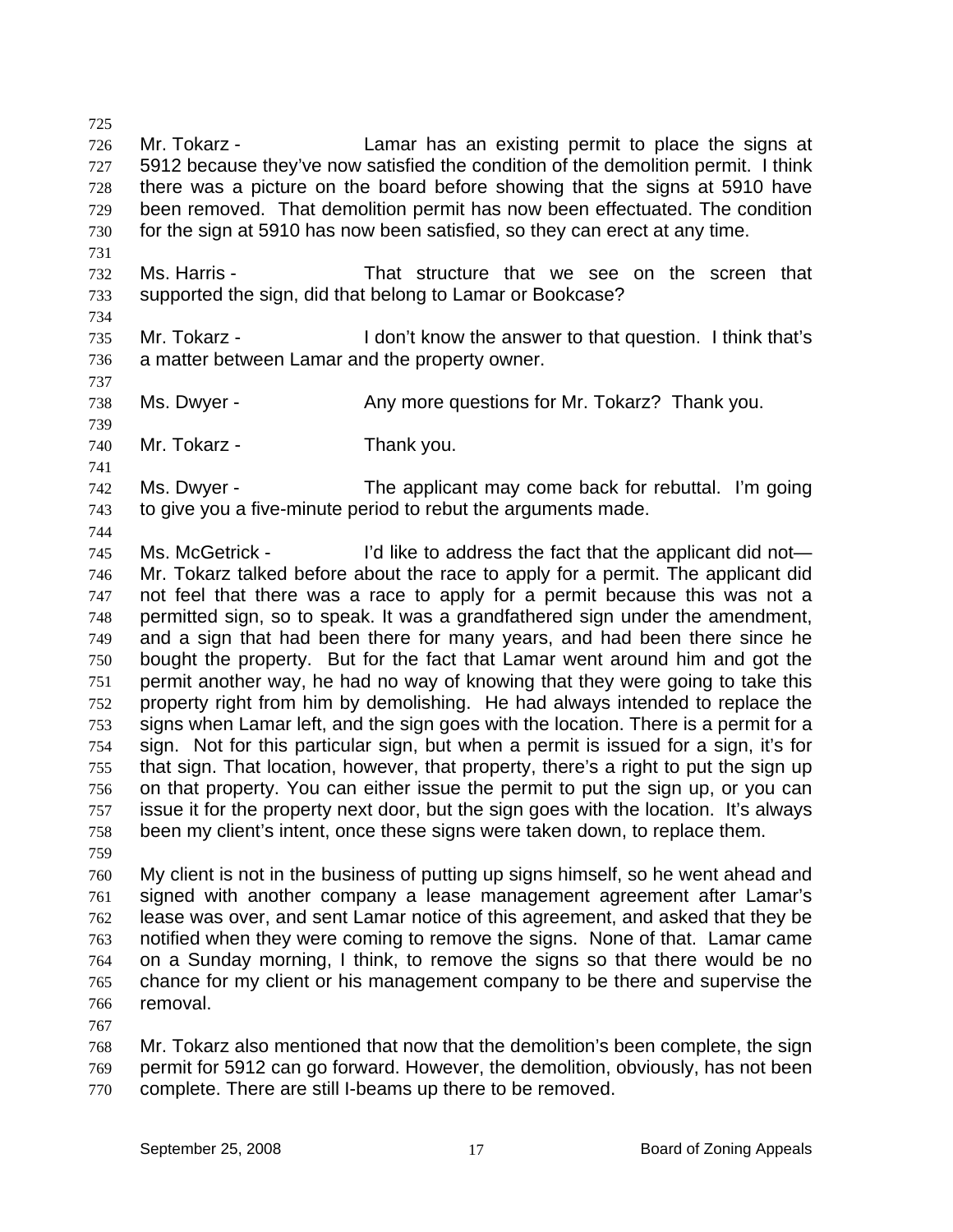Mr. Tokarz - Lamar has an existing permit to place the signs at 5912 because they've now satisfied the condition of the demolition permit. I think there was a picture on the board before showing that the signs at 5910 have been removed. That demolition permit has now been effectuated. The condition for the sign at 5910 has now been satisfied, so they can erect at any time.

Ms. Harris - That structure that we see on the screen that supported the sign, did that belong to Lamar or Bookcase?

Mr. Tokarz - I don't know the answer to that question. I think that's a matter between Lamar and the property owner.

Ms. Dwyer - Any more questions for Mr. Tokarz? Thank you.

Mr. Tokarz - Thank you.

Ms. Dwyer - The applicant may come back for rebuttal. I'm going to give you a five-minute period to rebut the arguments made.

Ms. McGetrick - I'd like to address the fact that the applicant did not—Mr. Tokarz talked before about the race to apply for a permit. The applicant did not feel that there was a race to apply for a permit because this was not a permitted sign, so to speak. It was a grandfathered sign under the amendment, and a sign that had been there for many years, and had been there since he bought the property. But for the fact that Lamar went around him and got the permit another way, he had no way of knowing that they were going to take this property right from him by demolishing. He had always intended to replace the signs when Lamar left, and the sign goes with the location. There is a permit for a sign. Not for this particular sign, but when a permit is issued for a sign, it's for that sign. That location, however, that property, there's a right to put the sign up on that property. You can either issue the permit to put the sign up, or you can issue it for the property next door, but the sign goes with the location. It's always been my client's intent, once these signs were taken down, to replace them.

My client is not in the business of putting up signs himself, so he went ahead and signed with another company a lease management agreement after Lamar's lease was over, and sent Lamar notice of this agreement, and asked that they be notified when they were coming to remove the signs. None of that. Lamar came on a Sunday morning, I think, to remove the signs so that there would be no chance for my client or his management company to be there and supervise the removal.

Mr. Tokarz also mentioned that now that the demolition's been complete, the sign permit for 5912 can go forward. However, the demolition, obviously, has not been complete. There are still I-beams up there to be removed.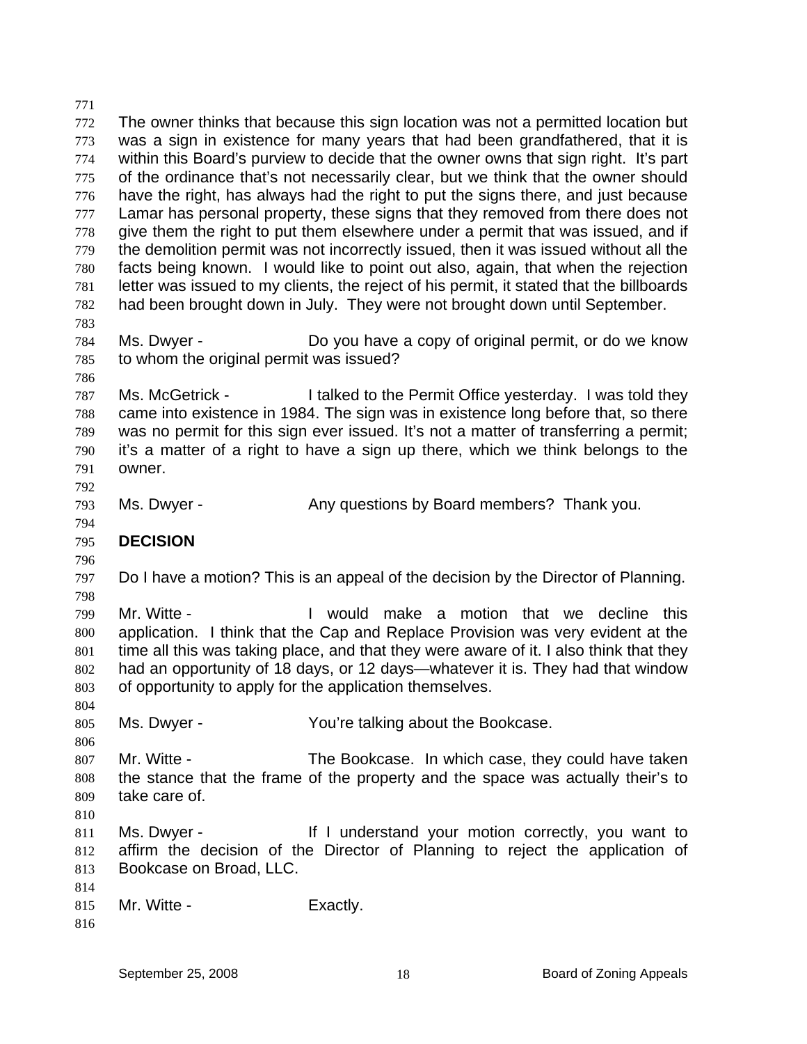The owner thinks that because this sign location was not a permitted location but was a sign in existence for many years that had been grandfathered, that it is within this Board's purview to decide that the owner owns that sign right. It's part of the ordinance that's not necessarily clear, but we think that the owner should have the right, has always had the right to put the signs there, and just because Lamar has personal property, these signs that they removed from there does not give them the right to put them elsewhere under a permit that was issued, and if the demolition permit was not incorrectly issued, then it was issued without all the facts being known. I would like to point out also, again, that when the rejection letter was issued to my clients, the reject of his permit, it stated that the billboards had been brought down in July. They were not brought down until September.

Ms. Dwyer - Do you have a copy of original permit, or do we know to whom the original permit was issued?

Ms. McGetrick - I talked to the Permit Office yesterday. I was told they came into existence in 1984. The sign was in existence long before that, so there was no permit for this sign ever issued. It's not a matter of transferring a permit; it's a matter of a right to have a sign up there, which we think belongs to the owner.

Ms. Dwyer - Any questions by Board members? Thank you.

**DECISION**

Do I have a motion? This is an appeal of the decision by the Director of Planning.

Mr. Witte - I would make a motion that we decline this application. I think that the Cap and Replace Provision was very evident at the time all this was taking place, and that they were aware of it. I also think that they had an opportunity of 18 days, or 12 days—whatever it is. They had that window of opportunity to apply for the application themselves.

Ms. Dwyer - You're talking about the Bookcase.

Mr. Witte - The Bookcase. In which case, they could have taken the stance that the frame of the property and the space was actually their's to take care of.

Ms. Dwyer - If I understand your motion correctly, you want to affirm the decision of the Director of Planning to reject the application of Bookcase on Broad, LLC.

Mr. Witte - Exactly.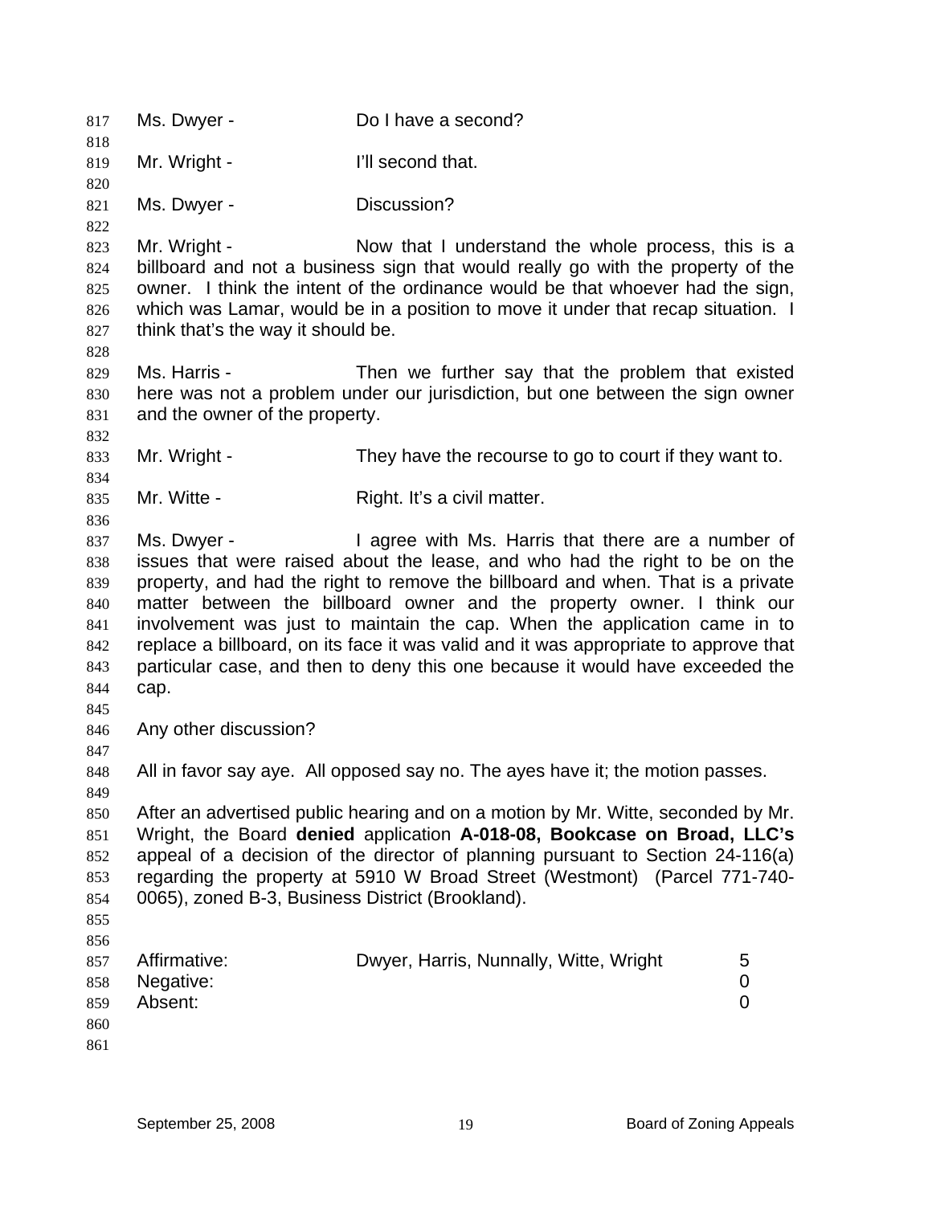Ms. Dwyer - Do I have a second?

Mr. Wright - I'll second that.

Ms. Dwyer - Discussion?

Mr. Wright - Now that I understand the whole process, this is a billboard and not a business sign that would really go with the property of the owner. I think the intent of the ordinance would be that whoever had the sign, which was Lamar, would be in a position to move it under that recap situation. I think that's the way it should be.

Ms. Harris - Then we further say that the problem that existed here was not a problem under our jurisdiction, but one between the sign owner and the owner of the property.

Mr. Wright - They have the recourse to go to court if they want to.

Mr. Witte - Right. It's a civil matter.

Ms. Dwyer - I agree with Ms. Harris that there are a number of issues that were raised about the lease, and who had the right to be on the property, and had the right to remove the billboard and when. That is a private matter between the billboard owner and the property owner. I think our involvement was just to maintain the cap. When the application came in to replace a billboard, on its face it was valid and it was appropriate to approve that particular case, and then to deny this one because it would have exceeded the cap.

Any other discussion?

All in favor say aye. All opposed say no. The ayes have it; the motion passes.

After an advertised public hearing and on a motion by Mr. Witte, seconded by Mr. Wright, the Board **denied** application **A-018-08, Bookcase on Broad, LLC's** appeal of a decision of the director of planning pursuant to Section 24-116(a) regarding the property at 5910 W Broad Street (Westmont) (Parcel 771-740-0065), zoned B-3, Business District (Brookland).

| | | |
|---|---|---|
| Affirmative: | Dwyer, Harris, Nunnally, Witte, Wright | 5 |
| Negative: | | 0 |
| Absent: | | 0 |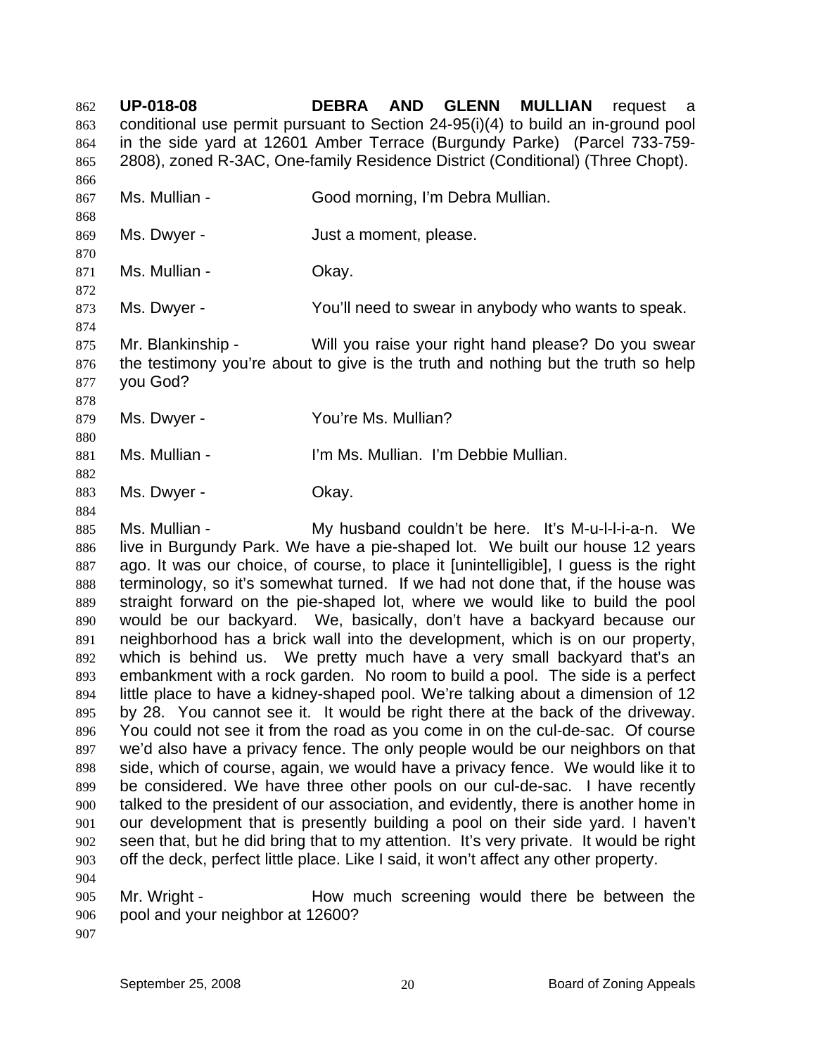**UP-018-08** **DEBRA AND GLENN MULLIAN** request a conditional use permit pursuant to Section 24-95(i)(4) to build an in-ground pool in the side yard at 12601 Amber Terrace (Burgundy Parke) (Parcel 733-759-2808), zoned R-3AC, One-family Residence District (Conditional) (Three Chopt).

Ms. Mullian - Good morning, I'm Debra Mullian.

Ms. Dwyer - Just a moment, please.

Ms. Mullian - Okay.

Ms. Dwyer - You'll need to swear in anybody who wants to speak.

Mr. Blankinship - Will you raise your right hand please? Do you swear the testimony you're about to give is the truth and nothing but the truth so help you God?

Ms. Dwyer - You're Ms. Mullian?

Ms. Mullian - I'm Ms. Mullian. I'm Debbie Mullian.

Ms. Dwyer - Okay.

Ms. Mullian - My husband couldn't be here. It's M-u-l-l-i-a-n. We live in Burgundy Park. We have a pie-shaped lot. We built our house 12 years ago. It was our choice, of course, to place it [unintelligible], I guess is the right terminology, so it's somewhat turned. If we had not done that, if the house was straight forward on the pie-shaped lot, where we would like to build the pool would be our backyard. We, basically, don't have a backyard because our neighborhood has a brick wall into the development, which is on our property, which is behind us. We pretty much have a very small backyard that's an embankment with a rock garden. No room to build a pool. The side is a perfect little place to have a kidney-shaped pool. We're talking about a dimension of 12 by 28. You cannot see it. It would be right there at the back of the driveway. You could not see it from the road as you come in on the cul-de-sac. Of course we'd also have a privacy fence. The only people would be our neighbors on that side, which of course, again, we would have a privacy fence. We would like it to be considered. We have three other pools on our cul-de-sac. I have recently talked to the president of our association, and evidently, there is another home in our development that is presently building a pool on their side yard. I haven't seen that, but he did bring that to my attention. It's very private. It would be right off the deck, perfect little place. Like I said, it won't affect any other property.

Mr. Wright - How much screening would there be between the pool and your neighbor at 12600?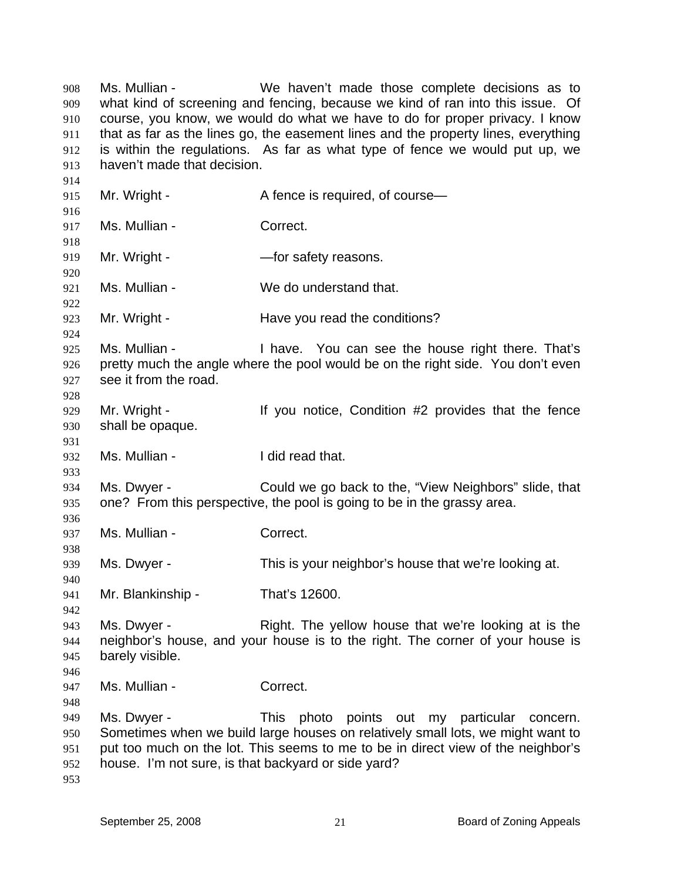Ms. Mullian - We haven't made those complete decisions as to what kind of screening and fencing, because we kind of ran into this issue. Of course, you know, we would do what we have to do for proper privacy. I know that as far as the lines go, the easement lines and the property lines, everything is within the regulations. As far as what type of fence we would put up, we haven't made that decision.

Mr. Wright - A fence is required, of course—

Ms. Mullian - Correct.

Mr. Wright - —for safety reasons.

Ms. Mullian - We do understand that.

Mr. Wright - Have you read the conditions?

Ms. Mullian - I have. You can see the house right there. That's pretty much the angle where the pool would be on the right side. You don't even see it from the road.

Mr. Wright - If you notice, Condition #2 provides that the fence shall be opaque.

Ms. Mullian - I did read that.

Ms. Dwyer - Could we go back to the, "View Neighbors" slide, that one? From this perspective, the pool is going to be in the grassy area.

Ms. Mullian - Correct.

Ms. Dwyer - This is your neighbor's house that we're looking at.

Mr. Blankinship - That's 12600.

Ms. Dwyer - Right. The yellow house that we're looking at is the neighbor's house, and your house is to the right. The corner of your house is barely visible.

Ms. Mullian - Correct.

Ms. Dwyer - This photo points out my particular concern. Sometimes when we build large houses on relatively small lots, we might want to put too much on the lot. This seems to me to be in direct view of the neighbor's house. I'm not sure, is that backyard or side yard?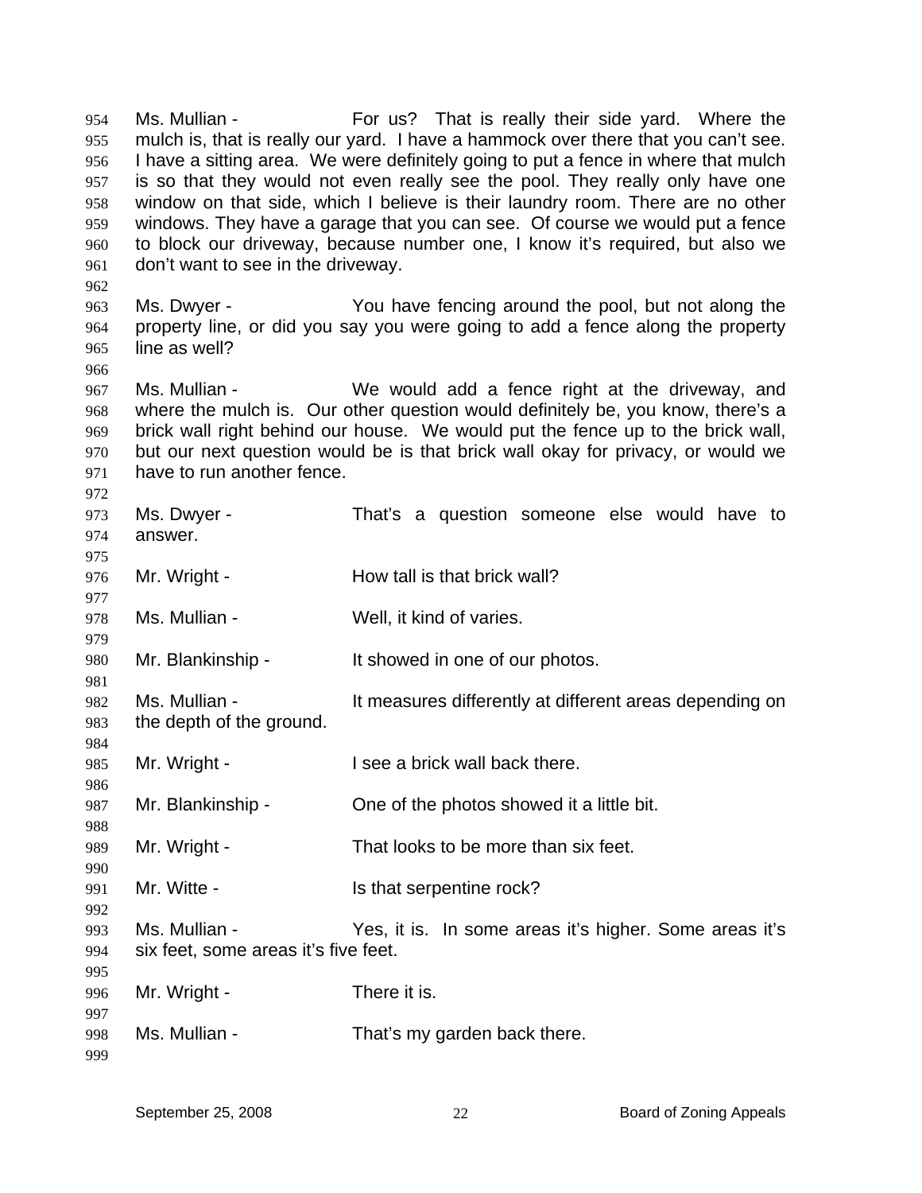Ms. Mullian - For us? That is really their side yard. Where the mulch is, that is really our yard. I have a hammock over there that you can't see. I have a sitting area. We were definitely going to put a fence in where that mulch is so that they would not even really see the pool. They really only have one window on that side, which I believe is their laundry room. There are no other windows. They have a garage that you can see. Of course we would put a fence to block our driveway, because number one, I know it's required, but also we don't want to see in the driveway.

Ms. Dwyer - You have fencing around the pool, but not along the property line, or did you say you were going to add a fence along the property line as well?

Ms. Mullian - We would add a fence right at the driveway, and where the mulch is. Our other question would definitely be, you know, there's a brick wall right behind our house. We would put the fence up to the brick wall, but our next question would be is that brick wall okay for privacy, or would we have to run another fence.

Ms. Dwyer - That's a question someone else would have to answer.

Mr. Wright - How tall is that brick wall?

Ms. Mullian - Well, it kind of varies.

Mr. Blankinship - It showed in one of our photos.

Ms. Mullian - It measures differently at different areas depending on the depth of the ground.

Mr. Wright - I see a brick wall back there.

Mr. Blankinship - One of the photos showed it a little bit.

Mr. Wright - That looks to be more than six feet.

Mr. Witte - Is that serpentine rock?

Ms. Mullian - Yes, it is. In some areas it's higher. Some areas it's six feet, some areas it's five feet.

Mr. Wright - There it is.

Ms. Mullian - That's my garden back there.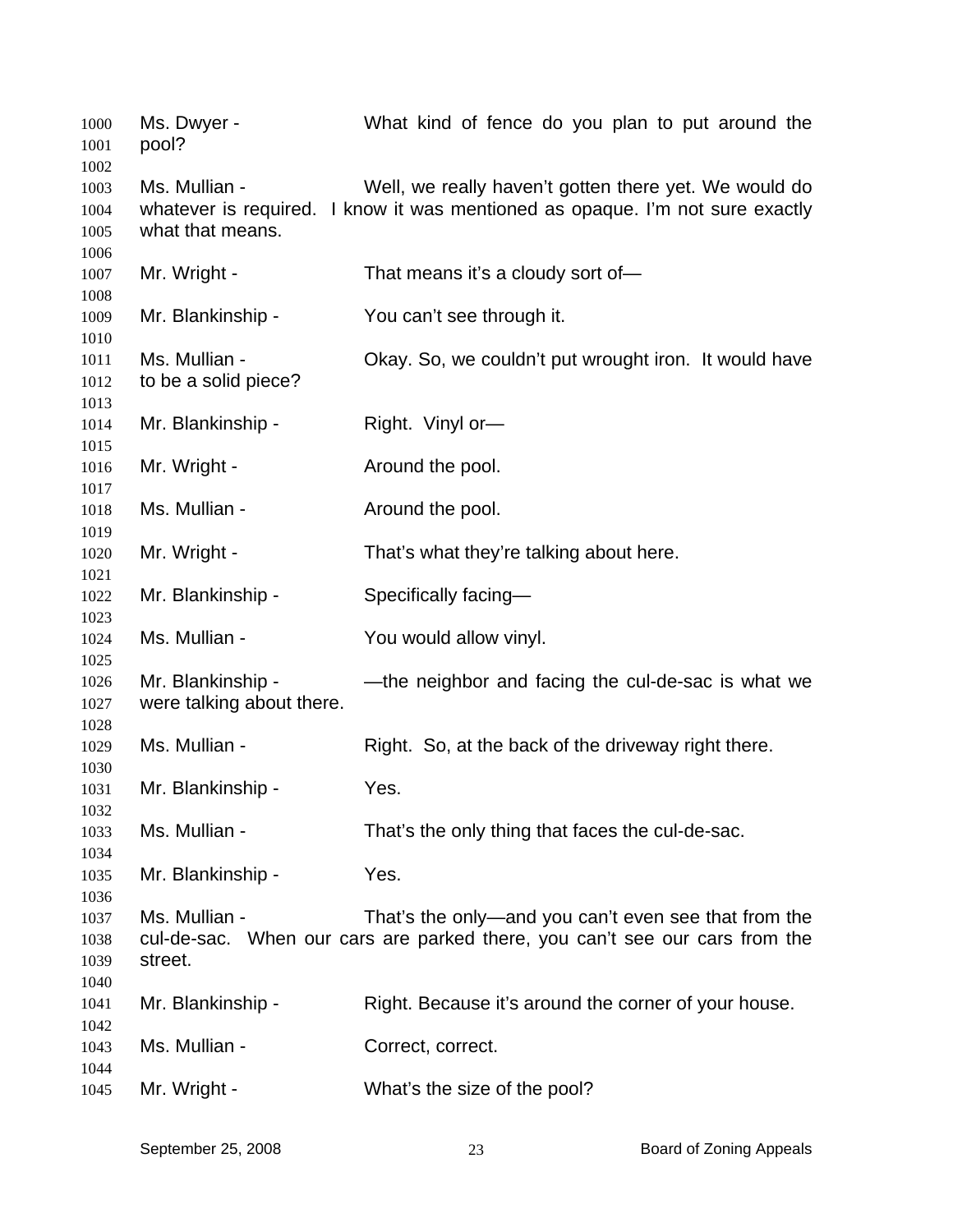Ms. Dwyer - What kind of fence do you plan to put around the pool?

Ms. Mullian - Well, we really haven't gotten there yet. We would do whatever is required. I know it was mentioned as opaque. I'm not sure exactly what that means.

Mr. Wright - That means it's a cloudy sort of—

Mr. Blankinship - You can't see through it.

Ms. Mullian - Okay. So, we couldn't put wrought iron. It would have to be a solid piece?

Mr. Blankinship - Right. Vinyl or—

Mr. Wright - Around the pool.

Ms. Mullian - Around the pool.

Mr. Wright - That's what they're talking about here.

Mr. Blankinship - Specifically facing—

Ms. Mullian - You would allow vinyl.

Mr. Blankinship - —the neighbor and facing the cul-de-sac is what we were talking about there.

Ms. Mullian - Right. So, at the back of the driveway right there.

Mr. Blankinship - Yes.

Ms. Mullian - That's the only thing that faces the cul-de-sac.

Mr. Blankinship - Yes.

Ms. Mullian - That's the only—and you can't even see that from the cul-de-sac. When our cars are parked there, you can't see our cars from the street.

Mr. Blankinship - Right. Because it's around the corner of your house.

Ms. Mullian - Correct, correct.

Mr. Wright - What's the size of the pool?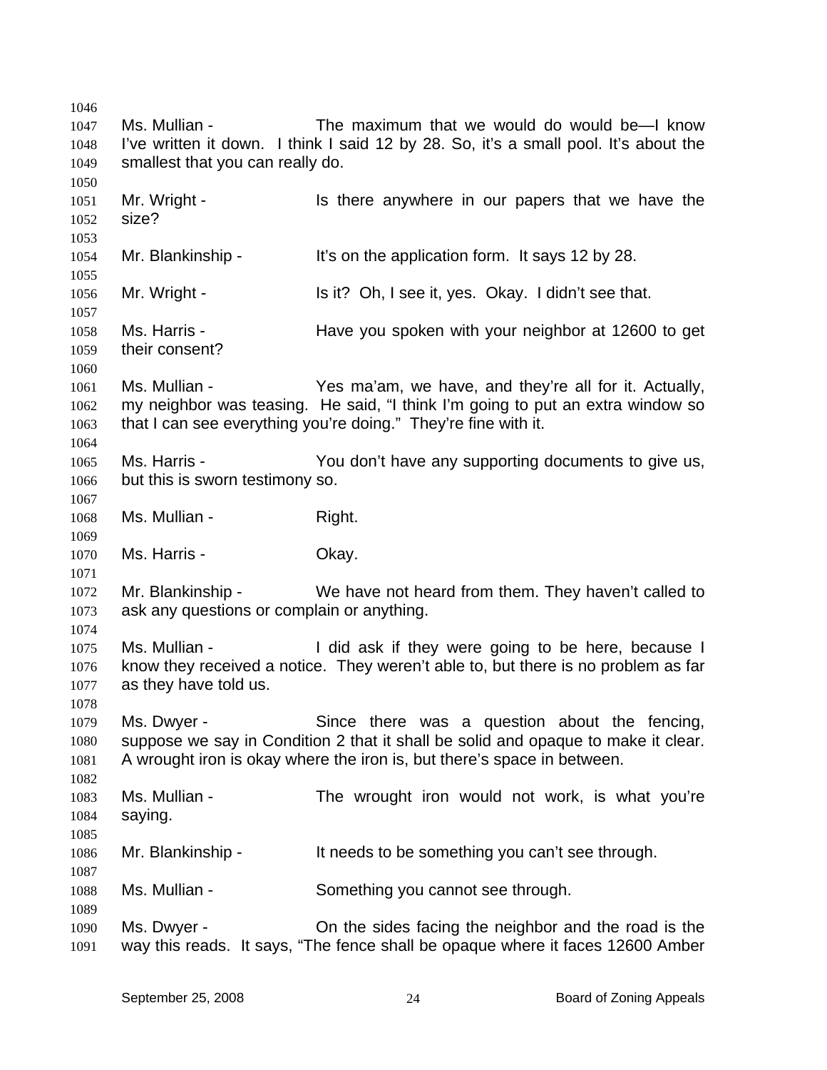Ms. Mullian - The maximum that we would do would be—I know I've written it down. I think I said 12 by 28. So, it's a small pool. It's about the smallest that you can really do.

Mr. Wright - Is there anywhere in our papers that we have the size?

Mr. Blankinship - It's on the application form. It says 12 by 28.

Mr. Wright - Is it? Oh, I see it, yes. Okay. I didn't see that.

Ms. Harris - Have you spoken with your neighbor at 12600 to get their consent?

Ms. Mullian - Yes ma'am, we have, and they're all for it. Actually, my neighbor was teasing. He said, "I think I'm going to put an extra window so that I can see everything you're doing." They're fine with it.

Ms. Harris - You don't have any supporting documents to give us, but this is sworn testimony so.

Ms. Mullian - Right.

Ms. Harris - Okay.

Mr. Blankinship - We have not heard from them. They haven't called to ask any questions or complain or anything.

Ms. Mullian - I did ask if they were going to be here, because I know they received a notice. They weren't able to, but there is no problem as far as they have told us.

Ms. Dwyer - Since there was a question about the fencing, suppose we say in Condition 2 that it shall be solid and opaque to make it clear. A wrought iron is okay where the iron is, but there's space in between.

Ms. Mullian - The wrought iron would not work, is what you're saying.

Mr. Blankinship - It needs to be something you can't see through.

Ms. Mullian - Something you cannot see through.

Ms. Dwyer - On the sides facing the neighbor and the road is the way this reads. It says, "The fence shall be opaque where it faces 12600 Amber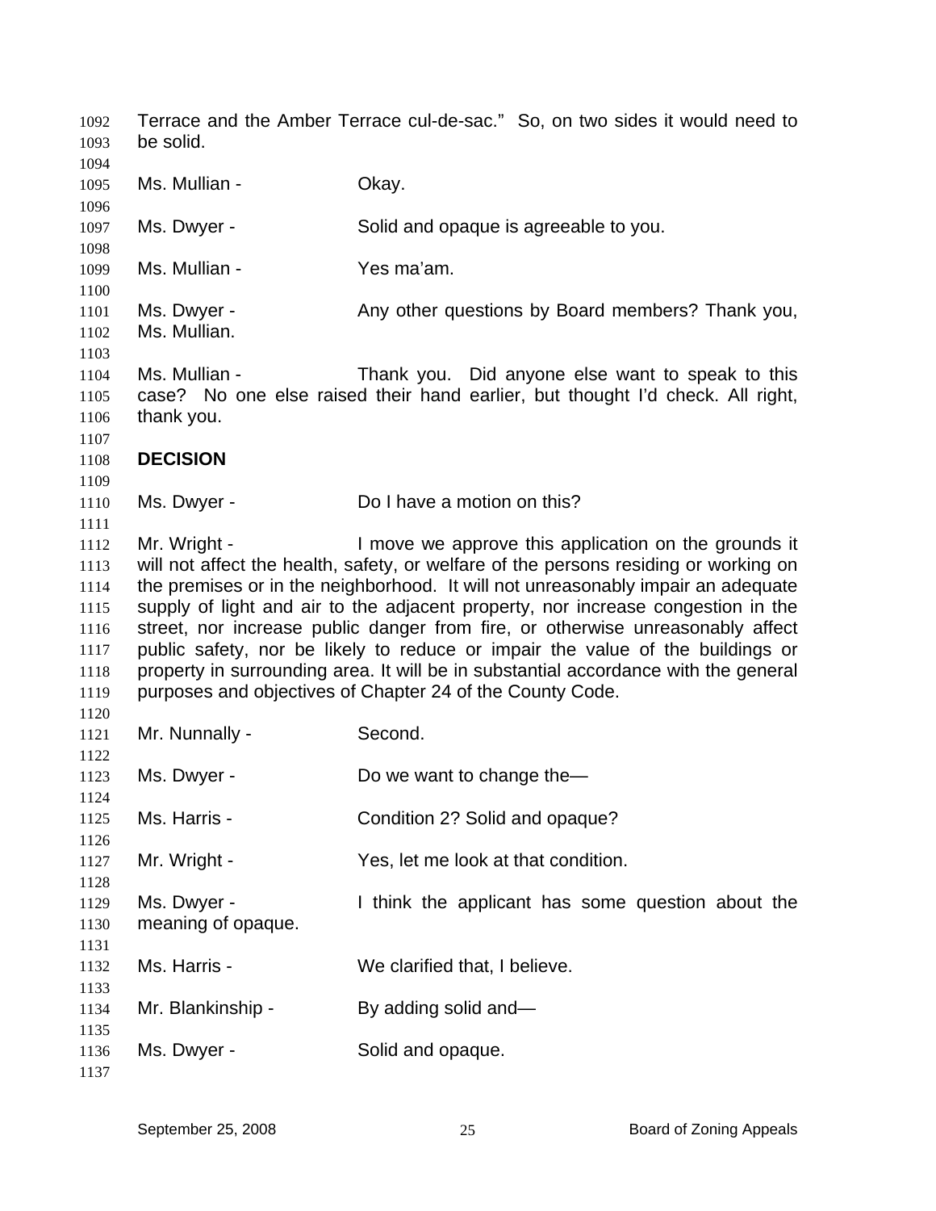Terrace and the Amber Terrace cul-de-sac." So, on two sides it would need to be solid.

Ms. Mullian - Okay.

Ms. Dwyer - Solid and opaque is agreeable to you.

Ms. Mullian - Yes ma'am.

Ms. Dwyer - Any other questions by Board members? Thank you, Ms. Mullian.

Ms. Mullian - Thank you. Did anyone else want to speak to this case? No one else raised their hand earlier, but thought I'd check. All right, thank you.

**DECISION**

Ms. Dwyer - Do I have a motion on this?

Mr. Wright - I move we approve this application on the grounds it will not affect the health, safety, or welfare of the persons residing or working on the premises or in the neighborhood. It will not unreasonably impair an adequate supply of light and air to the adjacent property, nor increase congestion in the street, nor increase public danger from fire, or otherwise unreasonably affect public safety, nor be likely to reduce or impair the value of the buildings or property in surrounding area. It will be in substantial accordance with the general purposes and objectives of Chapter 24 of the County Code.

Mr. Nunnally - Second.

Ms. Dwyer - Do we want to change the—

Ms. Harris - Condition 2? Solid and opaque?

Mr. Wright - Yes, let me look at that condition.

Ms. Dwyer - I think the applicant has some question about the meaning of opaque.

Ms. Harris - We clarified that, I believe.

Mr. Blankinship - By adding solid and—

Ms. Dwyer - Solid and opaque.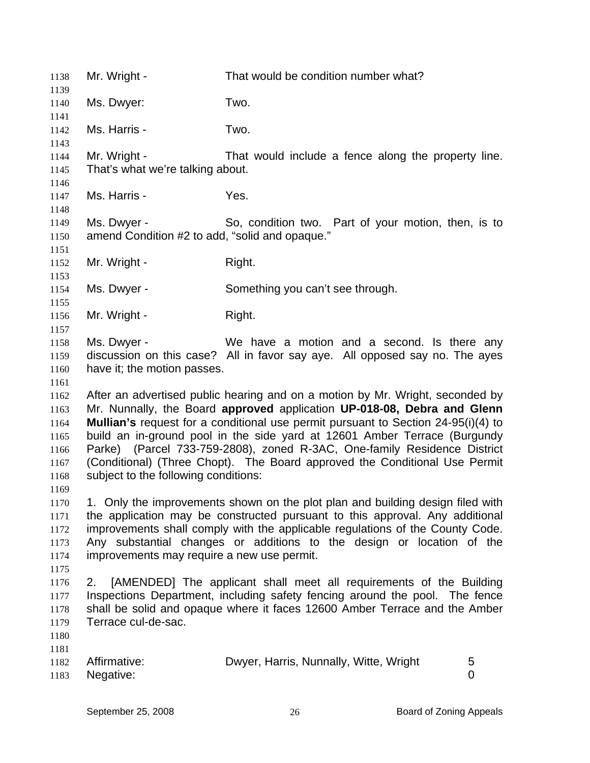Mr. Wright - That would be condition number what?

Ms. Dwyer: Two.

Ms. Harris - Two.

Mr. Wright - That would include a fence along the property line. That's what we're talking about.

Ms. Harris - Yes.

Ms. Dwyer - So, condition two. Part of your motion, then, is to amend Condition #2 to add, "solid and opaque."

Mr. Wright - Right.

Ms. Dwyer - Something you can't see through.

Mr. Wright - Right.

Ms. Dwyer - We have a motion and a second. Is there any discussion on this case? All in favor say aye. All opposed say no. The ayes have it; the motion passes.

After an advertised public hearing and on a motion by Mr. Wright, seconded by Mr. Nunnally, the Board **approved** application **UP-018-08, Debra and Glenn Mullian's** request for a conditional use permit pursuant to Section 24-95(i)(4) to build an in-ground pool in the side yard at 12601 Amber Terrace (Burgundy Parke) (Parcel 733-759-2808), zoned R-3AC, One-family Residence District (Conditional) (Three Chopt). The Board approved the Conditional Use Permit subject to the following conditions:

1. Only the improvements shown on the plot plan and building design filed with the application may be constructed pursuant to this approval. Any additional improvements shall comply with the applicable regulations of the County Code. Any substantial changes or additions to the design or location of the improvements may require a new use permit.

2. [AMENDED] The applicant shall meet all requirements of the Building Inspections Department, including safety fencing around the pool. The fence shall be solid and opaque where it faces 12600 Amber Terrace and the Amber Terrace cul-de-sac.

| | | |
|---|---|---|
| Affirmative: | Dwyer, Harris, Nunnally, Witte, Wright | 5 |
| Negative: | | 0 |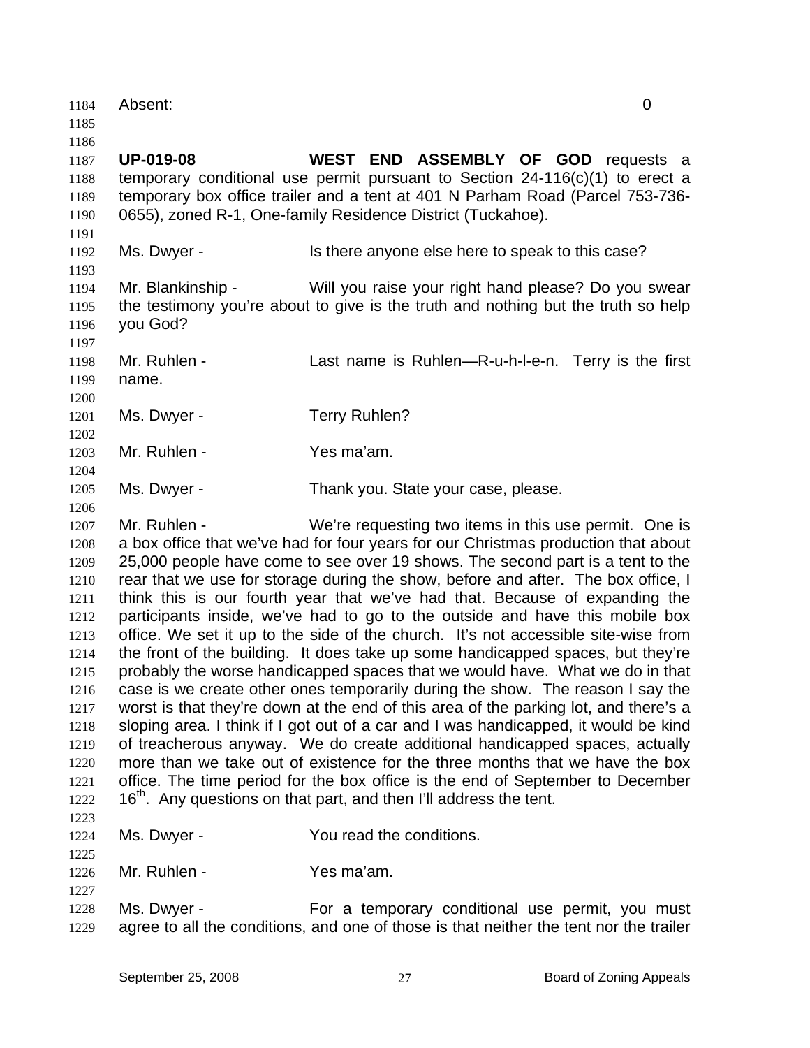Absent: 0

**UP-019-08** **WEST END ASSEMBLY OF GOD** requests a temporary conditional use permit pursuant to Section 24-116(c)(1) to erect a temporary box office trailer and a tent at 401 N Parham Road (Parcel 753-736-0655), zoned R-1, One-family Residence District (Tuckahoe).

Ms. Dwyer - Is there anyone else here to speak to this case?

Mr. Blankinship - Will you raise your right hand please? Do you swear the testimony you're about to give is the truth and nothing but the truth so help you God?

Mr. Ruhlen - Last name is Ruhlen—R-u-h-l-e-n. Terry is the first name.

Ms. Dwyer - Terry Ruhlen?

Mr. Ruhlen - Yes ma'am.

Ms. Dwyer - Thank you. State your case, please.

Mr. Ruhlen - We're requesting two items in this use permit. One is a box office that we've had for four years for our Christmas production that about 25,000 people have come to see over 19 shows. The second part is a tent to the rear that we use for storage during the show, before and after. The box office, I think this is our fourth year that we've had that. Because of expanding the participants inside, we've had to go to the outside and have this mobile box office. We set it up to the side of the church. It's not accessible site-wise from the front of the building. It does take up some handicapped spaces, but they're probably the worse handicapped spaces that we would have. What we do in that case is we create other ones temporarily during the show. The reason I say the worst is that they're down at the end of this area of the parking lot, and there's a sloping area. I think if I got out of a car and I was handicapped, it would be kind of treacherous anyway. We do create additional handicapped spaces, actually more than we take out of existence for the three months that we have the box office. The time period for the box office is the end of September to December 16th. Any questions on that part, and then I'll address the tent.

Ms. Dwyer - You read the conditions.

Mr. Ruhlen - Yes ma'am.

Ms. Dwyer - For a temporary conditional use permit, you must agree to all the conditions, and one of those is that neither the tent nor the trailer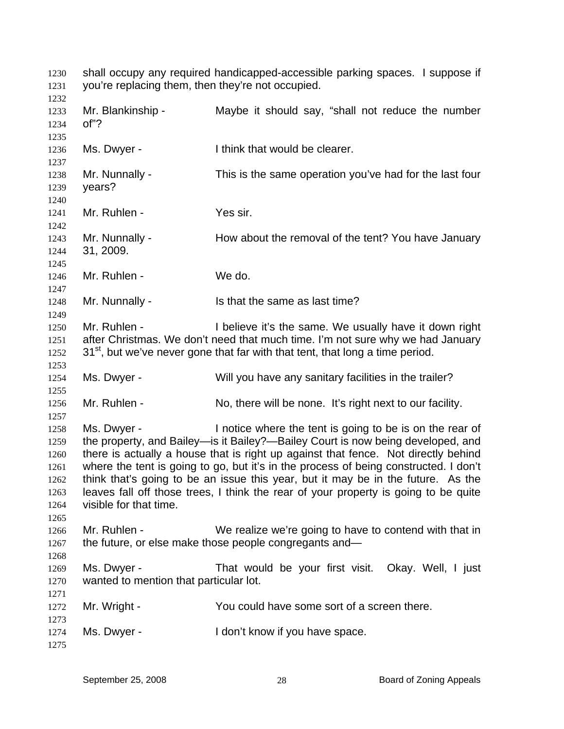shall occupy any required handicapped-accessible parking spaces. I suppose if you're replacing them, then they're not occupied.

Mr. Blankinship - Maybe it should say, "shall not reduce the number of"?

Ms. Dwyer - I think that would be clearer.

Mr. Nunnally - This is the same operation you've had for the last four years?

Mr. Ruhlen - Yes sir.

Mr. Nunnally - How about the removal of the tent? You have January 31, 2009.

Mr. Ruhlen - We do.

Mr. Nunnally - Is that the same as last time?

Mr. Ruhlen - I believe it's the same. We usually have it down right after Christmas. We don't need that much time. I'm not sure why we had January 31st, but we've never gone that far with that tent, that long a time period.

Ms. Dwyer - Will you have any sanitary facilities in the trailer?

Mr. Ruhlen - No, there will be none. It's right next to our facility.

Ms. Dwyer - I notice where the tent is going to be is on the rear of the property, and Bailey—is it Bailey?—Bailey Court is now being developed, and there is actually a house that is right up against that fence. Not directly behind where the tent is going to go, but it's in the process of being constructed. I don't think that's going to be an issue this year, but it may be in the future. As the leaves fall off those trees, I think the rear of your property is going to be quite visible for that time.

Mr. Ruhlen - We realize we're going to have to contend with that in the future, or else make those people congregants and—

Ms. Dwyer - That would be your first visit. Okay. Well, I just wanted to mention that particular lot.

Mr. Wright - You could have some sort of a screen there.

Ms. Dwyer - I don't know if you have space.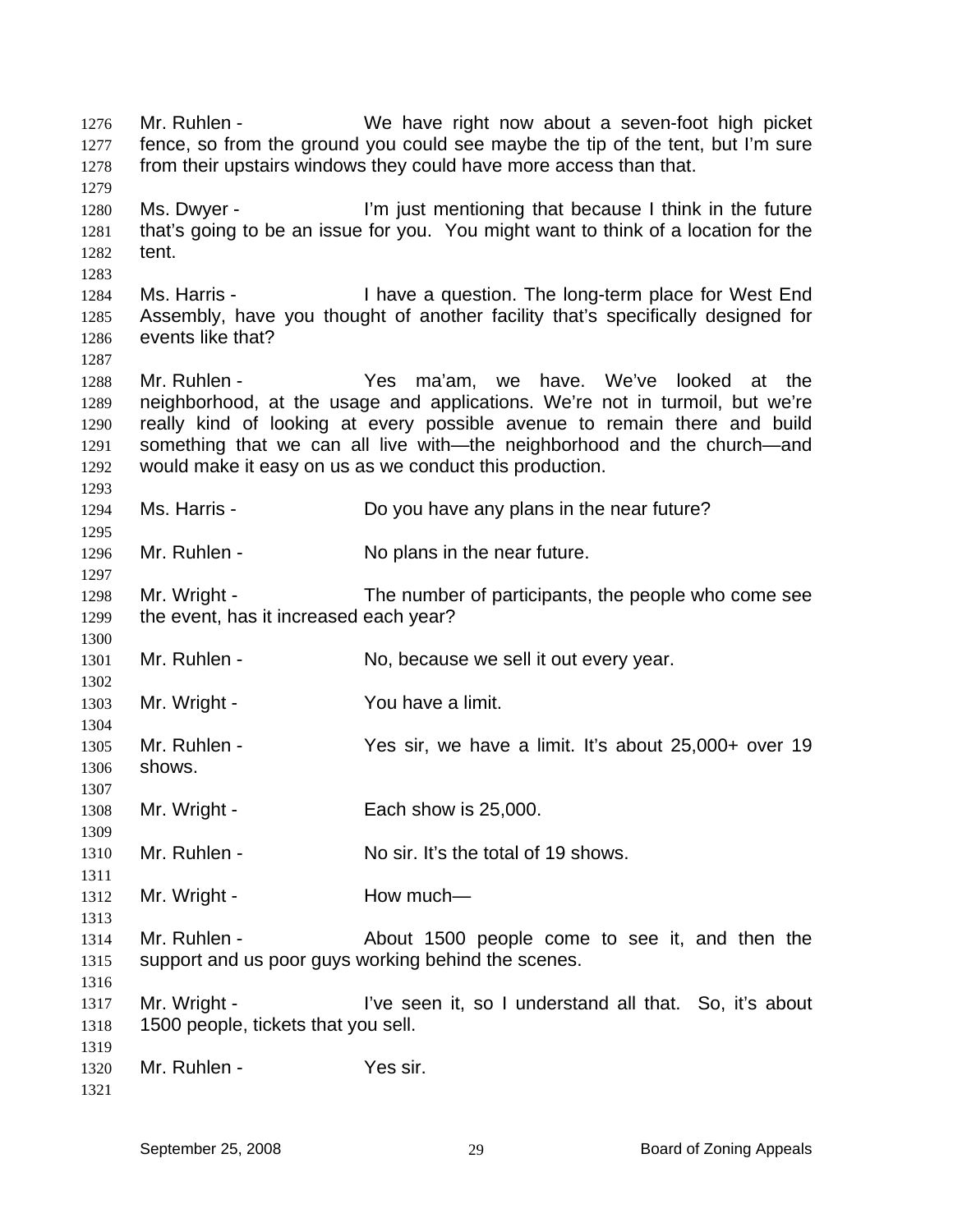Mr. Ruhlen - We have right now about a seven-foot high picket fence, so from the ground you could see maybe the tip of the tent, but I'm sure from their upstairs windows they could have more access than that.

Ms. Dwyer - I'm just mentioning that because I think in the future that's going to be an issue for you. You might want to think of a location for the tent.

Ms. Harris - I have a question. The long-term place for West End Assembly, have you thought of another facility that's specifically designed for events like that?

Mr. Ruhlen - Yes ma'am, we have. We've looked at the neighborhood, at the usage and applications. We're not in turmoil, but we're really kind of looking at every possible avenue to remain there and build something that we can all live with—the neighborhood and the church—and would make it easy on us as we conduct this production.

Ms. Harris - Do you have any plans in the near future?

Mr. Ruhlen - No plans in the near future.

Mr. Wright - The number of participants, the people who come see the event, has it increased each year?

Mr. Ruhlen - No, because we sell it out every year.

Mr. Wright - You have a limit.

Mr. Ruhlen - Yes sir, we have a limit. It's about 25,000+ over 19 shows.

Mr. Wright - Each show is 25,000.

Mr. Ruhlen - No sir. It's the total of 19 shows.

Mr. Wright - How much—

Mr. Ruhlen - About 1500 people come to see it, and then the support and us poor guys working behind the scenes.

Mr. Wright - I've seen it, so I understand all that. So, it's about 1500 people, tickets that you sell.

Mr. Ruhlen - Yes sir.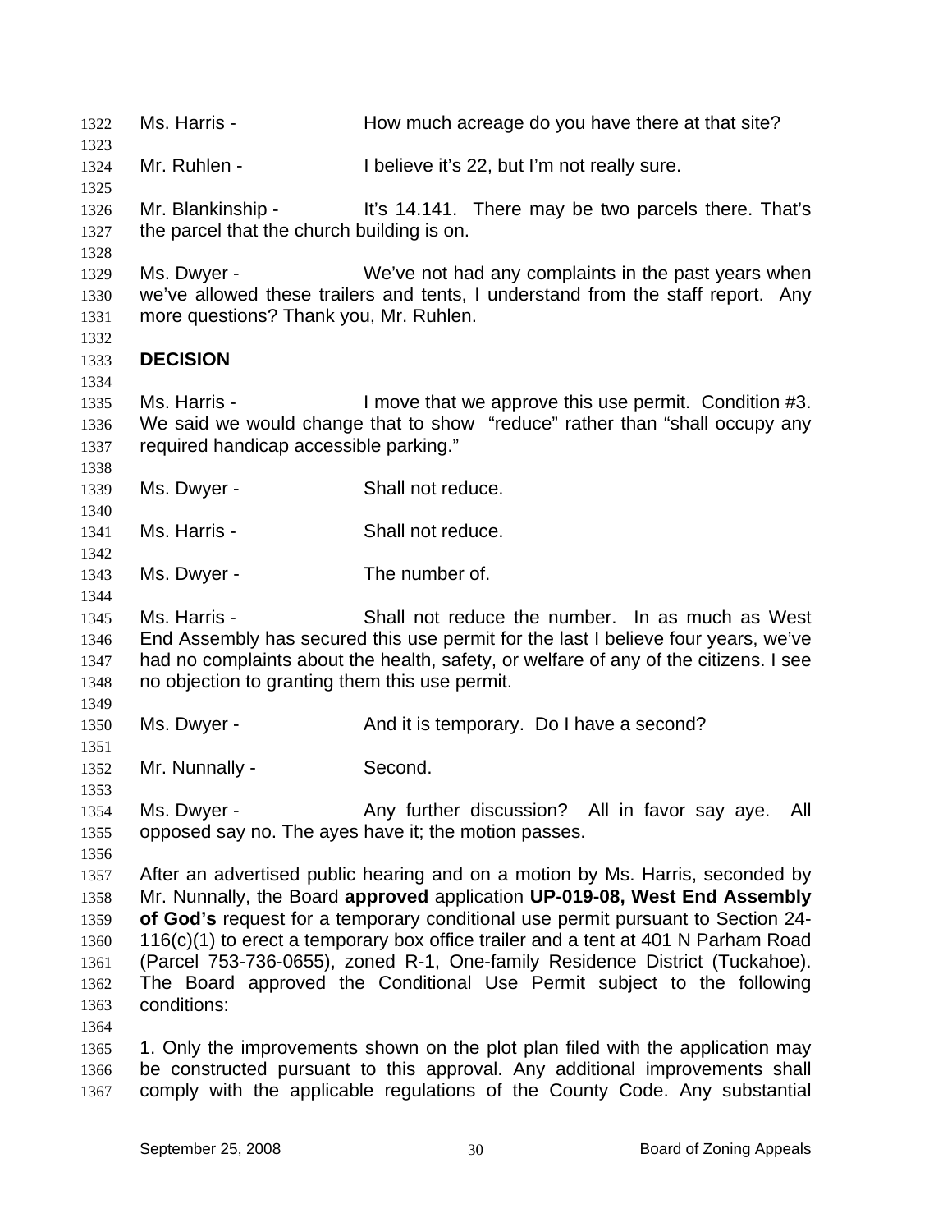Ms. Harris - How much acreage do you have there at that site?

Mr. Ruhlen - I believe it's 22, but I'm not really sure.

Mr. Blankinship - It's 14.141. There may be two parcels there. That's the parcel that the church building is on.

Ms. Dwyer - We've not had any complaints in the past years when we've allowed these trailers and tents, I understand from the staff report. Any more questions? Thank you, Mr. Ruhlen.

**DECISION**

Ms. Harris - I move that we approve this use permit. Condition #3. We said we would change that to show "reduce" rather than "shall occupy any required handicap accessible parking."

Ms. Dwyer - Shall not reduce.

Ms. Harris - Shall not reduce.

Ms. Dwyer - The number of.

Ms. Harris - Shall not reduce the number. In as much as West End Assembly has secured this use permit for the last I believe four years, we've had no complaints about the health, safety, or welfare of any of the citizens. I see no objection to granting them this use permit.

Ms. Dwyer - And it is temporary. Do I have a second?

Mr. Nunnally - Second.

Ms. Dwyer - Any further discussion? All in favor say aye. All opposed say no. The ayes have it; the motion passes.

After an advertised public hearing and on a motion by Ms. Harris, seconded by Mr. Nunnally, the Board **approved** application **UP-019-08, West End Assembly of God's** request for a temporary conditional use permit pursuant to Section 24-116(c)(1) to erect a temporary box office trailer and a tent at 401 N Parham Road (Parcel 753-736-0655), zoned R-1, One-family Residence District (Tuckahoe). The Board approved the Conditional Use Permit subject to the following conditions:

1. Only the improvements shown on the plot plan filed with the application may be constructed pursuant to this approval. Any additional improvements shall comply with the applicable regulations of the County Code. Any substantial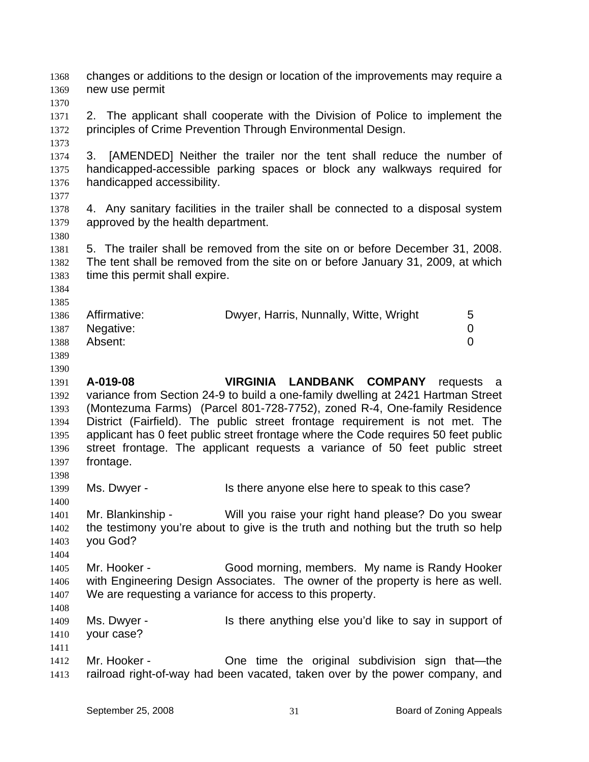changes or additions to the design or location of the improvements may require a new use permit

2. The applicant shall cooperate with the Division of Police to implement the principles of Crime Prevention Through Environmental Design.

3. [AMENDED] Neither the trailer nor the tent shall reduce the number of handicapped-accessible parking spaces or block any walkways required for handicapped accessibility.

4. Any sanitary facilities in the trailer shall be connected to a disposal system approved by the health department.

5. The trailer shall be removed from the site on or before December 31, 2008. The tent shall be removed from the site on or before January 31, 2009, at which time this permit shall expire.

| | | |
|---|---|---|
| Affirmative: | Dwyer, Harris, Nunnally, Witte, Wright | 5 |
| Negative: | | 0 |
| Absent: | | 0 |

**A-019-08** **VIRGINIA LANDBANK COMPANY** requests a variance from Section 24-9 to build a one-family dwelling at 2421 Hartman Street (Montezuma Farms) (Parcel 801-728-7752), zoned R-4, One-family Residence District (Fairfield). The public street frontage requirement is not met. The applicant has 0 feet public street frontage where the Code requires 50 feet public street frontage. The applicant requests a variance of 50 feet public street frontage.

Ms. Dwyer - Is there anyone else here to speak to this case?

Mr. Blankinship - Will you raise your right hand please? Do you swear the testimony you're about to give is the truth and nothing but the truth so help you God?

Mr. Hooker - Good morning, members. My name is Randy Hooker with Engineering Design Associates. The owner of the property is here as well. We are requesting a variance for access to this property.

Ms. Dwyer - Is there anything else you'd like to say in support of your case?

Mr. Hooker - One time the original subdivision sign that—the railroad right-of-way had been vacated, taken over by the power company, and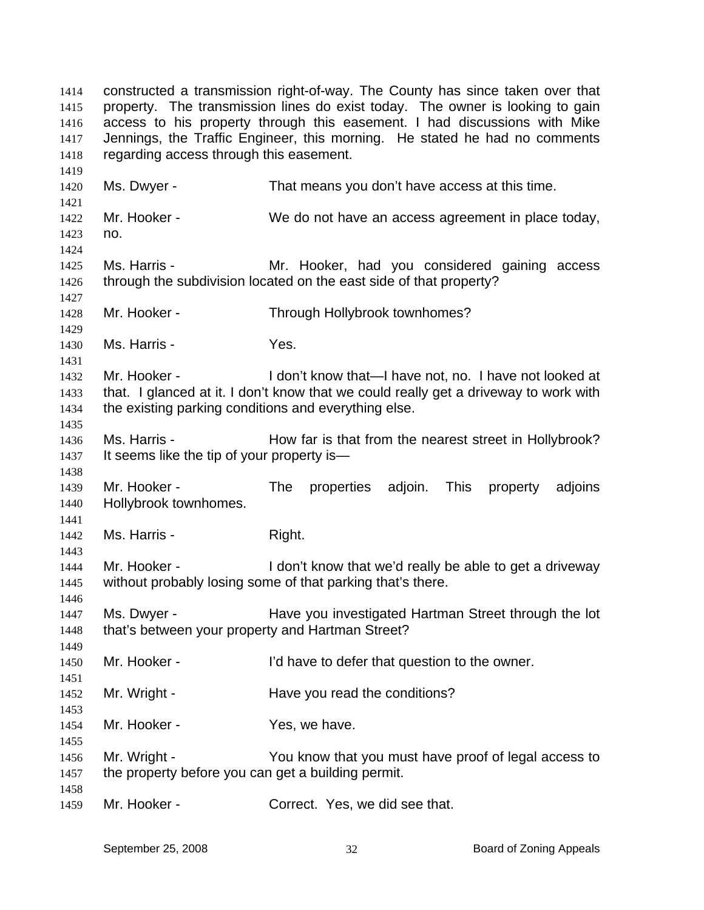constructed a transmission right-of-way. The County has since taken over that property. The transmission lines do exist today. The owner is looking to gain access to his property through this easement. I had discussions with Mike Jennings, the Traffic Engineer, this morning. He stated he had no comments regarding access through this easement.

Ms. Dwyer - That means you don't have access at this time.

Mr. Hooker - We do not have an access agreement in place today, no.

Ms. Harris - Mr. Hooker, had you considered gaining access through the subdivision located on the east side of that property?

Mr. Hooker - Through Hollybrook townhomes?

Ms. Harris - Yes.

Mr. Hooker - I don't know that—I have not, no. I have not looked at that. I glanced at it. I don't know that we could really get a driveway to work with the existing parking conditions and everything else.

Ms. Harris - How far is that from the nearest street in Hollybrook? It seems like the tip of your property is—

Mr. Hooker - The properties adjoin. This property adjoins Hollybrook townhomes.

Ms. Harris - Right.

Mr. Hooker - I don't know that we'd really be able to get a driveway without probably losing some of that parking that's there.

Ms. Dwyer - Have you investigated Hartman Street through the lot that's between your property and Hartman Street?

Mr. Hooker - I'd have to defer that question to the owner.

Mr. Wright - Have you read the conditions?

Mr. Hooker - Yes, we have.

Mr. Wright - You know that you must have proof of legal access to the property before you can get a building permit.

Mr. Hooker - Correct. Yes, we did see that.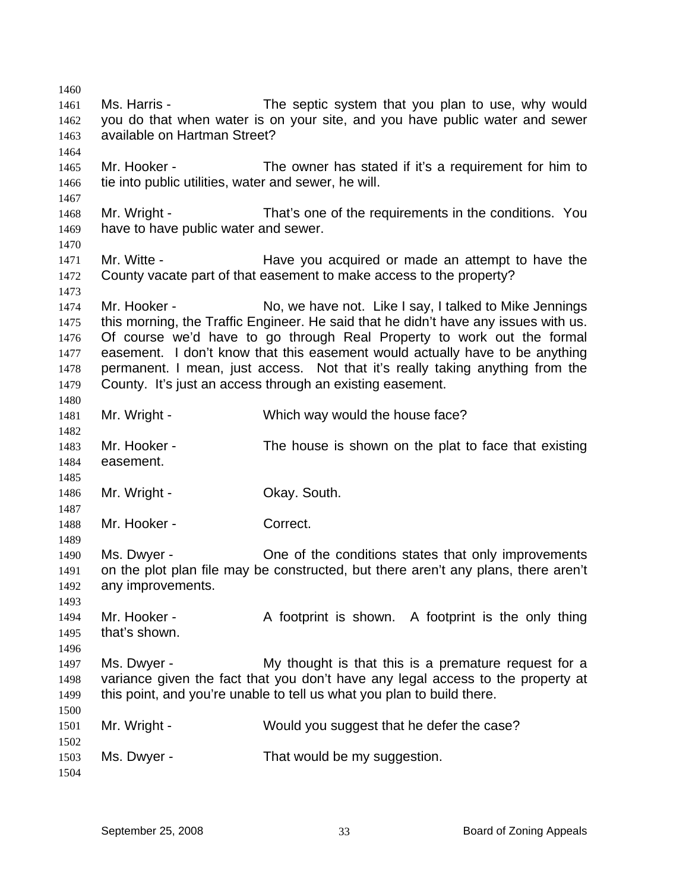Ms. Harris - The septic system that you plan to use, why would you do that when water is on your site, and you have public water and sewer available on Hartman Street?

Mr. Hooker - The owner has stated if it's a requirement for him to tie into public utilities, water and sewer, he will.

Mr. Wright - That's one of the requirements in the conditions. You have to have public water and sewer.

Mr. Witte - Have you acquired or made an attempt to have the County vacate part of that easement to make access to the property?

Mr. Hooker - No, we have not. Like I say, I talked to Mike Jennings this morning, the Traffic Engineer. He said that he didn't have any issues with us. Of course we'd have to go through Real Property to work out the formal easement. I don't know that this easement would actually have to be anything permanent. I mean, just access. Not that it's really taking anything from the County. It's just an access through an existing easement.

Mr. Wright - Which way would the house face?

Mr. Hooker - The house is shown on the plat to face that existing easement.

Mr. Wright - Okay. South.

Mr. Hooker - Correct.

Ms. Dwyer - One of the conditions states that only improvements on the plot plan file may be constructed, but there aren't any plans, there aren't any improvements.

Mr. Hooker - A footprint is shown. A footprint is the only thing that's shown.

Ms. Dwyer - My thought is that this is a premature request for a variance given the fact that you don't have any legal access to the property at this point, and you're unable to tell us what you plan to build there.

Mr. Wright - Would you suggest that he defer the case?

Ms. Dwyer - That would be my suggestion.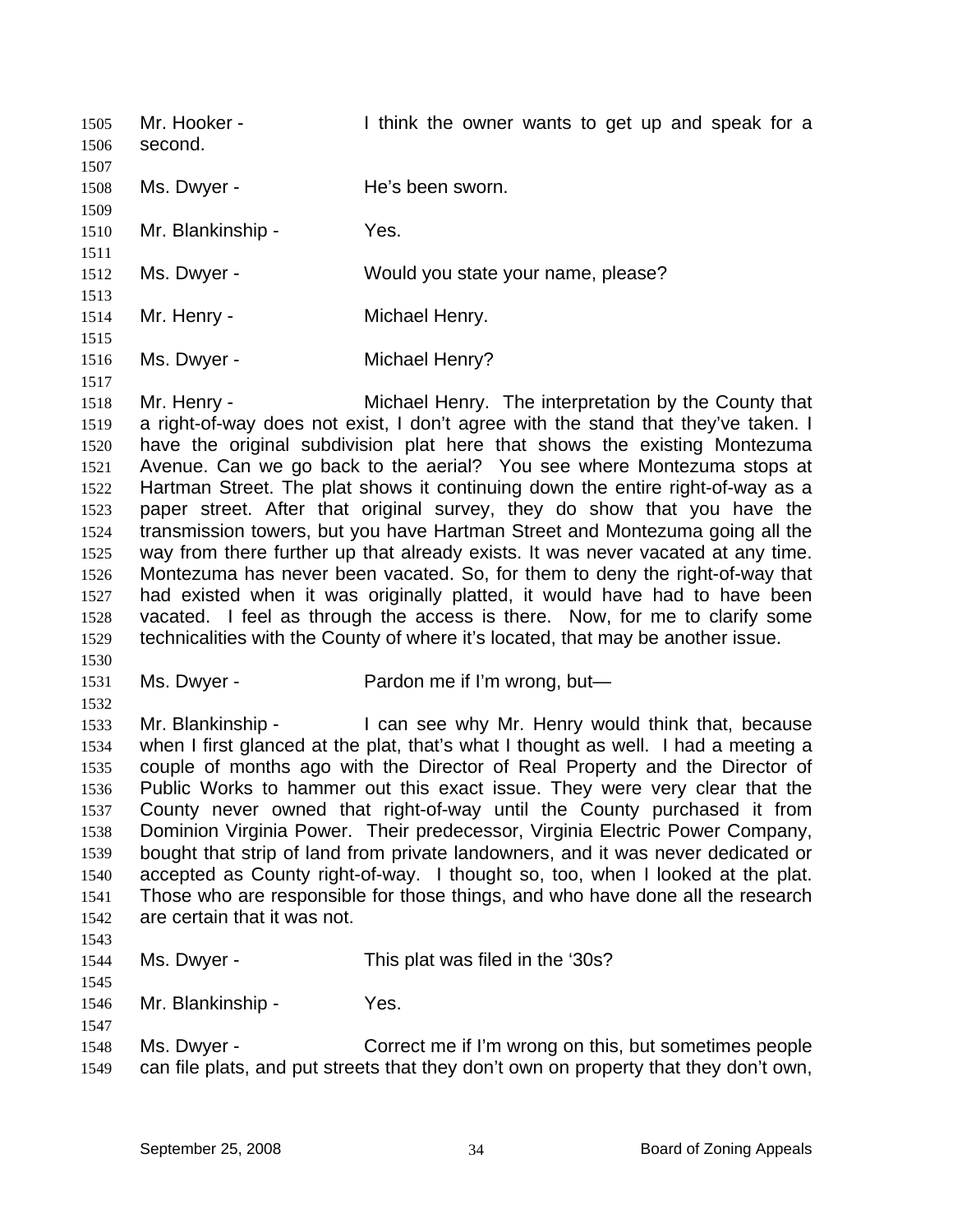Mr. Hooker - I think the owner wants to get up and speak for a second.

Ms. Dwyer - He's been sworn.

Mr. Blankinship - Yes.

Ms. Dwyer - Would you state your name, please?

Mr. Henry - Michael Henry.

Ms. Dwyer - Michael Henry?

Mr. Henry - Michael Henry. The interpretation by the County that a right-of-way does not exist, I don't agree with the stand that they've taken. I have the original subdivision plat here that shows the existing Montezuma Avenue. Can we go back to the aerial? You see where Montezuma stops at Hartman Street. The plat shows it continuing down the entire right-of-way as a paper street. After that original survey, they do show that you have the transmission towers, but you have Hartman Street and Montezuma going all the way from there further up that already exists. It was never vacated at any time. Montezuma has never been vacated. So, for them to deny the right-of-way that had existed when it was originally platted, it would have had to have been vacated. I feel as through the access is there. Now, for me to clarify some technicalities with the County of where it's located, that may be another issue.

Ms. Dwyer - Pardon me if I'm wrong, but—

Mr. Blankinship - I can see why Mr. Henry would think that, because when I first glanced at the plat, that's what I thought as well. I had a meeting a couple of months ago with the Director of Real Property and the Director of Public Works to hammer out this exact issue. They were very clear that the County never owned that right-of-way until the County purchased it from Dominion Virginia Power. Their predecessor, Virginia Electric Power Company, bought that strip of land from private landowners, and it was never dedicated or accepted as County right-of-way. I thought so, too, when I looked at the plat. Those who are responsible for those things, and who have done all the research are certain that it was not.

Ms. Dwyer - This plat was filed in the '30s?

Mr. Blankinship - Yes.

Ms. Dwyer - Correct me if I'm wrong on this, but sometimes people can file plats, and put streets that they don't own on property that they don't own,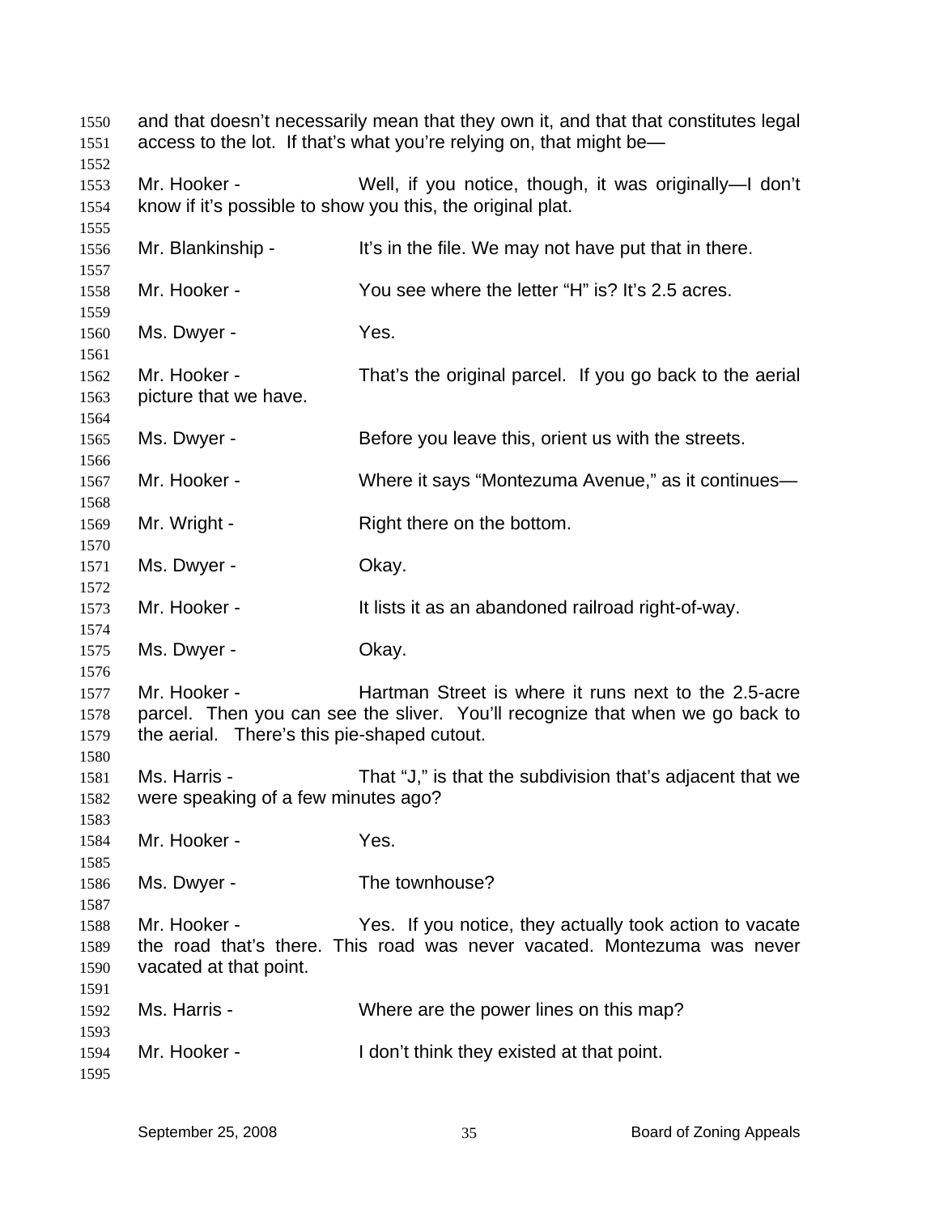and that doesn't necessarily mean that they own it, and that that constitutes legal access to the lot. If that's what you're relying on, that might be—

Mr. Hooker - Well, if you notice, though, it was originally—I don't know if it's possible to show you this, the original plat.

Mr. Blankinship - It's in the file. We may not have put that in there.

Mr. Hooker - You see where the letter "H" is? It's 2.5 acres.

Ms. Dwyer - Yes.

Mr. Hooker - That's the original parcel. If you go back to the aerial picture that we have.

Ms. Dwyer - Before you leave this, orient us with the streets.

Mr. Hooker - Where it says "Montezuma Avenue," as it continues—

Mr. Wright - Right there on the bottom.

Ms. Dwyer - Okay.

Mr. Hooker - It lists it as an abandoned railroad right-of-way.

Ms. Dwyer - Okay.

Mr. Hooker - Hartman Street is where it runs next to the 2.5-acre parcel. Then you can see the sliver. You'll recognize that when we go back to the aerial. There's this pie-shaped cutout.

Ms. Harris - That "J," is that the subdivision that's adjacent that we were speaking of a few minutes ago?

Mr. Hooker - Yes.

Ms. Dwyer - The townhouse?

Mr. Hooker - Yes. If you notice, they actually took action to vacate the road that's there. This road was never vacated. Montezuma was never vacated at that point.

Ms. Harris - Where are the power lines on this map?

Mr. Hooker - I don't think they existed at that point.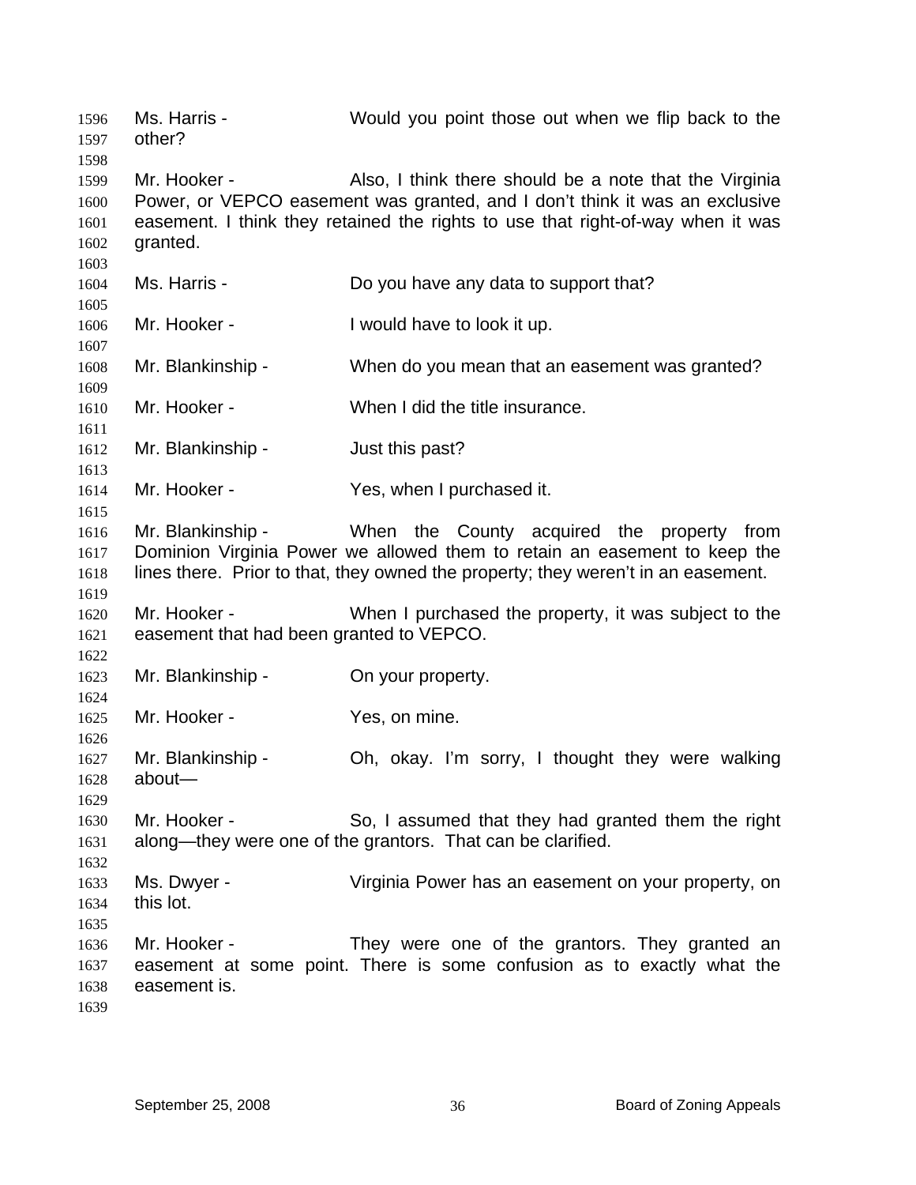Ms. Harris - Would you point those out when we flip back to the other?

Mr. Hooker - Also, I think there should be a note that the Virginia Power, or VEPCO easement was granted, and I don't think it was an exclusive easement. I think they retained the rights to use that right-of-way when it was granted.

Ms. Harris - Do you have any data to support that?

Mr. Hooker - I would have to look it up.

Mr. Blankinship - When do you mean that an easement was granted?

Mr. Hooker - When I did the title insurance.

Mr. Blankinship - Just this past?

Mr. Hooker - Yes, when I purchased it.

Mr. Blankinship - When the County acquired the property from Dominion Virginia Power we allowed them to retain an easement to keep the lines there. Prior to that, they owned the property; they weren't in an easement.

Mr. Hooker - When I purchased the property, it was subject to the easement that had been granted to VEPCO.

Mr. Blankinship - On your property.

Mr. Hooker - Yes, on mine.

Mr. Blankinship - Oh, okay. I'm sorry, I thought they were walking about—

Mr. Hooker - So, I assumed that they had granted them the right along—they were one of the grantors. That can be clarified.

Ms. Dwyer - Virginia Power has an easement on your property, on this lot.

Mr. Hooker - They were one of the grantors. They granted an easement at some point. There is some confusion as to exactly what the easement is.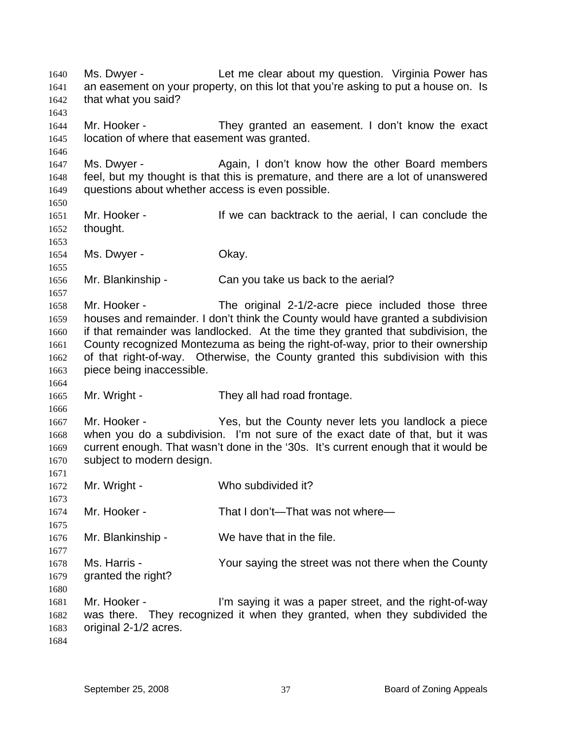Ms. Dwyer - Let me clear about my question. Virginia Power has an easement on your property, on this lot that you're asking to put a house on. Is that what you said?

Mr. Hooker - They granted an easement. I don't know the exact location of where that easement was granted.

Ms. Dwyer - Again, I don't know how the other Board members feel, but my thought is that this is premature, and there are a lot of unanswered questions about whether access is even possible.

Mr. Hooker - If we can backtrack to the aerial, I can conclude the thought.

Ms. Dwyer - Okay.

Mr. Blankinship - Can you take us back to the aerial?

Mr. Hooker - The original 2-1/2-acre piece included those three houses and remainder. I don't think the County would have granted a subdivision if that remainder was landlocked. At the time they granted that subdivision, the County recognized Montezuma as being the right-of-way, prior to their ownership of that right-of-way. Otherwise, the County granted this subdivision with this piece being inaccessible.

Mr. Wright - They all had road frontage.

Mr. Hooker - Yes, but the County never lets you landlock a piece when you do a subdivision. I'm not sure of the exact date of that, but it was current enough. That wasn't done in the '30s. It's current enough that it would be subject to modern design.

Mr. Wright - Who subdivided it?

Mr. Hooker - That I don't—That was not where—

Mr. Blankinship - We have that in the file.

Ms. Harris - Your saying the street was not there when the County granted the right?

Mr. Hooker - I'm saying it was a paper street, and the right-of-way was there. They recognized it when they granted, when they subdivided the original 2-1/2 acres.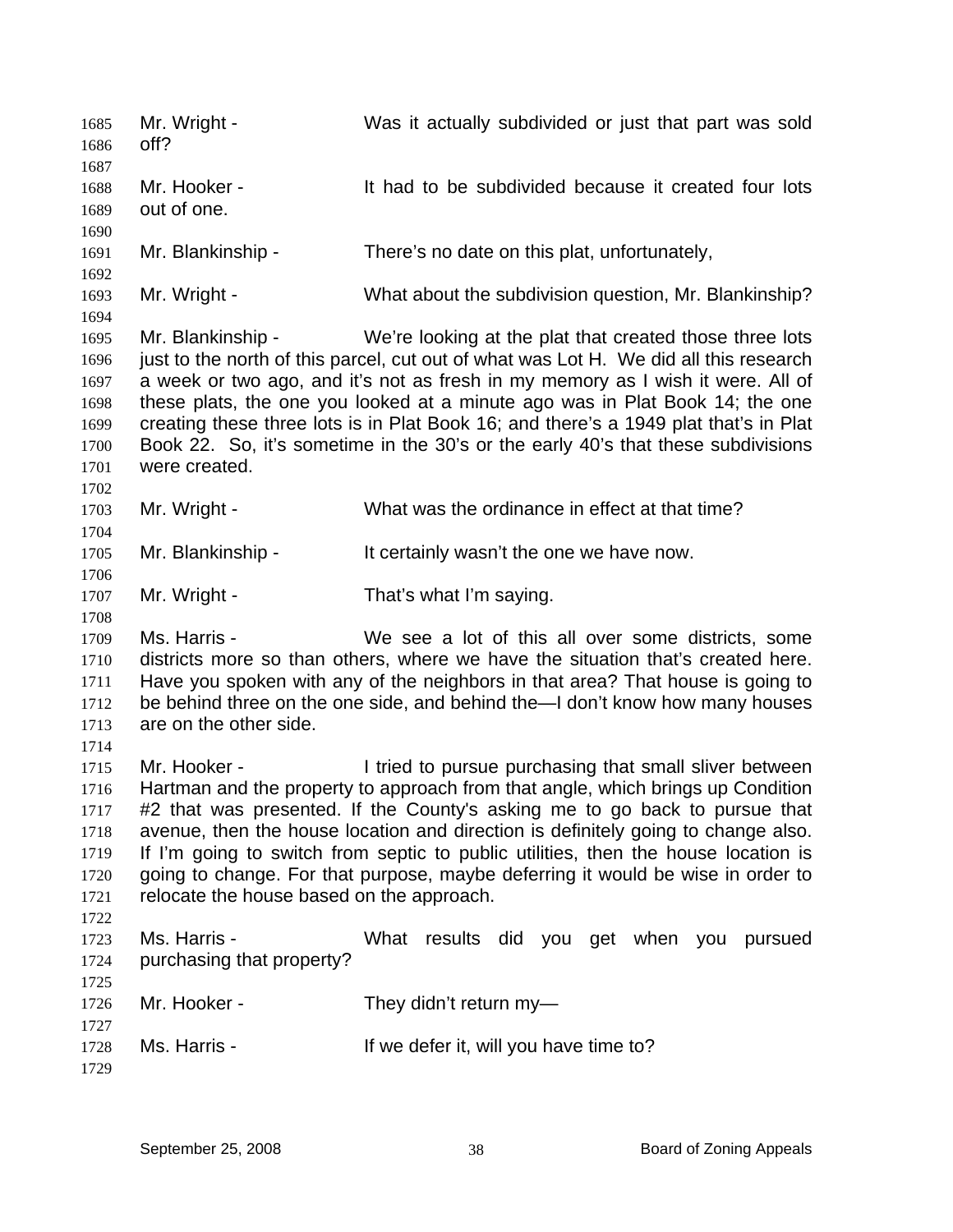Mr. Wright - Was it actually subdivided or just that part was sold off?

Mr. Hooker - It had to be subdivided because it created four lots out of one.

Mr. Blankinship - There's no date on this plat, unfortunately,

Mr. Wright - What about the subdivision question, Mr. Blankinship?

Mr. Blankinship - We're looking at the plat that created those three lots just to the north of this parcel, cut out of what was Lot H. We did all this research a week or two ago, and it's not as fresh in my memory as I wish it were. All of these plats, the one you looked at a minute ago was in Plat Book 14; the one creating these three lots is in Plat Book 16; and there's a 1949 plat that's in Plat Book 22. So, it's sometime in the 30's or the early 40's that these subdivisions were created.

Mr. Wright - What was the ordinance in effect at that time?

Mr. Blankinship - It certainly wasn't the one we have now.

Mr. Wright - That's what I'm saying.

Ms. Harris - We see a lot of this all over some districts, some districts more so than others, where we have the situation that's created here. Have you spoken with any of the neighbors in that area? That house is going to be behind three on the one side, and behind the—I don't know how many houses are on the other side.

Mr. Hooker - I tried to pursue purchasing that small sliver between Hartman and the property to approach from that angle, which brings up Condition #2 that was presented. If the County's asking me to go back to pursue that avenue, then the house location and direction is definitely going to change also. If I'm going to switch from septic to public utilities, then the house location is going to change. For that purpose, maybe deferring it would be wise in order to relocate the house based on the approach.

Ms. Harris - What results did you get when you pursued purchasing that property?

Mr. Hooker - They didn't return my—

Ms. Harris - If we defer it, will you have time to?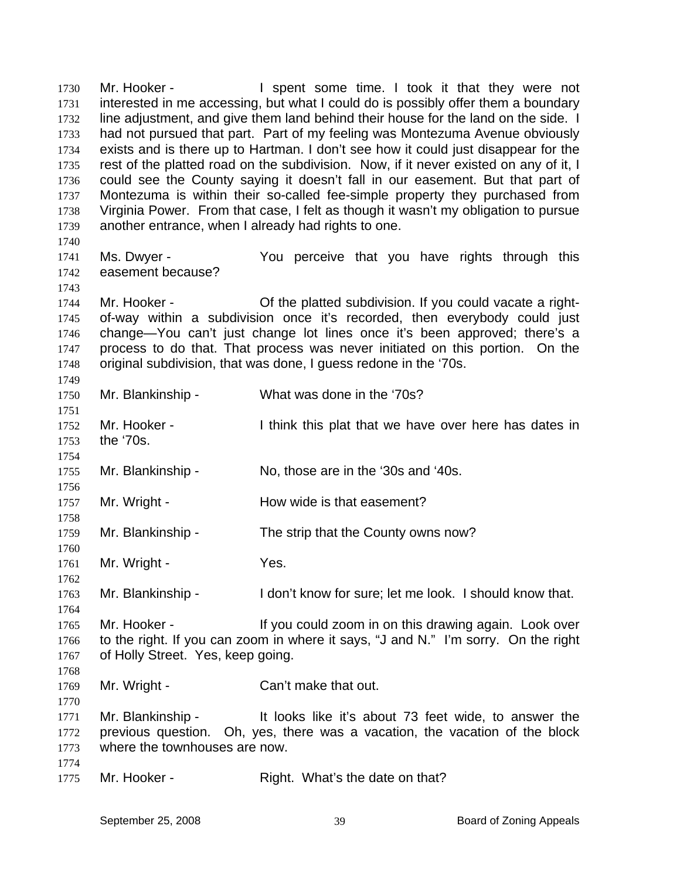1730 Mr. Hooker - I spent some time. I took it that they were not
1731 interested in me accessing, but what I could do is possibly offer them a boundary
1732 line adjustment, and give them land behind their house for the land on the side. I
1733 had not pursued that part. Part of my feeling was Montezuma Avenue obviously
1734 exists and is there up to Hartman. I don't see how it could just disappear for the
1735 rest of the platted road on the subdivision. Now, if it never existed on any of it, I
1736 could see the County saying it doesn't fall in our easement. But that part of
1737 Montezuma is within their so-called fee-simple property they purchased from
1738 Virginia Power. From that case, I felt as though it wasn't my obligation to pursue
1739 another entrance, when I already had rights to one.
1740
1741 Ms. Dwyer - You perceive that you have rights through this
1742 easement because?
1743
1744 Mr. Hooker - Of the platted subdivision. If you could vacate a right-
1745 of-way within a subdivision once it's recorded, then everybody could just
1746 change—You can't just change lot lines once it's been approved; there's a
1747 process to do that. That process was never initiated on this portion. On the
1748 original subdivision, that was done, I guess redone in the '70s.
1749
1750 Mr. Blankinship - What was done in the '70s?
1751
1752 Mr. Hooker - I think this plat that we have over here has dates in
1753 the '70s.
1754
1755 Mr. Blankinship - No, those are in the '30s and '40s.
1756
1757 Mr. Wright - How wide is that easement?
1758
1759 Mr. Blankinship - The strip that the County owns now?
1760
1761 Mr. Wright - Yes.
1762
1763 Mr. Blankinship - I don't know for sure; let me look. I should know that.
1764
1765 Mr. Hooker - If you could zoom in on this drawing again. Look over
1766 to the right. If you can zoom in where it says, "J and N." I'm sorry. On the right
1767 of Holly Street. Yes, keep going.
1768
1769 Mr. Wright - Can't make that out.
1770
1771 Mr. Blankinship - It looks like it's about 73 feet wide, to answer the
1772 previous question. Oh, yes, there was a vacation, the vacation of the block
1773 where the townhouses are now.
1774
1775 Mr. Hooker - Right. What's the date on that?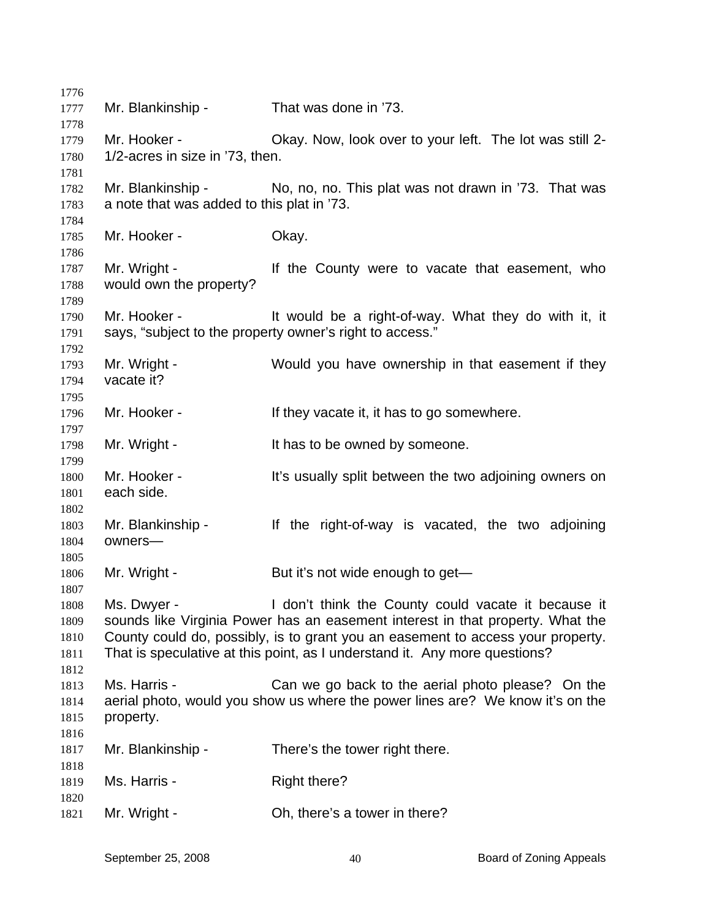Mr. Blankinship - That was done in '73.

Mr. Hooker - Okay. Now, look over to your left. The lot was still 2-1/2-acres in size in '73, then.

Mr. Blankinship - No, no, no. This plat was not drawn in '73. That was a note that was added to this plat in '73.

Mr. Hooker - Okay.

Mr. Wright - If the County were to vacate that easement, who would own the property?

Mr. Hooker - It would be a right-of-way. What they do with it, it says, "subject to the property owner's right to access."

Mr. Wright - Would you have ownership in that easement if they vacate it?

Mr. Hooker - If they vacate it, it has to go somewhere.

Mr. Wright - It has to be owned by someone.

Mr. Hooker - It's usually split between the two adjoining owners on each side.

Mr. Blankinship - If the right-of-way is vacated, the two adjoining owners—

Mr. Wright - But it's not wide enough to get—

Ms. Dwyer - I don't think the County could vacate it because it sounds like Virginia Power has an easement interest in that property. What the County could do, possibly, is to grant you an easement to access your property. That is speculative at this point, as I understand it. Any more questions?

Ms. Harris - Can we go back to the aerial photo please? On the aerial photo, would you show us where the power lines are? We know it's on the property.

Mr. Blankinship - There's the tower right there.

Ms. Harris - Right there?

Mr. Wright - Oh, there's a tower in there?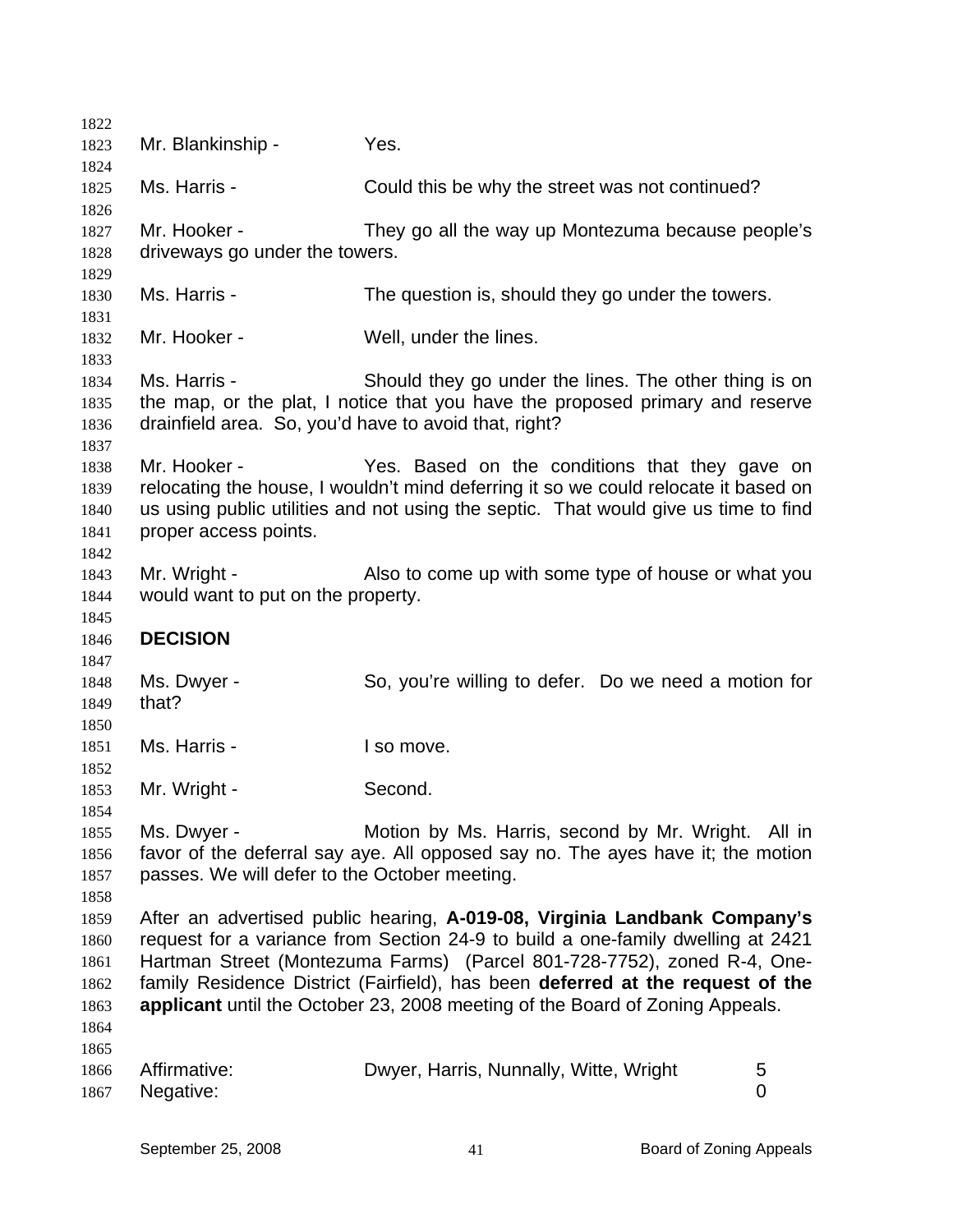Mr. Blankinship - Yes.

Ms. Harris - Could this be why the street was not continued?

Mr. Hooker - They go all the way up Montezuma because people's driveways go under the towers.

Ms. Harris - The question is, should they go under the towers.

Mr. Hooker - Well, under the lines.

Ms. Harris - Should they go under the lines. The other thing is on the map, or the plat, I notice that you have the proposed primary and reserve drainfield area. So, you'd have to avoid that, right?

Mr. Hooker - Yes. Based on the conditions that they gave on relocating the house, I wouldn't mind deferring it so we could relocate it based on us using public utilities and not using the septic. That would give us time to find proper access points.

Mr. Wright - Also to come up with some type of house or what you would want to put on the property.

**DECISION**

Ms. Dwyer - So, you're willing to defer. Do we need a motion for that?

Ms. Harris - I so move.

Mr. Wright - Second.

Ms. Dwyer - Motion by Ms. Harris, second by Mr. Wright. All in favor of the deferral say aye. All opposed say no. The ayes have it; the motion passes. We will defer to the October meeting.

After an advertised public hearing, **A-019-08, Virginia Landbank Company's** request for a variance from Section 24-9 to build a one-family dwelling at 2421 Hartman Street (Montezuma Farms) (Parcel 801-728-7752), zoned R-4, One-family Residence District (Fairfield), has been **deferred at the request of the applicant** until the October 23, 2008 meeting of the Board of Zoning Appeals.

| | | |
|---|---|---|
| Affirmative: | Dwyer, Harris, Nunnally, Witte, Wright | 5 |
| Negative: | | 0 |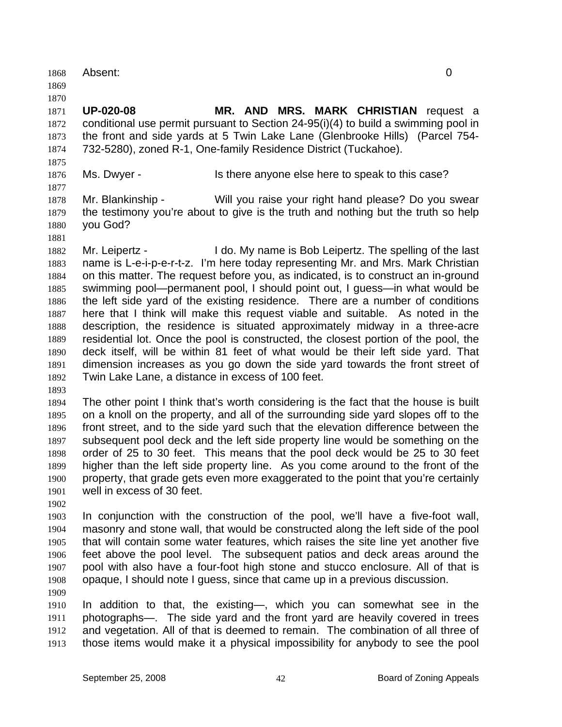Absent: 0

**UP-020-08 MR. AND MRS. MARK CHRISTIAN** request a conditional use permit pursuant to Section 24-95(i)(4) to build a swimming pool in the front and side yards at 5 Twin Lake Lane (Glenbrooke Hills) (Parcel 754-732-5280), zoned R-1, One-family Residence District (Tuckahoe).

Ms. Dwyer - Is there anyone else here to speak to this case?

Mr. Blankinship - Will you raise your right hand please? Do you swear the testimony you're about to give is the truth and nothing but the truth so help you God?

Mr. Leipertz - I do. My name is Bob Leipertz. The spelling of the last name is L-e-i-p-e-r-t-z. I'm here today representing Mr. and Mrs. Mark Christian on this matter. The request before you, as indicated, is to construct an in-ground swimming pool—permanent pool, I should point out, I guess—in what would be the left side yard of the existing residence. There are a number of conditions here that I think will make this request viable and suitable. As noted in the description, the residence is situated approximately midway in a three-acre residential lot. Once the pool is constructed, the closest portion of the pool, the deck itself, will be within 81 feet of what would be their left side yard. That dimension increases as you go down the side yard towards the front street of Twin Lake Lane, a distance in excess of 100 feet.

The other point I think that's worth considering is the fact that the house is built on a knoll on the property, and all of the surrounding side yard slopes off to the front street, and to the side yard such that the elevation difference between the subsequent pool deck and the left side property line would be something on the order of 25 to 30 feet. This means that the pool deck would be 25 to 30 feet higher than the left side property line. As you come around to the front of the property, that grade gets even more exaggerated to the point that you're certainly well in excess of 30 feet.

In conjunction with the construction of the pool, we'll have a five-foot wall, masonry and stone wall, that would be constructed along the left side of the pool that will contain some water features, which raises the site line yet another five feet above the pool level. The subsequent patios and deck areas around the pool with also have a four-foot high stone and stucco enclosure. All of that is opaque, I should note I guess, since that came up in a previous discussion.

In addition to that, the existing—, which you can somewhat see in the photographs—. The side yard and the front yard are heavily covered in trees and vegetation. All of that is deemed to remain. The combination of all three of those items would make it a physical impossibility for anybody to see the pool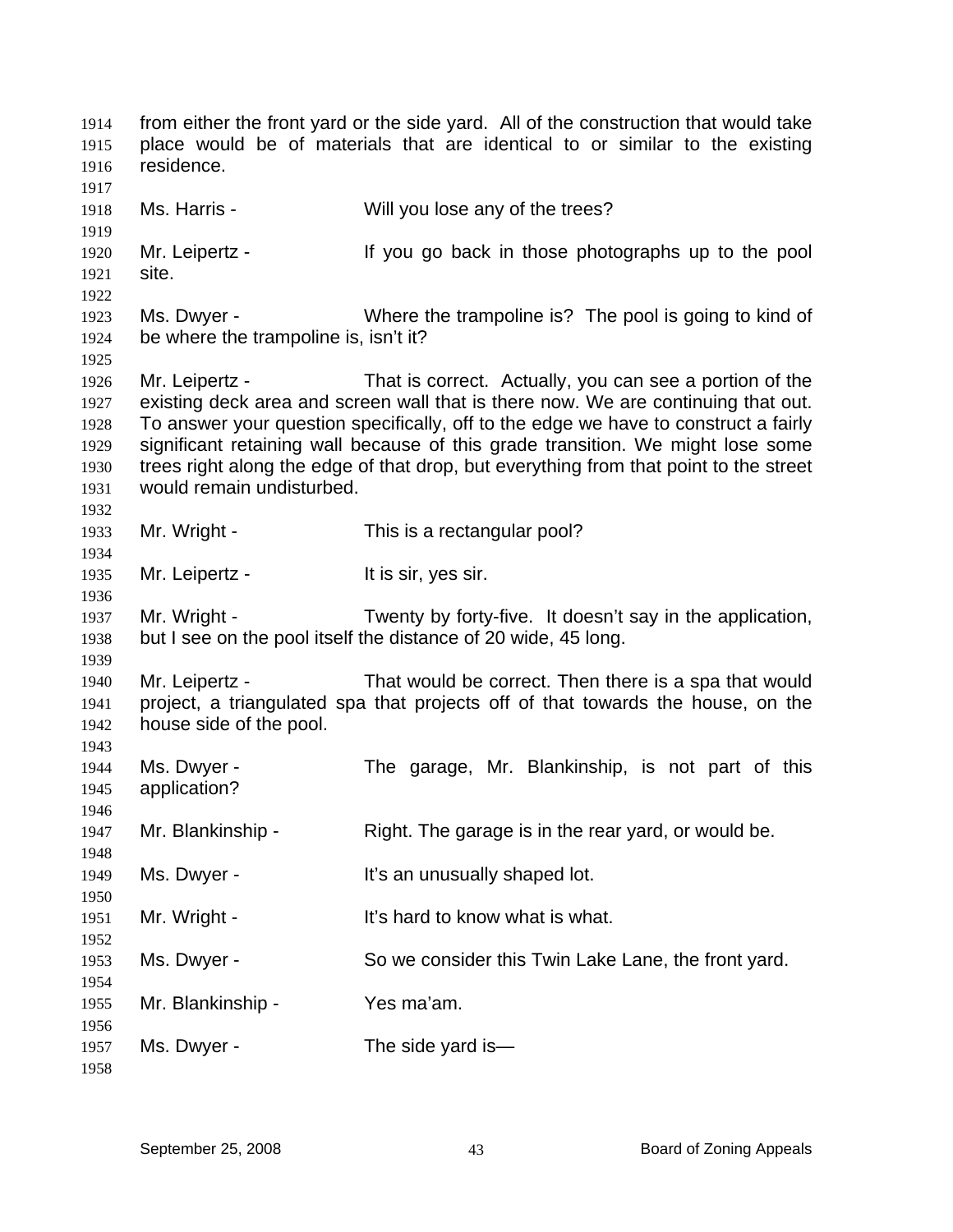from either the front yard or the side yard. All of the construction that would take place would be of materials that are identical to or similar to the existing residence.

Ms. Harris - Will you lose any of the trees?

Mr. Leipertz - If you go back in those photographs up to the pool site.

Ms. Dwyer - Where the trampoline is? The pool is going to kind of be where the trampoline is, isn't it?

Mr. Leipertz - That is correct. Actually, you can see a portion of the existing deck area and screen wall that is there now. We are continuing that out. To answer your question specifically, off to the edge we have to construct a fairly significant retaining wall because of this grade transition. We might lose some trees right along the edge of that drop, but everything from that point to the street would remain undisturbed.

Mr. Wright - This is a rectangular pool?

Mr. Leipertz - It is sir, yes sir.

Mr. Wright - Twenty by forty-five. It doesn't say in the application, but I see on the pool itself the distance of 20 wide, 45 long.

Mr. Leipertz - That would be correct. Then there is a spa that would project, a triangulated spa that projects off of that towards the house, on the house side of the pool.

Ms. Dwyer - The garage, Mr. Blankinship, is not part of this application?

Mr. Blankinship - Right. The garage is in the rear yard, or would be.

Ms. Dwyer - It's an unusually shaped lot.

Mr. Wright - It's hard to know what is what.

Ms. Dwyer - So we consider this Twin Lake Lane, the front yard.

Mr. Blankinship - Yes ma'am.

Ms. Dwyer - The side yard is—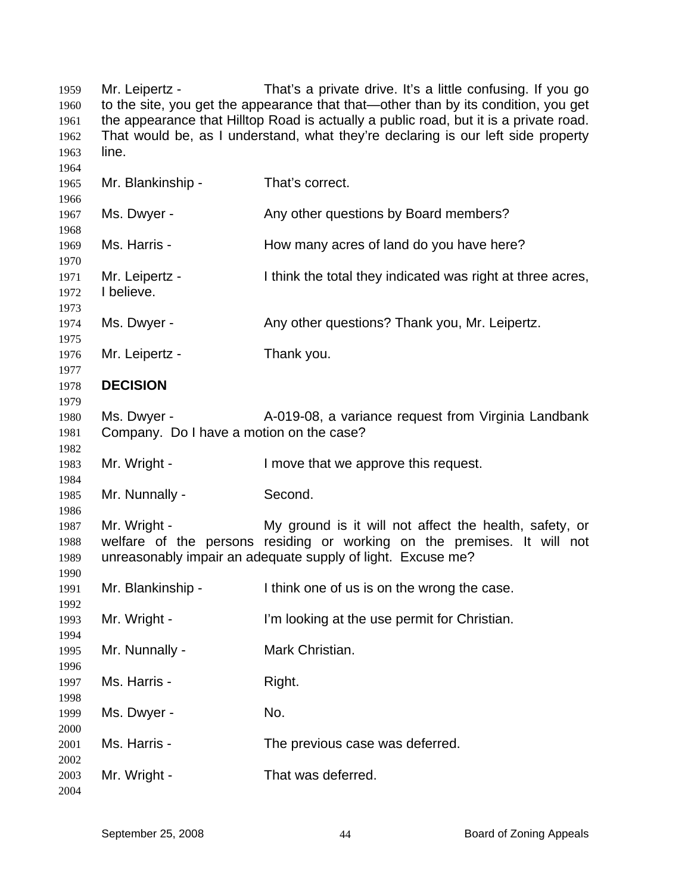Mr. Leipertz - That's a private drive. It's a little confusing. If you go to the site, you get the appearance that that—other than by its condition, you get the appearance that Hilltop Road is actually a public road, but it is a private road. That would be, as I understand, what they're declaring is our left side property line.

Mr. Blankinship - That's correct.

Ms. Dwyer - Any other questions by Board members?

Ms. Harris - How many acres of land do you have here?

Mr. Leipertz - I think the total they indicated was right at three acres, I believe.

Ms. Dwyer - Any other questions? Thank you, Mr. Leipertz.

Mr. Leipertz - Thank you.

**DECISION**

Ms. Dwyer - A-019-08, a variance request from Virginia Landbank Company. Do I have a motion on the case?

Mr. Wright - I move that we approve this request.

Mr. Nunnally - Second.

Mr. Wright - My ground is it will not affect the health, safety, or welfare of the persons residing or working on the premises. It will not unreasonably impair an adequate supply of light. Excuse me?

Mr. Blankinship - I think one of us is on the wrong the case.

Mr. Wright - I'm looking at the use permit for Christian.

Mr. Nunnally - Mark Christian.

Ms. Harris - Right.

Ms. Dwyer - No.

Ms. Harris - The previous case was deferred.

Mr. Wright - That was deferred.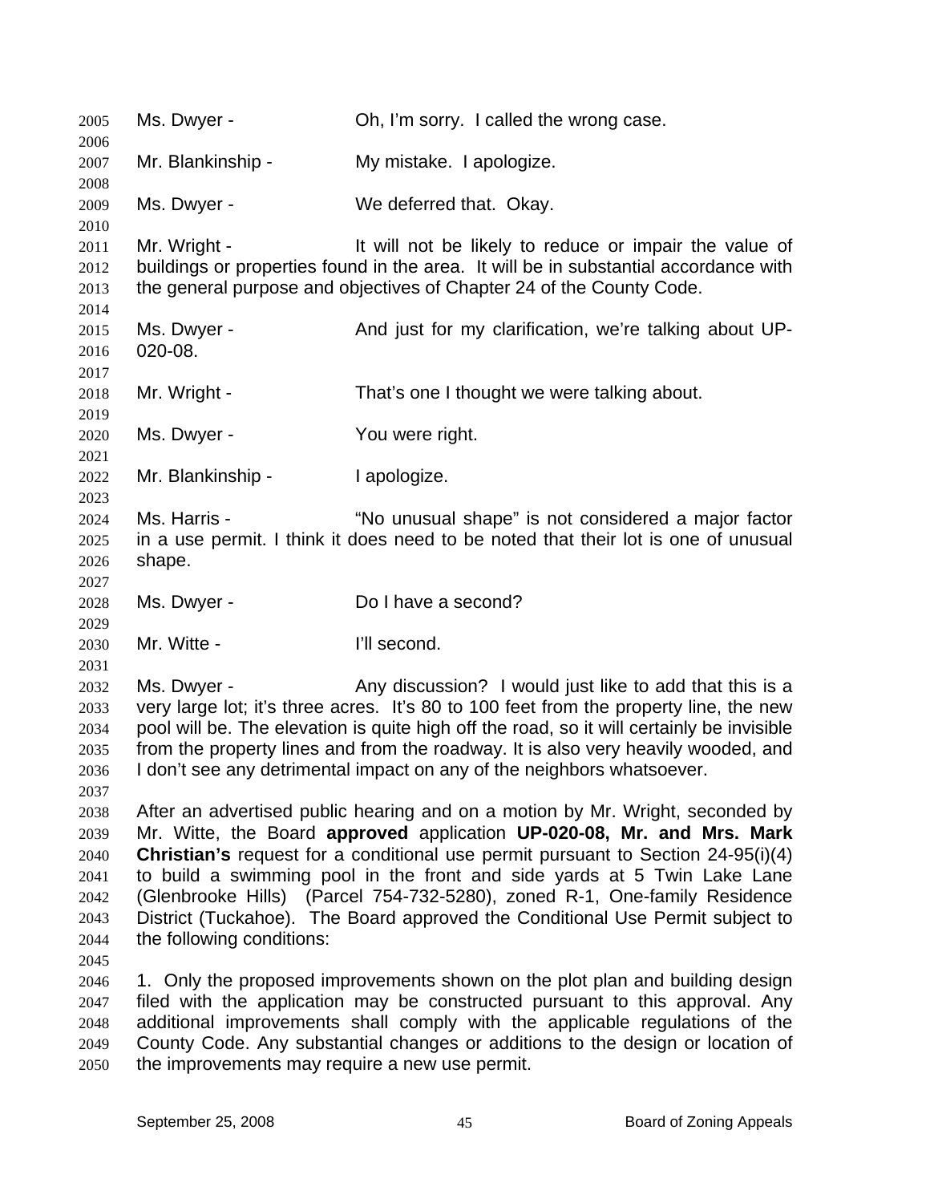Ms. Dwyer - Oh, I'm sorry. I called the wrong case.

Mr. Blankinship - My mistake. I apologize.

Ms. Dwyer - We deferred that. Okay.

Mr. Wright - It will not be likely to reduce or impair the value of buildings or properties found in the area. It will be in substantial accordance with the general purpose and objectives of Chapter 24 of the County Code.

Ms. Dwyer - And just for my clarification, we're talking about UP-020-08.

Mr. Wright - That's one I thought we were talking about.

Ms. Dwyer - You were right.

Mr. Blankinship - I apologize.

Ms. Harris - "No unusual shape" is not considered a major factor in a use permit. I think it does need to be noted that their lot is one of unusual shape.

Ms. Dwyer - Do I have a second?

Mr. Witte - I'll second.

Ms. Dwyer - Any discussion? I would just like to add that this is a very large lot; it's three acres. It's 80 to 100 feet from the property line, the new pool will be. The elevation is quite high off the road, so it will certainly be invisible from the property lines and from the roadway. It is also very heavily wooded, and I don't see any detrimental impact on any of the neighbors whatsoever.

After an advertised public hearing and on a motion by Mr. Wright, seconded by Mr. Witte, the Board **approved** application **UP-020-08, Mr. and Mrs. Mark Christian's** request for a conditional use permit pursuant to Section 24-95(i)(4) to build a swimming pool in the front and side yards at 5 Twin Lake Lane (Glenbrooke Hills) (Parcel 754-732-5280), zoned R-1, One-family Residence District (Tuckahoe). The Board approved the Conditional Use Permit subject to the following conditions:

1. Only the proposed improvements shown on the plot plan and building design filed with the application may be constructed pursuant to this approval. Any additional improvements shall comply with the applicable regulations of the County Code. Any substantial changes or additions to the design or location of the improvements may require a new use permit.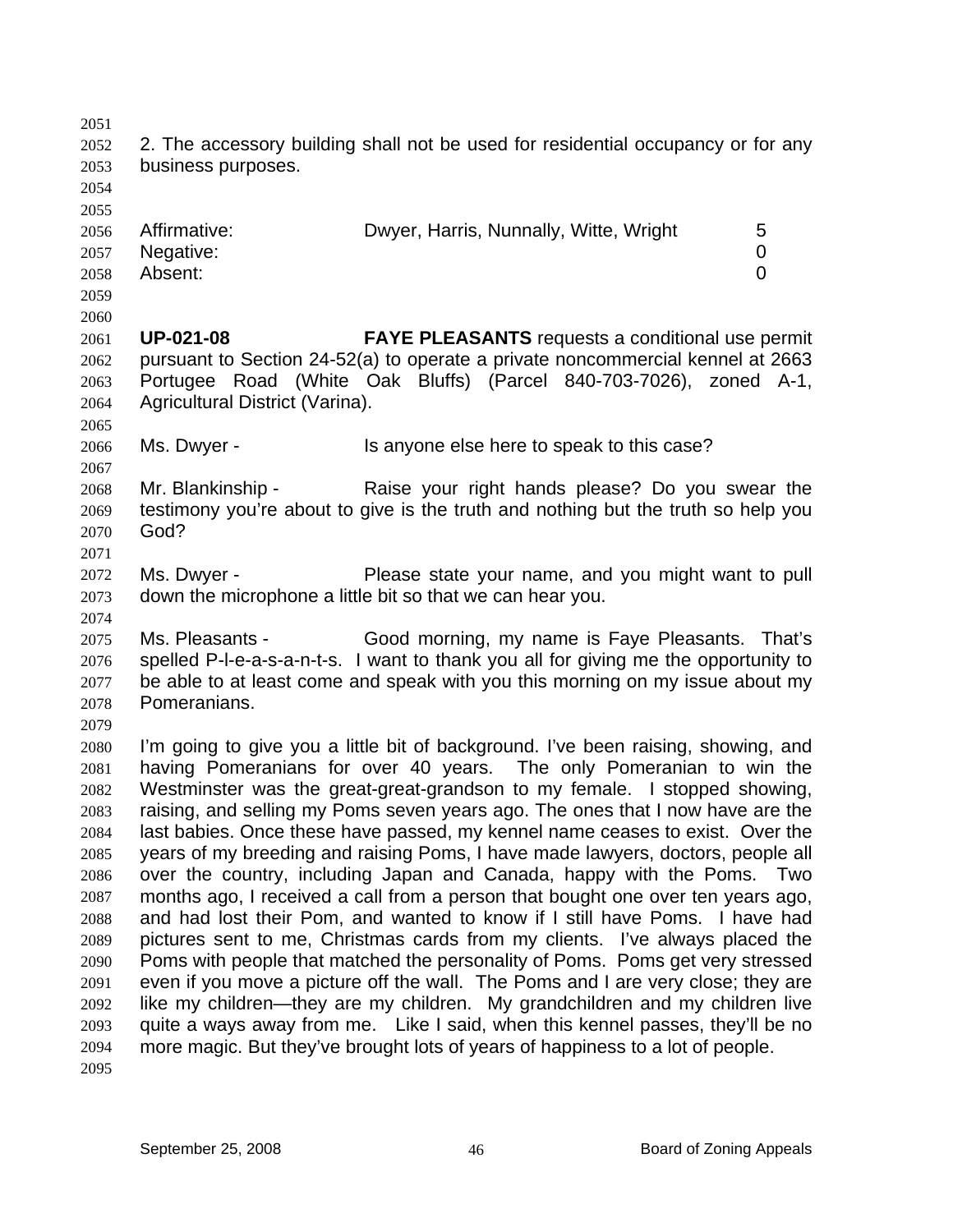2. The accessory building shall not be used for residential occupancy or for any business purposes.

| Affirmative: | Dwyer, Harris, Nunnally, Witte, Wright | 5 |
| --- | --- | --- |
| Negative: | | 0 |
| Absent: | | 0 |

**UP-021-08** **FAYE PLEASANTS** requests a conditional use permit pursuant to Section 24-52(a) to operate a private noncommercial kennel at 2663 Portugee Road (White Oak Bluffs) (Parcel 840-703-7026), zoned A-1, Agricultural District (Varina).

Ms. Dwyer - Is anyone else here to speak to this case?

Mr. Blankinship - Raise your right hands please? Do you swear the testimony you're about to give is the truth and nothing but the truth so help you God?

Ms. Dwyer - Please state your name, and you might want to pull down the microphone a little bit so that we can hear you.

Ms. Pleasants - Good morning, my name is Faye Pleasants. That's spelled P-l-e-a-s-a-n-t-s. I want to thank you all for giving me the opportunity to be able to at least come and speak with you this morning on my issue about my Pomeranians.

I'm going to give you a little bit of background. I've been raising, showing, and having Pomeranians for over 40 years. The only Pomeranian to win the Westminster was the great-great-grandson to my female. I stopped showing, raising, and selling my Poms seven years ago. The ones that I now have are the last babies. Once these have passed, my kennel name ceases to exist. Over the years of my breeding and raising Poms, I have made lawyers, doctors, people all over the country, including Japan and Canada, happy with the Poms. Two months ago, I received a call from a person that bought one over ten years ago, and had lost their Pom, and wanted to know if I still have Poms. I have had pictures sent to me, Christmas cards from my clients. I've always placed the Poms with people that matched the personality of Poms. Poms get very stressed even if you move a picture off the wall. The Poms and I are very close; they are like my children—they are my children. My grandchildren and my children live quite a ways away from me. Like I said, when this kennel passes, they'll be no more magic. But they've brought lots of years of happiness to a lot of people.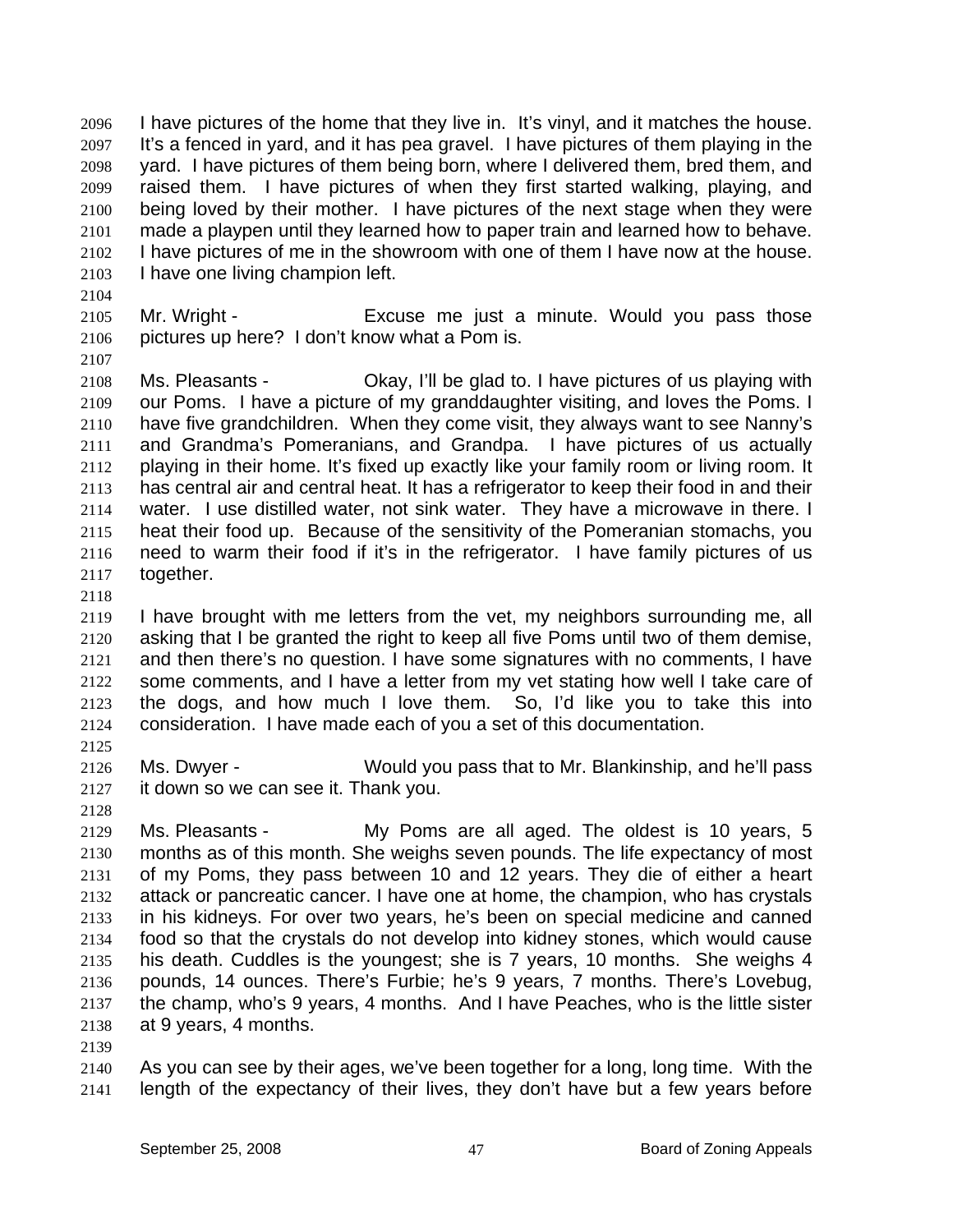I have pictures of the home that they live in. It's vinyl, and it matches the house. It's a fenced in yard, and it has pea gravel. I have pictures of them playing in the yard. I have pictures of them being born, where I delivered them, bred them, and raised them. I have pictures of when they first started walking, playing, and being loved by their mother. I have pictures of the next stage when they were made a playpen until they learned how to paper train and learned how to behave. I have pictures of me in the showroom with one of them I have now at the house. I have one living champion left.

Mr. Wright - Excuse me just a minute. Would you pass those pictures up here? I don't know what a Pom is.

Ms. Pleasants - Okay, I'll be glad to. I have pictures of us playing with our Poms. I have a picture of my granddaughter visiting, and loves the Poms. I have five grandchildren. When they come visit, they always want to see Nanny's and Grandma's Pomeranians, and Grandpa. I have pictures of us actually playing in their home. It's fixed up exactly like your family room or living room. It has central air and central heat. It has a refrigerator to keep their food in and their water. I use distilled water, not sink water. They have a microwave in there. I heat their food up. Because of the sensitivity of the Pomeranian stomachs, you need to warm their food if it's in the refrigerator. I have family pictures of us together.

I have brought with me letters from the vet, my neighbors surrounding me, all asking that I be granted the right to keep all five Poms until two of them demise, and then there's no question. I have some signatures with no comments, I have some comments, and I have a letter from my vet stating how well I take care of the dogs, and how much I love them. So, I'd like you to take this into consideration. I have made each of you a set of this documentation.

Ms. Dwyer - Would you pass that to Mr. Blankinship, and he'll pass it down so we can see it. Thank you.

Ms. Pleasants - My Poms are all aged. The oldest is 10 years, 5 months as of this month. She weighs seven pounds. The life expectancy of most of my Poms, they pass between 10 and 12 years. They die of either a heart attack or pancreatic cancer. I have one at home, the champion, who has crystals in his kidneys. For over two years, he's been on special medicine and canned food so that the crystals do not develop into kidney stones, which would cause his death. Cuddles is the youngest; she is 7 years, 10 months. She weighs 4 pounds, 14 ounces. There's Furbie; he's 9 years, 7 months. There's Lovebug, the champ, who's 9 years, 4 months. And I have Peaches, who is the little sister at 9 years, 4 months.

As you can see by their ages, we've been together for a long, long time. With the length of the expectancy of their lives, they don't have but a few years before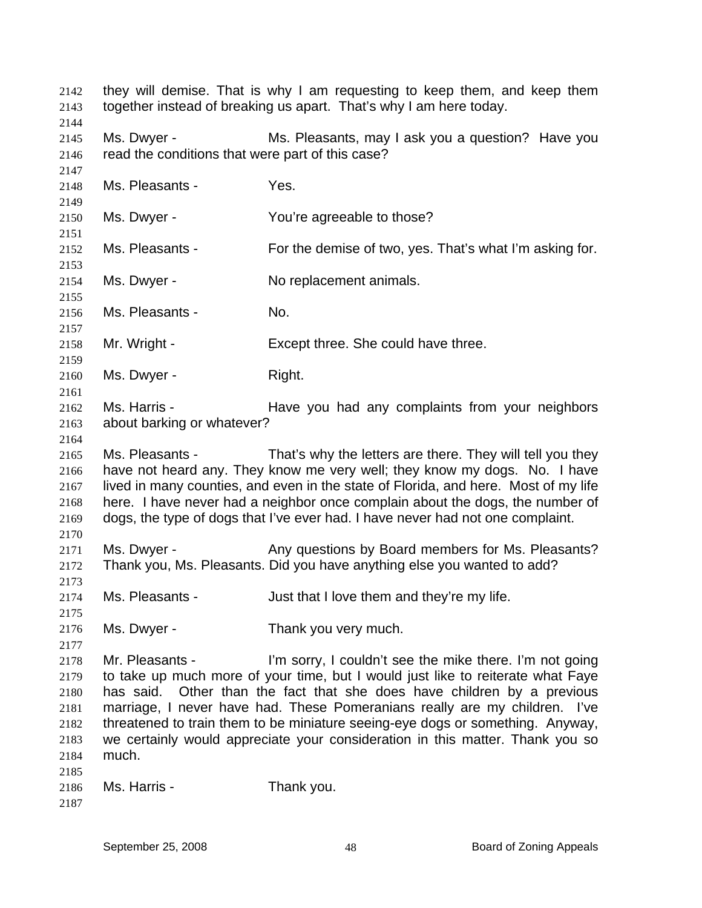they will demise. That is why I am requesting to keep them, and keep them together instead of breaking us apart. That's why I am here today.

Ms. Dwyer - Ms. Pleasants, may I ask you a question? Have you read the conditions that were part of this case?

Ms. Pleasants - Yes.

Ms. Dwyer - You're agreeable to those?

Ms. Pleasants - For the demise of two, yes. That's what I'm asking for.

Ms. Dwyer - No replacement animals.

Ms. Pleasants - No.

Mr. Wright - Except three. She could have three.

Ms. Dwyer - Right.

Ms. Harris - Have you had any complaints from your neighbors about barking or whatever?

Ms. Pleasants - That's why the letters are there. They will tell you they have not heard any. They know me very well; they know my dogs. No. I have lived in many counties, and even in the state of Florida, and here. Most of my life here. I have never had a neighbor once complain about the dogs, the number of dogs, the type of dogs that I've ever had. I have never had not one complaint.

Ms. Dwyer - Any questions by Board members for Ms. Pleasants? Thank you, Ms. Pleasants. Did you have anything else you wanted to add?

Ms. Pleasants - Just that I love them and they're my life.

Ms. Dwyer - Thank you very much.

Mr. Pleasants - I'm sorry, I couldn't see the mike there. I'm not going to take up much more of your time, but I would just like to reiterate what Faye has said. Other than the fact that she does have children by a previous marriage, I never have had. These Pomeranians really are my children. I've threatened to train them to be miniature seeing-eye dogs or something. Anyway, we certainly would appreciate your consideration in this matter. Thank you so much.

Ms. Harris - Thank you.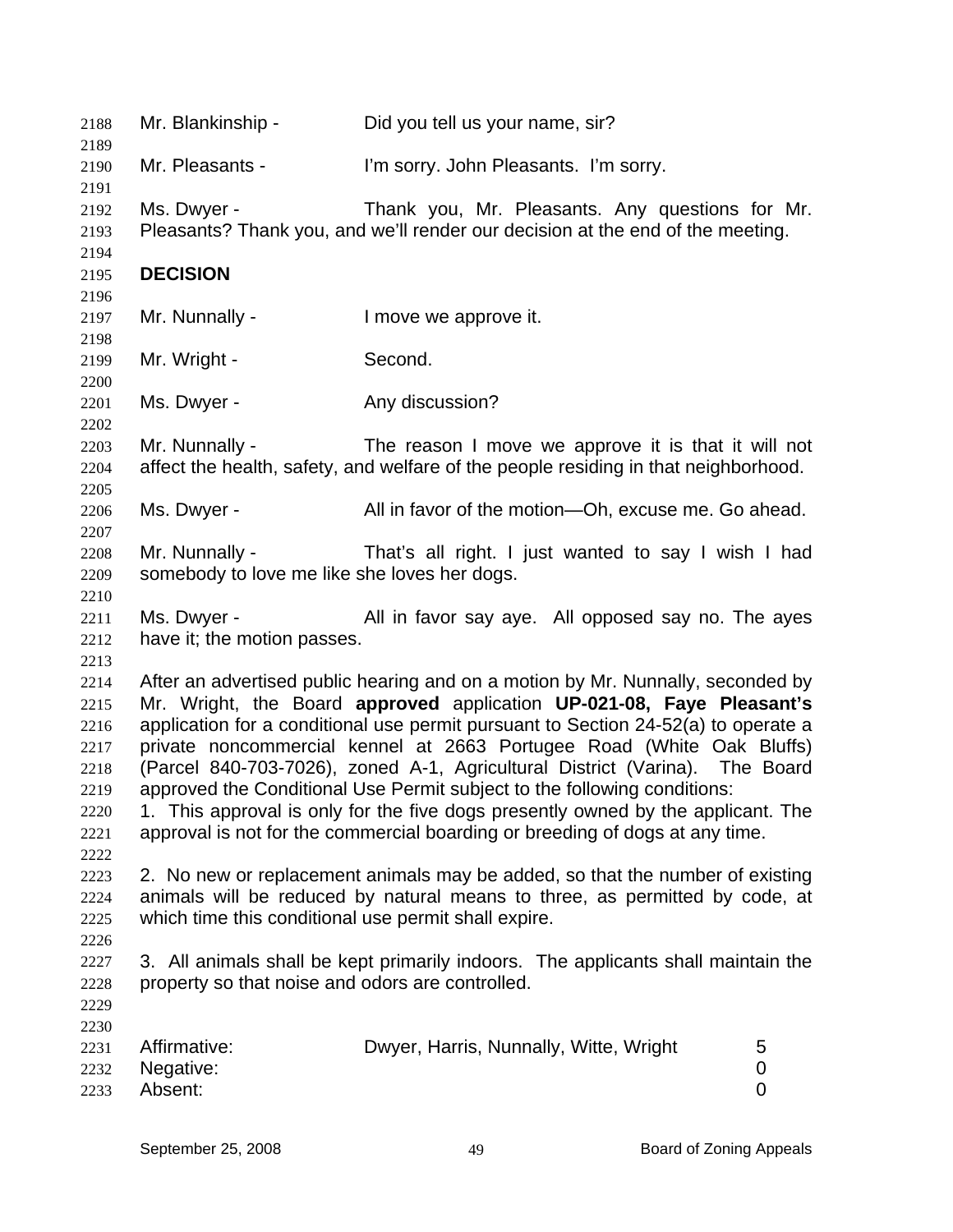Mr. Blankinship - Did you tell us your name, sir?

Mr. Pleasants - I'm sorry. John Pleasants. I'm sorry.

Ms. Dwyer - Thank you, Mr. Pleasants. Any questions for Mr. Pleasants? Thank you, and we'll render our decision at the end of the meeting.

**DECISION**

Mr. Nunnally - I move we approve it.

Mr. Wright - Second.

Ms. Dwyer - Any discussion?

Mr. Nunnally - The reason I move we approve it is that it will not affect the health, safety, and welfare of the people residing in that neighborhood.

Ms. Dwyer - All in favor of the motion—Oh, excuse me. Go ahead.

Mr. Nunnally - That's all right. I just wanted to say I wish I had somebody to love me like she loves her dogs.

Ms. Dwyer - All in favor say aye. All opposed say no. The ayes have it; the motion passes.

After an advertised public hearing and on a motion by Mr. Nunnally, seconded by Mr. Wright, the Board **approved** application **UP-021-08, Faye Pleasant's** application for a conditional use permit pursuant to Section 24-52(a) to operate a private noncommercial kennel at 2663 Portugee Road (White Oak Bluffs) (Parcel 840-703-7026), zoned A-1, Agricultural District (Varina). The Board approved the Conditional Use Permit subject to the following conditions:

1. This approval is only for the five dogs presently owned by the applicant. The approval is not for the commercial boarding or breeding of dogs at any time.

2. No new or replacement animals may be added, so that the number of existing animals will be reduced by natural means to three, as permitted by code, at which time this conditional use permit shall expire.

3. All animals shall be kept primarily indoors. The applicants shall maintain the property so that noise and odors are controlled.

| | | |
|---|---|---|
| Affirmative: | Dwyer, Harris, Nunnally, Witte, Wright | 5 |
| Negative: | | 0 |
| Absent: | | 0 |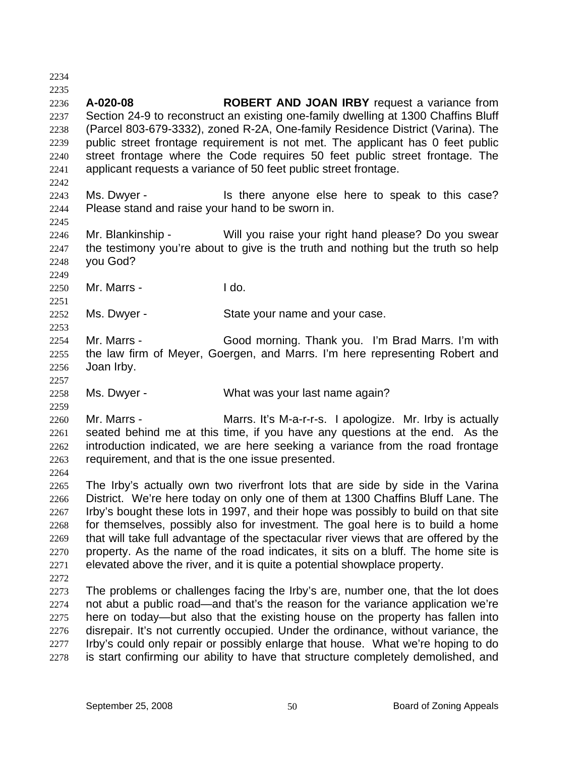**A-020-08** **ROBERT AND JOAN IRBY** request a variance from Section 24-9 to reconstruct an existing one-family dwelling at 1300 Chaffins Bluff (Parcel 803-679-3332), zoned R-2A, One-family Residence District (Varina). The public street frontage requirement is not met. The applicant has 0 feet public street frontage where the Code requires 50 feet public street frontage. The applicant requests a variance of 50 feet public street frontage.

Ms. Dwyer - Is there anyone else here to speak to this case? Please stand and raise your hand to be sworn in.

Mr. Blankinship - Will you raise your right hand please? Do you swear the testimony you're about to give is the truth and nothing but the truth so help you God?

Mr. Marrs - I do.

Ms. Dwyer - State your name and your case.

Mr. Marrs - Good morning. Thank you. I'm Brad Marrs. I'm with the law firm of Meyer, Goergen, and Marrs. I'm here representing Robert and Joan Irby.

Ms. Dwyer - What was your last name again?

Mr. Marrs - Marrs. It's M-a-r-r-s. I apologize. Mr. Irby is actually seated behind me at this time, if you have any questions at the end. As the introduction indicated, we are here seeking a variance from the road frontage requirement, and that is the one issue presented.

The Irby's actually own two riverfront lots that are side by side in the Varina District. We're here today on only one of them at 1300 Chaffins Bluff Lane. The Irby's bought these lots in 1997, and their hope was possibly to build on that site for themselves, possibly also for investment. The goal here is to build a home that will take full advantage of the spectacular river views that are offered by the property. As the name of the road indicates, it sits on a bluff. The home site is elevated above the river, and it is quite a potential showplace property.

The problems or challenges facing the Irby's are, number one, that the lot does not abut a public road—and that's the reason for the variance application we're here on today—but also that the existing house on the property has fallen into disrepair. It's not currently occupied. Under the ordinance, without variance, the Irby's could only repair or possibly enlarge that house. What we're hoping to do is start confirming our ability to have that structure completely demolished, and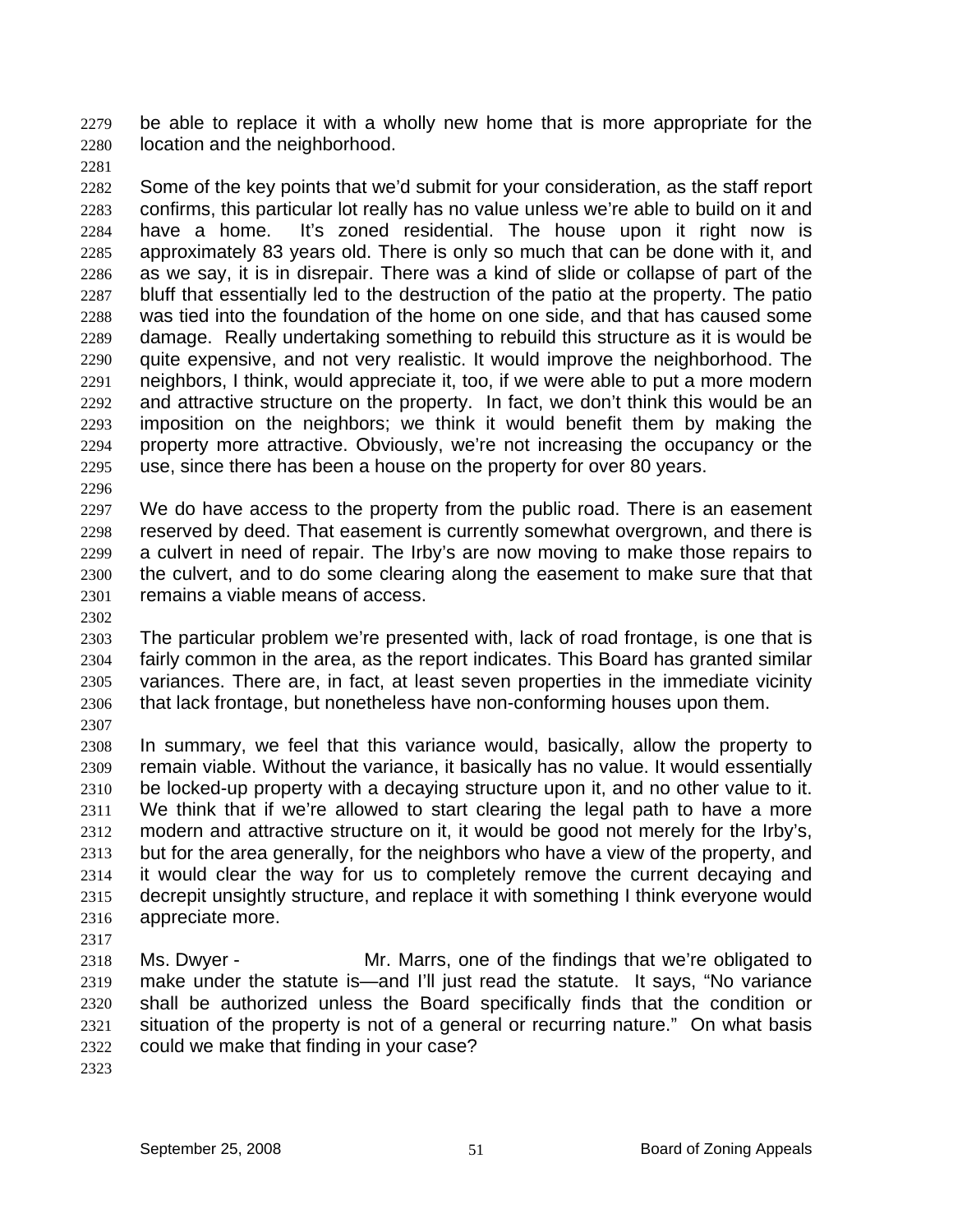be able to replace it with a wholly new home that is more appropriate for the location and the neighborhood.

Some of the key points that we'd submit for your consideration, as the staff report confirms, this particular lot really has no value unless we're able to build on it and have a home. It's zoned residential. The house upon it right now is approximately 83 years old. There is only so much that can be done with it, and as we say, it is in disrepair. There was a kind of slide or collapse of part of the bluff that essentially led to the destruction of the patio at the property. The patio was tied into the foundation of the home on one side, and that has caused some damage. Really undertaking something to rebuild this structure as it is would be quite expensive, and not very realistic. It would improve the neighborhood. The neighbors, I think, would appreciate it, too, if we were able to put a more modern and attractive structure on the property. In fact, we don't think this would be an imposition on the neighbors; we think it would benefit them by making the property more attractive. Obviously, we're not increasing the occupancy or the use, since there has been a house on the property for over 80 years.

We do have access to the property from the public road. There is an easement reserved by deed. That easement is currently somewhat overgrown, and there is a culvert in need of repair. The Irby's are now moving to make those repairs to the culvert, and to do some clearing along the easement to make sure that that remains a viable means of access.

The particular problem we're presented with, lack of road frontage, is one that is fairly common in the area, as the report indicates. This Board has granted similar variances. There are, in fact, at least seven properties in the immediate vicinity that lack frontage, but nonetheless have non-conforming houses upon them.

In summary, we feel that this variance would, basically, allow the property to remain viable. Without the variance, it basically has no value. It would essentially be locked-up property with a decaying structure upon it, and no other value to it. We think that if we're allowed to start clearing the legal path to have a more modern and attractive structure on it, it would be good not merely for the Irby's, but for the area generally, for the neighbors who have a view of the property, and it would clear the way for us to completely remove the current decaying and decrepit unsightly structure, and replace it with something I think everyone would appreciate more.

Ms. Dwyer - Mr. Marrs, one of the findings that we're obligated to make under the statute is—and I'll just read the statute. It says, "No variance shall be authorized unless the Board specifically finds that the condition or situation of the property is not of a general or recurring nature." On what basis could we make that finding in your case?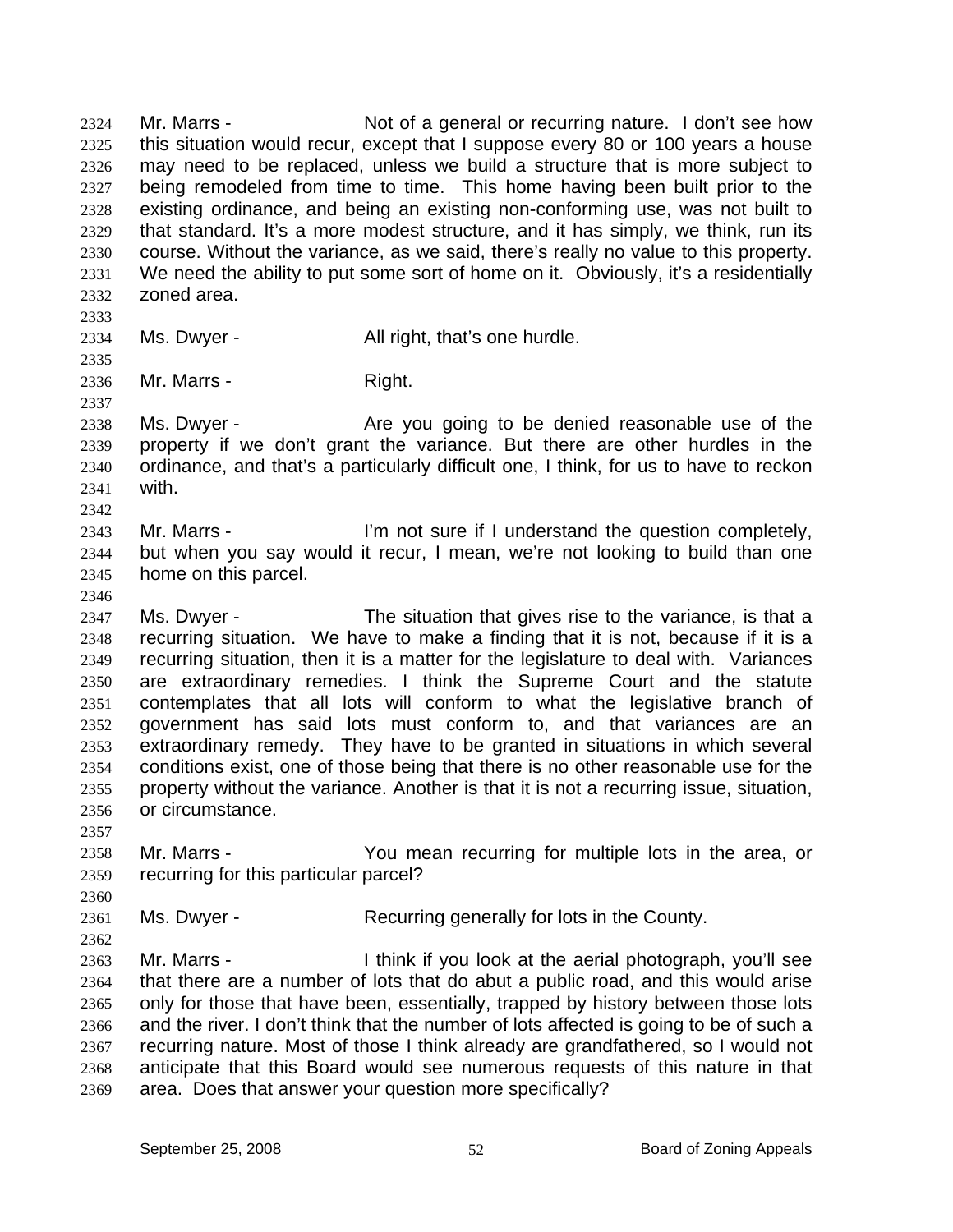Mr. Marrs - Not of a general or recurring nature. I don't see how this situation would recur, except that I suppose every 80 or 100 years a house may need to be replaced, unless we build a structure that is more subject to being remodeled from time to time. This home having been built prior to the existing ordinance, and being an existing non-conforming use, was not built to that standard. It's a more modest structure, and it has simply, we think, run its course. Without the variance, as we said, there's really no value to this property. We need the ability to put some sort of home on it. Obviously, it's a residentially zoned area.

Ms. Dwyer - All right, that's one hurdle.

Mr. Marrs - Right.

Ms. Dwyer - Are you going to be denied reasonable use of the property if we don't grant the variance. But there are other hurdles in the ordinance, and that's a particularly difficult one, I think, for us to have to reckon with.

Mr. Marrs - I'm not sure if I understand the question completely, but when you say would it recur, I mean, we're not looking to build than one home on this parcel.

Ms. Dwyer - The situation that gives rise to the variance, is that a recurring situation. We have to make a finding that it is not, because if it is a recurring situation, then it is a matter for the legislature to deal with. Variances are extraordinary remedies. I think the Supreme Court and the statute contemplates that all lots will conform to what the legislative branch of government has said lots must conform to, and that variances are an extraordinary remedy. They have to be granted in situations in which several conditions exist, one of those being that there is no other reasonable use for the property without the variance. Another is that it is not a recurring issue, situation, or circumstance.

Mr. Marrs - You mean recurring for multiple lots in the area, or recurring for this particular parcel?

Ms. Dwyer - Recurring generally for lots in the County.

Mr. Marrs - I think if you look at the aerial photograph, you'll see that there are a number of lots that do abut a public road, and this would arise only for those that have been, essentially, trapped by history between those lots and the river. I don't think that the number of lots affected is going to be of such a recurring nature. Most of those I think already are grandfathered, so I would not anticipate that this Board would see numerous requests of this nature in that area. Does that answer your question more specifically?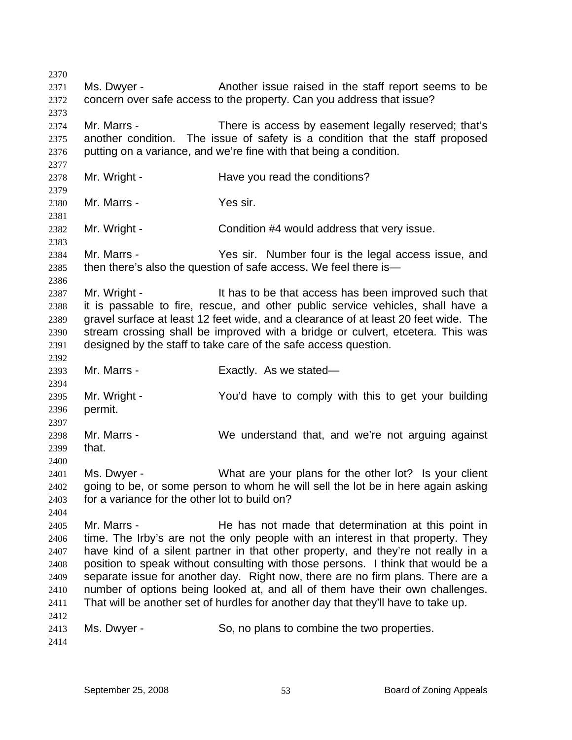Ms. Dwyer - Another issue raised in the staff report seems to be concern over safe access to the property. Can you address that issue?

Mr. Marrs - There is access by easement legally reserved; that's another condition. The issue of safety is a condition that the staff proposed putting on a variance, and we're fine with that being a condition.

Mr. Wright - Have you read the conditions?

Mr. Marrs - Yes sir.

Mr. Wright - Condition #4 would address that very issue.

Mr. Marrs - Yes sir. Number four is the legal access issue, and then there's also the question of safe access. We feel there is—

Mr. Wright - It has to be that access has been improved such that it is passable to fire, rescue, and other public service vehicles, shall have a gravel surface at least 12 feet wide, and a clearance of at least 20 feet wide. The stream crossing shall be improved with a bridge or culvert, etcetera. This was designed by the staff to take care of the safe access question.

Mr. Marrs - Exactly. As we stated—

Mr. Wright - You'd have to comply with this to get your building permit.

Mr. Marrs - We understand that, and we're not arguing against that.

Ms. Dwyer - What are your plans for the other lot? Is your client going to be, or some person to whom he will sell the lot be in here again asking for a variance for the other lot to build on?

Mr. Marrs - He has not made that determination at this point in time. The Irby's are not the only people with an interest in that property. They have kind of a silent partner in that other property, and they're not really in a position to speak without consulting with those persons. I think that would be a separate issue for another day. Right now, there are no firm plans. There are a number of options being looked at, and all of them have their own challenges. That will be another set of hurdles for another day that they'll have to take up.

Ms. Dwyer - So, no plans to combine the two properties.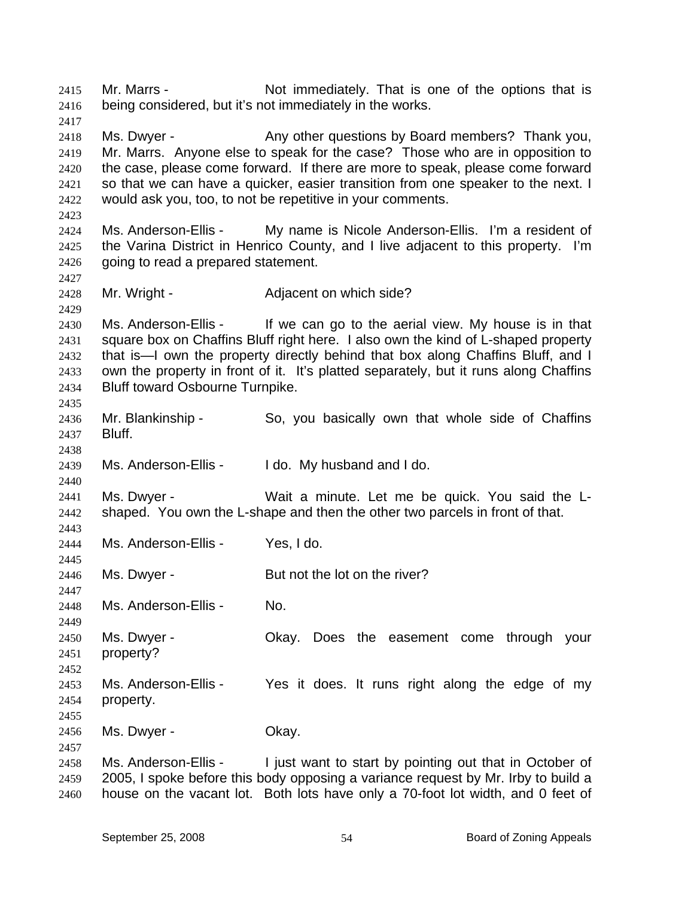Mr. Marrs - Not immediately. That is one of the options that is being considered, but it's not immediately in the works.

Ms. Dwyer - Any other questions by Board members? Thank you, Mr. Marrs. Anyone else to speak for the case? Those who are in opposition to the case, please come forward. If there are more to speak, please come forward so that we can have a quicker, easier transition from one speaker to the next. I would ask you, too, to not be repetitive in your comments.

Ms. Anderson-Ellis - My name is Nicole Anderson-Ellis. I'm a resident of the Varina District in Henrico County, and I live adjacent to this property. I'm going to read a prepared statement.

Mr. Wright - Adjacent on which side?

Ms. Anderson-Ellis - If we can go to the aerial view. My house is in that square box on Chaffins Bluff right here. I also own the kind of L-shaped property that is—I own the property directly behind that box along Chaffins Bluff, and I own the property in front of it. It's platted separately, but it runs along Chaffins Bluff toward Osbourne Turnpike.

Mr. Blankinship - So, you basically own that whole side of Chaffins Bluff.

Ms. Anderson-Ellis - I do. My husband and I do.

Ms. Dwyer - Wait a minute. Let me be quick. You said the L-shaped. You own the L-shape and then the other two parcels in front of that.

Ms. Anderson-Ellis - Yes, I do.

Ms. Dwyer - But not the lot on the river?

Ms. Anderson-Ellis - No.

Ms. Dwyer - Okay. Does the easement come through your property?

Ms. Anderson-Ellis - Yes it does. It runs right along the edge of my property.

Ms. Dwyer - Okay.

Ms. Anderson-Ellis - I just want to start by pointing out that in October of 2005, I spoke before this body opposing a variance request by Mr. Irby to build a house on the vacant lot. Both lots have only a 70-foot lot width, and 0 feet of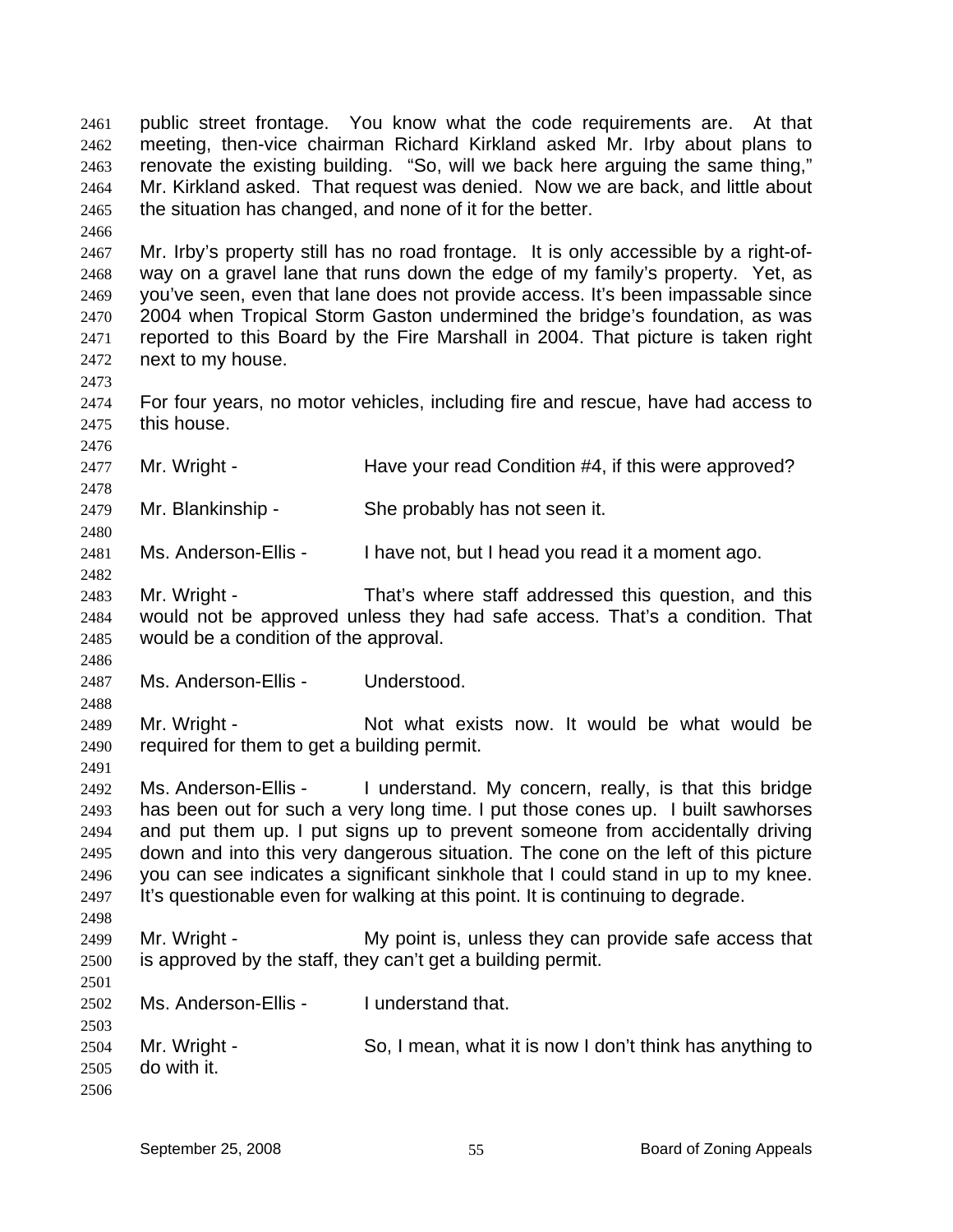public street frontage. You know what the code requirements are. At that meeting, then-vice chairman Richard Kirkland asked Mr. Irby about plans to renovate the existing building. "So, will we back here arguing the same thing," Mr. Kirkland asked. That request was denied. Now we are back, and little about the situation has changed, and none of it for the better.

Mr. Irby's property still has no road frontage. It is only accessible by a right-of-way on a gravel lane that runs down the edge of my family's property. Yet, as you've seen, even that lane does not provide access. It's been impassable since 2004 when Tropical Storm Gaston undermined the bridge's foundation, as was reported to this Board by the Fire Marshall in 2004. That picture is taken right next to my house.

For four years, no motor vehicles, including fire and rescue, have had access to this house.

Mr. Wright - Have your read Condition #4, if this were approved?

Mr. Blankinship - She probably has not seen it.

Ms. Anderson-Ellis - I have not, but I head you read it a moment ago.

Mr. Wright - That's where staff addressed this question, and this would not be approved unless they had safe access. That's a condition. That would be a condition of the approval.

Ms. Anderson-Ellis - Understood.

Mr. Wright - Not what exists now. It would be what would be required for them to get a building permit.

Ms. Anderson-Ellis - I understand. My concern, really, is that this bridge has been out for such a very long time. I put those cones up. I built sawhorses and put them up. I put signs up to prevent someone from accidentally driving down and into this very dangerous situation. The cone on the left of this picture you can see indicates a significant sinkhole that I could stand in up to my knee. It's questionable even for walking at this point. It is continuing to degrade.

Mr. Wright - My point is, unless they can provide safe access that is approved by the staff, they can't get a building permit.

Ms. Anderson-Ellis - I understand that.

Mr. Wright - So, I mean, what it is now I don't think has anything to do with it.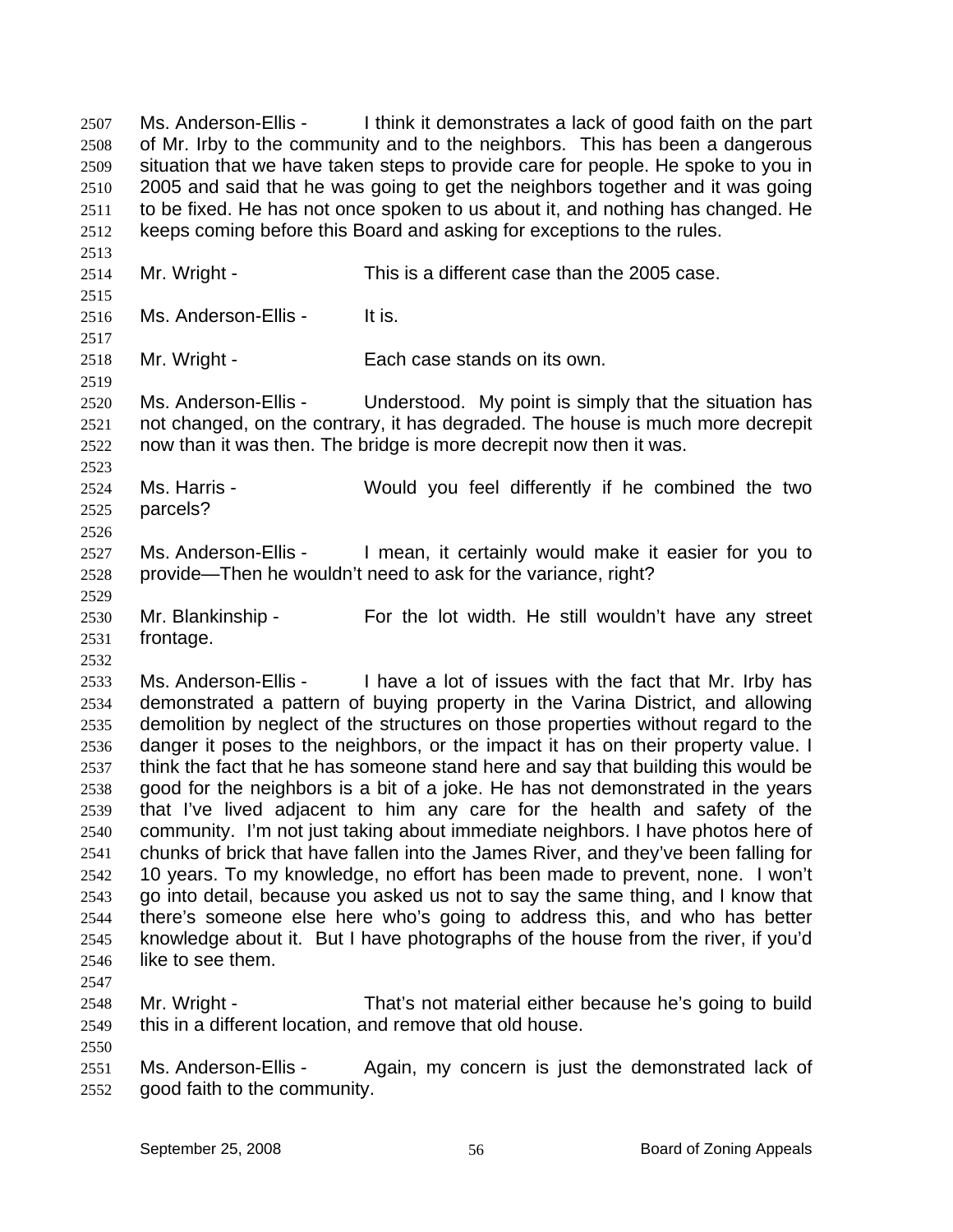Ms. Anderson-Ellis - I think it demonstrates a lack of good faith on the part of Mr. Irby to the community and to the neighbors. This has been a dangerous situation that we have taken steps to provide care for people. He spoke to you in 2005 and said that he was going to get the neighbors together and it was going to be fixed. He has not once spoken to us about it, and nothing has changed. He keeps coming before this Board and asking for exceptions to the rules.

Mr. Wright - This is a different case than the 2005 case.

Ms. Anderson-Ellis - It is.

Mr. Wright - Each case stands on its own.

Ms. Anderson-Ellis - Understood. My point is simply that the situation has not changed, on the contrary, it has degraded. The house is much more decrepit now than it was then. The bridge is more decrepit now then it was.

Ms. Harris - Would you feel differently if he combined the two parcels?

Ms. Anderson-Ellis - I mean, it certainly would make it easier for you to provide—Then he wouldn't need to ask for the variance, right?

Mr. Blankinship - For the lot width. He still wouldn't have any street frontage.

Ms. Anderson-Ellis - I have a lot of issues with the fact that Mr. Irby has demonstrated a pattern of buying property in the Varina District, and allowing demolition by neglect of the structures on those properties without regard to the danger it poses to the neighbors, or the impact it has on their property value. I think the fact that he has someone stand here and say that building this would be good for the neighbors is a bit of a joke. He has not demonstrated in the years that I've lived adjacent to him any care for the health and safety of the community. I'm not just taking about immediate neighbors. I have photos here of chunks of brick that have fallen into the James River, and they've been falling for 10 years. To my knowledge, no effort has been made to prevent, none. I won't go into detail, because you asked us not to say the same thing, and I know that there's someone else here who's going to address this, and who has better knowledge about it. But I have photographs of the house from the river, if you'd like to see them.

Mr. Wright - That's not material either because he's going to build this in a different location, and remove that old house.

Ms. Anderson-Ellis - Again, my concern is just the demonstrated lack of good faith to the community.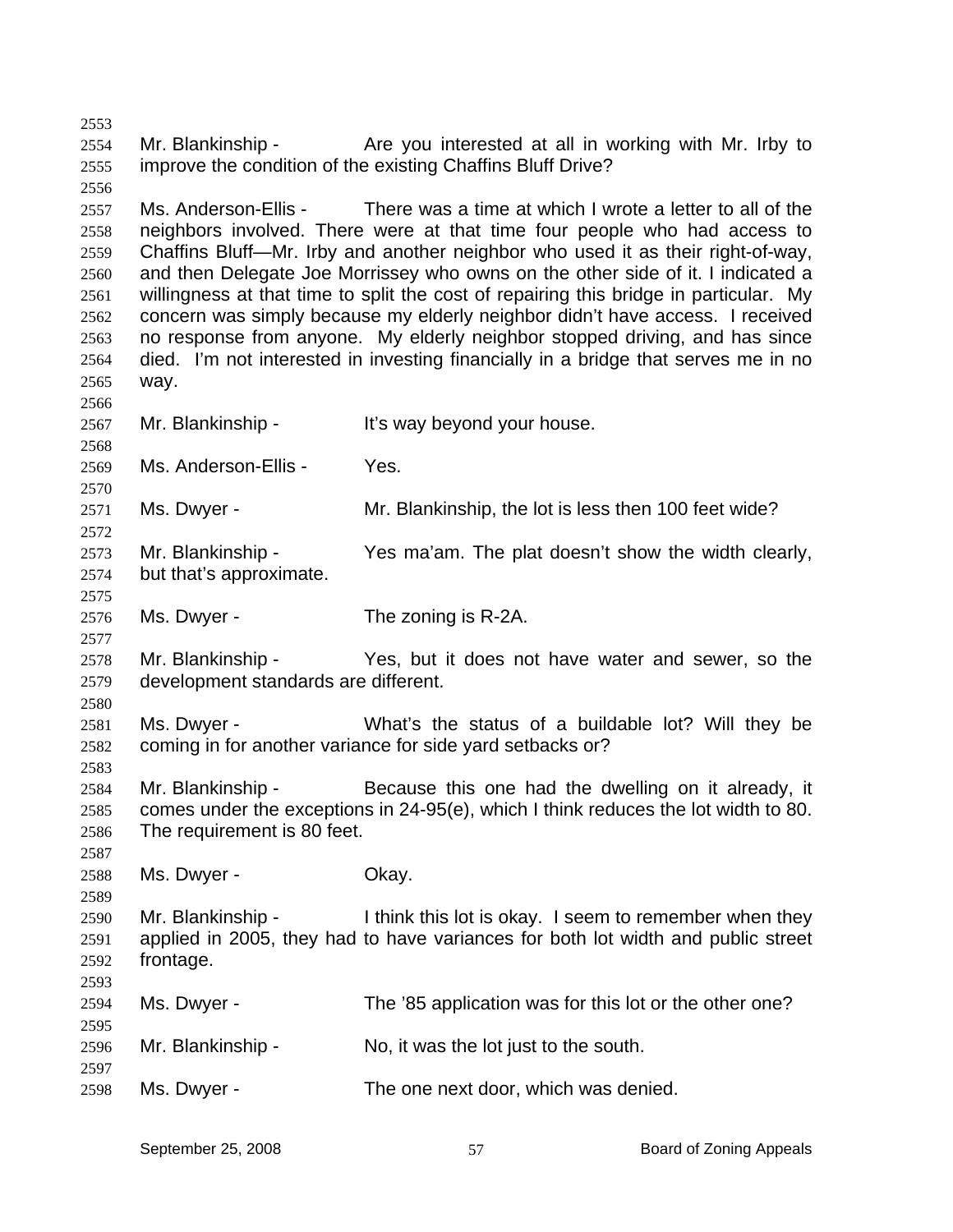Mr. Blankinship - Are you interested at all in working with Mr. Irby to improve the condition of the existing Chaffins Bluff Drive?

Ms. Anderson-Ellis - There was a time at which I wrote a letter to all of the neighbors involved. There were at that time four people who had access to Chaffins Bluff—Mr. Irby and another neighbor who used it as their right-of-way, and then Delegate Joe Morrissey who owns on the other side of it. I indicated a willingness at that time to split the cost of repairing this bridge in particular. My concern was simply because my elderly neighbor didn't have access. I received no response from anyone. My elderly neighbor stopped driving, and has since died. I'm not interested in investing financially in a bridge that serves me in no way.

Mr. Blankinship - It's way beyond your house.

Ms. Anderson-Ellis - Yes.

Ms. Dwyer - Mr. Blankinship, the lot is less then 100 feet wide?

Mr. Blankinship - Yes ma'am. The plat doesn't show the width clearly, but that's approximate.

Ms. Dwyer - The zoning is R-2A.

Mr. Blankinship - Yes, but it does not have water and sewer, so the development standards are different.

Ms. Dwyer - What's the status of a buildable lot? Will they be coming in for another variance for side yard setbacks or?

Mr. Blankinship - Because this one had the dwelling on it already, it comes under the exceptions in 24-95(e), which I think reduces the lot width to 80. The requirement is 80 feet.

Ms. Dwyer - Okay.

Mr. Blankinship - I think this lot is okay. I seem to remember when they applied in 2005, they had to have variances for both lot width and public street frontage.

Ms. Dwyer - The '85 application was for this lot or the other one?

Mr. Blankinship - No, it was the lot just to the south.

Ms. Dwyer - The one next door, which was denied.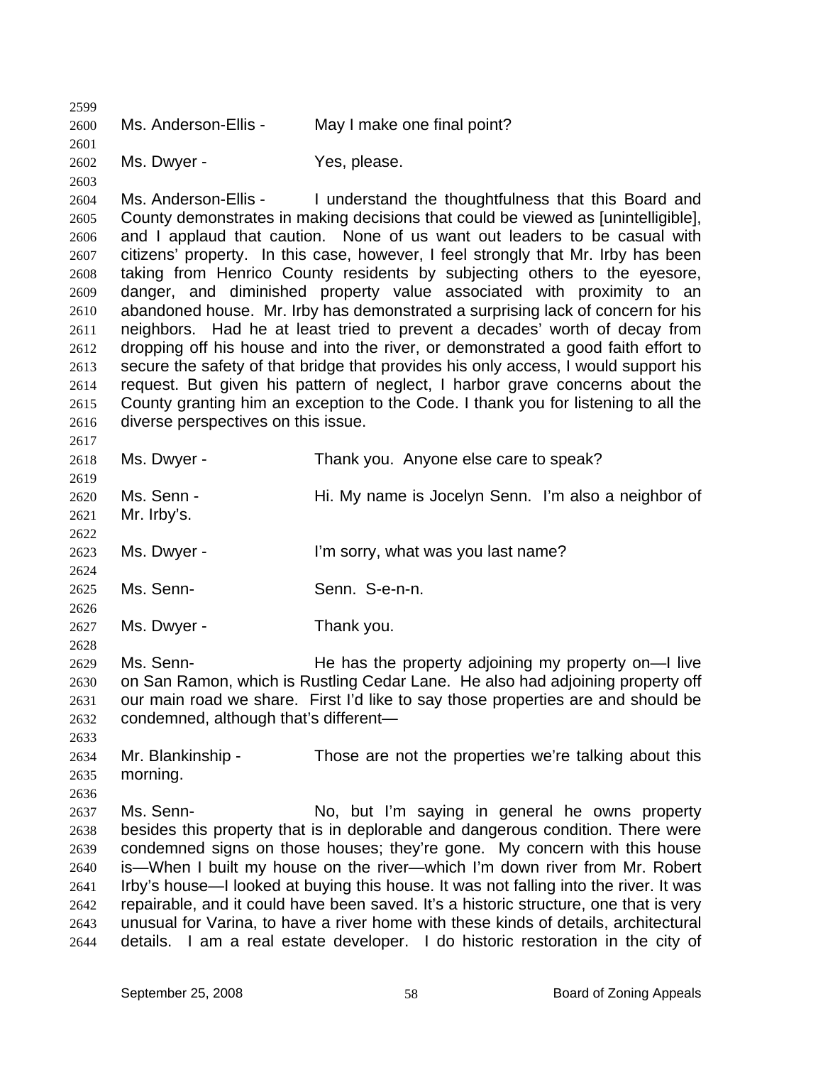Ms. Anderson-Ellis - May I make one final point?

Ms. Dwyer - Yes, please.

Ms. Anderson-Ellis - I understand the thoughtfulness that this Board and County demonstrates in making decisions that could be viewed as [unintelligible], and I applaud that caution. None of us want out leaders to be casual with citizens' property. In this case, however, I feel strongly that Mr. Irby has been taking from Henrico County residents by subjecting others to the eyesore, danger, and diminished property value associated with proximity to an abandoned house. Mr. Irby has demonstrated a surprising lack of concern for his neighbors. Had he at least tried to prevent a decades' worth of decay from dropping off his house and into the river, or demonstrated a good faith effort to secure the safety of that bridge that provides his only access, I would support his request. But given his pattern of neglect, I harbor grave concerns about the County granting him an exception to the Code. I thank you for listening to all the diverse perspectives on this issue.

Ms. Dwyer - Thank you. Anyone else care to speak?

Ms. Senn - Hi. My name is Jocelyn Senn. I'm also a neighbor of Mr. Irby's.

Ms. Dwyer - I'm sorry, what was you last name?

Ms. Senn- Senn. S-e-n-n.

Ms. Dwyer - Thank you.

Ms. Senn- He has the property adjoining my property on—I live on San Ramon, which is Rustling Cedar Lane. He also had adjoining property off our main road we share. First I'd like to say those properties are and should be condemned, although that's different—

Mr. Blankinship - Those are not the properties we're talking about this morning.

Ms. Senn- No, but I'm saying in general he owns property besides this property that is in deplorable and dangerous condition. There were condemned signs on those houses; they're gone. My concern with this house is—When I built my house on the river—which I'm down river from Mr. Robert Irby's house—I looked at buying this house. It was not falling into the river. It was repairable, and it could have been saved. It's a historic structure, one that is very unusual for Varina, to have a river home with these kinds of details, architectural details. I am a real estate developer. I do historic restoration in the city of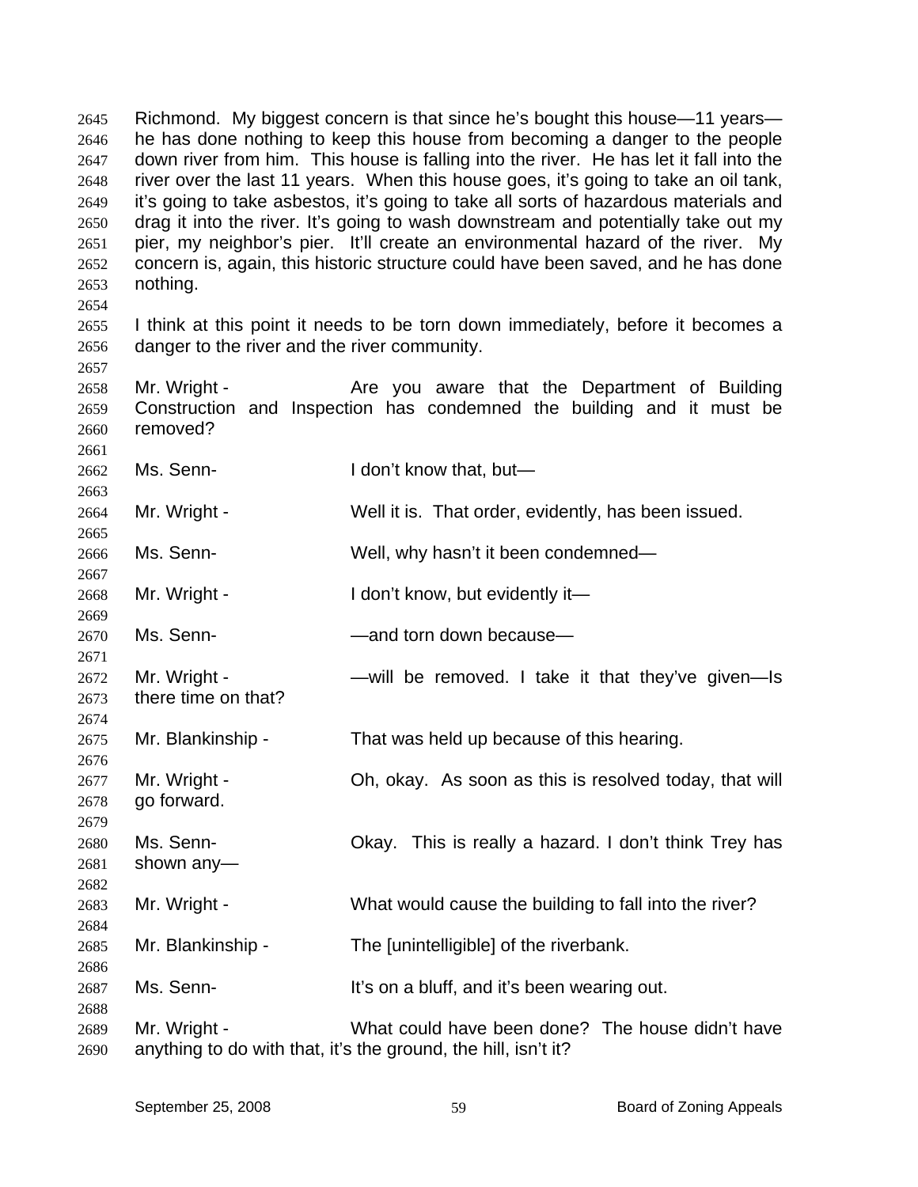Richmond. My biggest concern is that since he's bought this house—11 years—he has done nothing to keep this house from becoming a danger to the people down river from him. This house is falling into the river. He has let it fall into the river over the last 11 years. When this house goes, it's going to take an oil tank, it's going to take asbestos, it's going to take all sorts of hazardous materials and drag it into the river. It's going to wash downstream and potentially take out my pier, my neighbor's pier. It'll create an environmental hazard of the river. My concern is, again, this historic structure could have been saved, and he has done nothing.

I think at this point it needs to be torn down immediately, before it becomes a danger to the river and the river community.

Mr. Wright - Are you aware that the Department of Building Construction and Inspection has condemned the building and it must be removed?

Ms. Senn- I don't know that, but—

Mr. Wright - Well it is. That order, evidently, has been issued.

Ms. Senn- Well, why hasn't it been condemned—

Mr. Wright - I don't know, but evidently it—

Ms. Senn- —and torn down because—

Mr. Wright - —will be removed. I take it that they've given—Is there time on that?

Mr. Blankinship - That was held up because of this hearing.

Mr. Wright - Oh, okay. As soon as this is resolved today, that will go forward.

Ms. Senn- Okay. This is really a hazard. I don't think Trey has shown any—

Mr. Wright - What would cause the building to fall into the river?

Mr. Blankinship - The [unintelligible] of the riverbank.

Ms. Senn- It's on a bluff, and it's been wearing out.

Mr. Wright - What could have been done? The house didn't have anything to do with that, it's the ground, the hill, isn't it?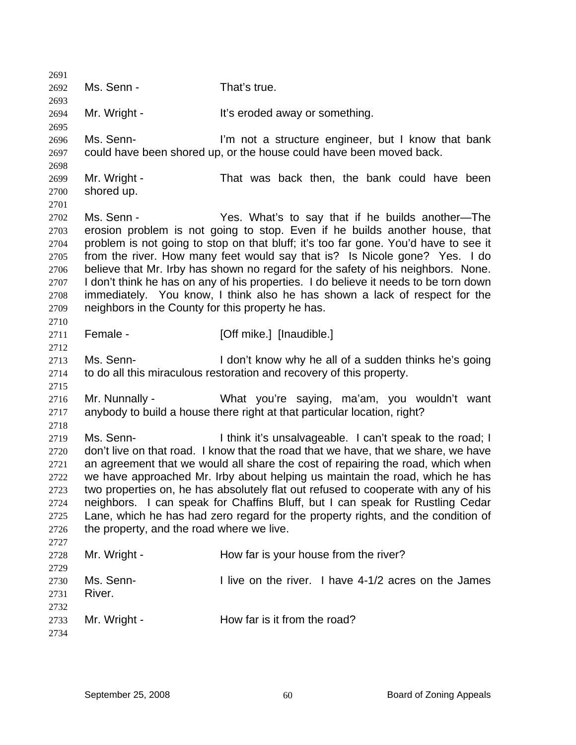Ms. Senn - That's true.

Mr. Wright - It's eroded away or something.

Ms. Senn- I'm not a structure engineer, but I know that bank could have been shored up, or the house could have been moved back.

Mr. Wright - That was back then, the bank could have been shored up.

Ms. Senn - Yes. What's to say that if he builds another—The erosion problem is not going to stop. Even if he builds another house, that problem is not going to stop on that bluff; it's too far gone. You'd have to see it from the river. How many feet would say that is? Is Nicole gone? Yes. I do believe that Mr. Irby has shown no regard for the safety of his neighbors. None. I don't think he has on any of his properties. I do believe it needs to be torn down immediately. You know, I think also he has shown a lack of respect for the neighbors in the County for this property he has.

Female - [Off mike.] [Inaudible.]

Ms. Senn- I don't know why he all of a sudden thinks he's going to do all this miraculous restoration and recovery of this property.

Mr. Nunnally - What you're saying, ma'am, you wouldn't want anybody to build a house there right at that particular location, right?

Ms. Senn- I think it's unsalvageable. I can't speak to the road; I don't live on that road. I know that the road that we have, that we share, we have an agreement that we would all share the cost of repairing the road, which when we have approached Mr. Irby about helping us maintain the road, which he has two properties on, he has absolutely flat out refused to cooperate with any of his neighbors. I can speak for Chaffins Bluff, but I can speak for Rustling Cedar Lane, which he has had zero regard for the property rights, and the condition of the property, and the road where we live.

Mr. Wright - How far is your house from the river?

Ms. Senn- I live on the river. I have 4-1/2 acres on the James River.

Mr. Wright - How far is it from the road?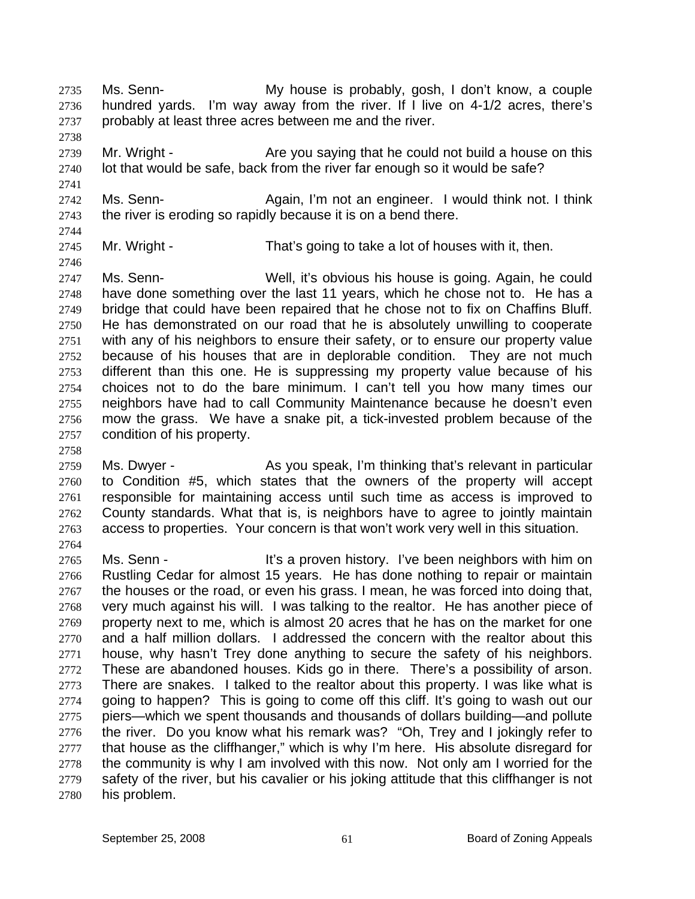Ms. Senn- My house is probably, gosh, I don't know, a couple hundred yards. I'm way away from the river. If I live on 4-1/2 acres, there's probably at least three acres between me and the river.

Mr. Wright - Are you saying that he could not build a house on this lot that would be safe, back from the river far enough so it would be safe?

Ms. Senn- Again, I'm not an engineer. I would think not. I think the river is eroding so rapidly because it is on a bend there.

Mr. Wright - That's going to take a lot of houses with it, then.

Ms. Senn- Well, it's obvious his house is going. Again, he could have done something over the last 11 years, which he chose not to. He has a bridge that could have been repaired that he chose not to fix on Chaffins Bluff. He has demonstrated on our road that he is absolutely unwilling to cooperate with any of his neighbors to ensure their safety, or to ensure our property value because of his houses that are in deplorable condition. They are not much different than this one. He is suppressing my property value because of his choices not to do the bare minimum. I can't tell you how many times our neighbors have had to call Community Maintenance because he doesn't even mow the grass. We have a snake pit, a tick-invested problem because of the condition of his property.

Ms. Dwyer - As you speak, I'm thinking that's relevant in particular to Condition #5, which states that the owners of the property will accept responsible for maintaining access until such time as access is improved to County standards. What that is, is neighbors have to agree to jointly maintain access to properties. Your concern is that won't work very well in this situation.

Ms. Senn - It's a proven history. I've been neighbors with him on Rustling Cedar for almost 15 years. He has done nothing to repair or maintain the houses or the road, or even his grass. I mean, he was forced into doing that, very much against his will. I was talking to the realtor. He has another piece of property next to me, which is almost 20 acres that he has on the market for one and a half million dollars. I addressed the concern with the realtor about this house, why hasn't Trey done anything to secure the safety of his neighbors. These are abandoned houses. Kids go in there. There's a possibility of arson. There are snakes. I talked to the realtor about this property. I was like what is going to happen? This is going to come off this cliff. It's going to wash out our piers—which we spent thousands and thousands of dollars building—and pollute the river. Do you know what his remark was? "Oh, Trey and I jokingly refer to that house as the cliffhanger," which is why I'm here. His absolute disregard for the community is why I am involved with this now. Not only am I worried for the safety of the river, but his cavalier or his joking attitude that this cliffhanger is not his problem.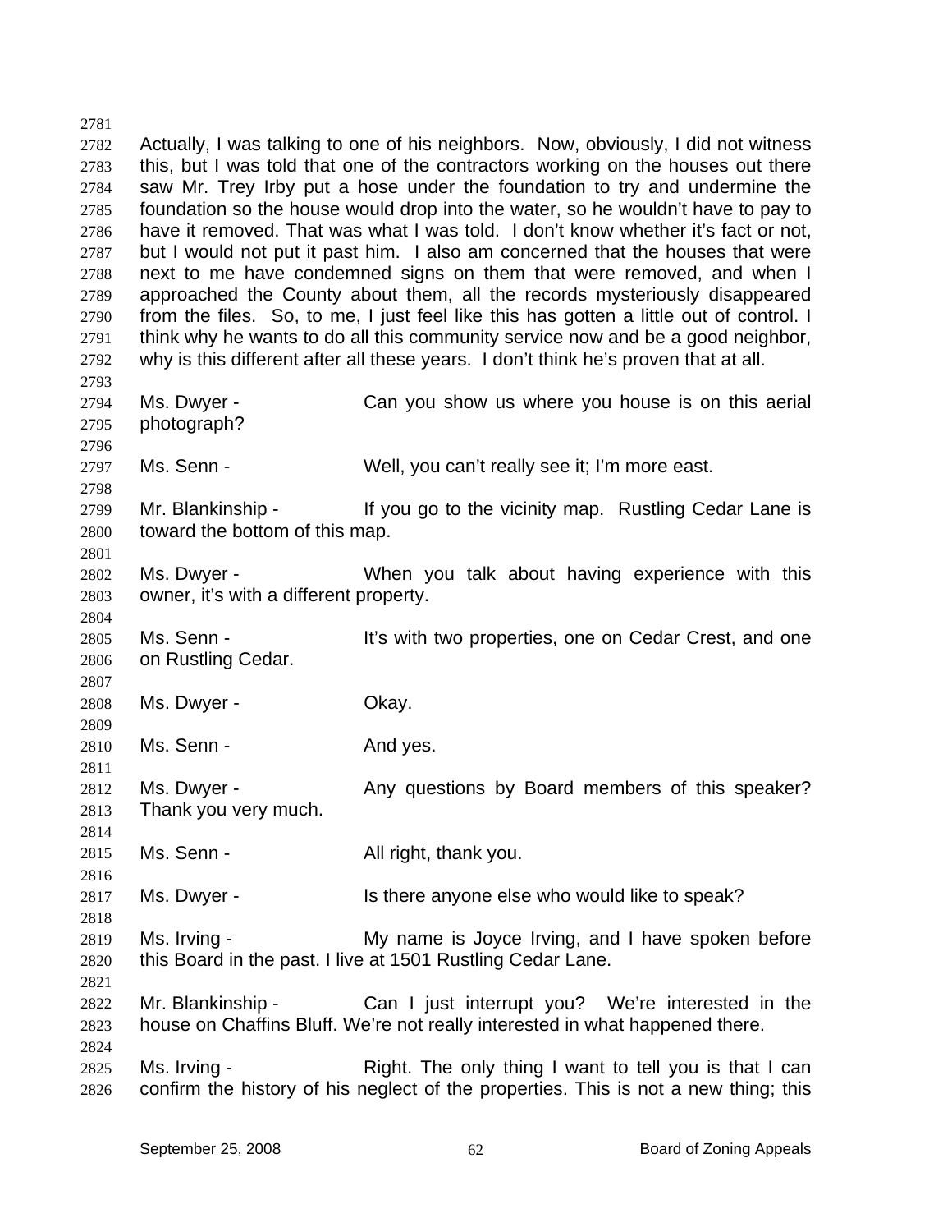Actually, I was talking to one of his neighbors. Now, obviously, I did not witness this, but I was told that one of the contractors working on the houses out there saw Mr. Trey Irby put a hose under the foundation to try and undermine the foundation so the house would drop into the water, so he wouldn't have to pay to have it removed. That was what I was told. I don't know whether it's fact or not, but I would not put it past him. I also am concerned that the houses that were next to me have condemned signs on them that were removed, and when I approached the County about them, all the records mysteriously disappeared from the files. So, to me, I just feel like this has gotten a little out of control. I think why he wants to do all this community service now and be a good neighbor, why is this different after all these years. I don't think he's proven that at all.

Ms. Dwyer - Can you show us where you house is on this aerial photograph?

Ms. Senn - Well, you can't really see it; I'm more east.

Mr. Blankinship - If you go to the vicinity map. Rustling Cedar Lane is toward the bottom of this map.

Ms. Dwyer - When you talk about having experience with this owner, it's with a different property.

Ms. Senn - It's with two properties, one on Cedar Crest, and one on Rustling Cedar.

Ms. Dwyer - Okay.

Ms. Senn - And yes.

Ms. Dwyer - Any questions by Board members of this speaker? Thank you very much.

Ms. Senn - All right, thank you.

Ms. Dwyer - Is there anyone else who would like to speak?

Ms. Irving - My name is Joyce Irving, and I have spoken before this Board in the past. I live at 1501 Rustling Cedar Lane.

Mr. Blankinship - Can I just interrupt you? We're interested in the house on Chaffins Bluff. We're not really interested in what happened there.

Ms. Irving - Right. The only thing I want to tell you is that I can confirm the history of his neglect of the properties. This is not a new thing; this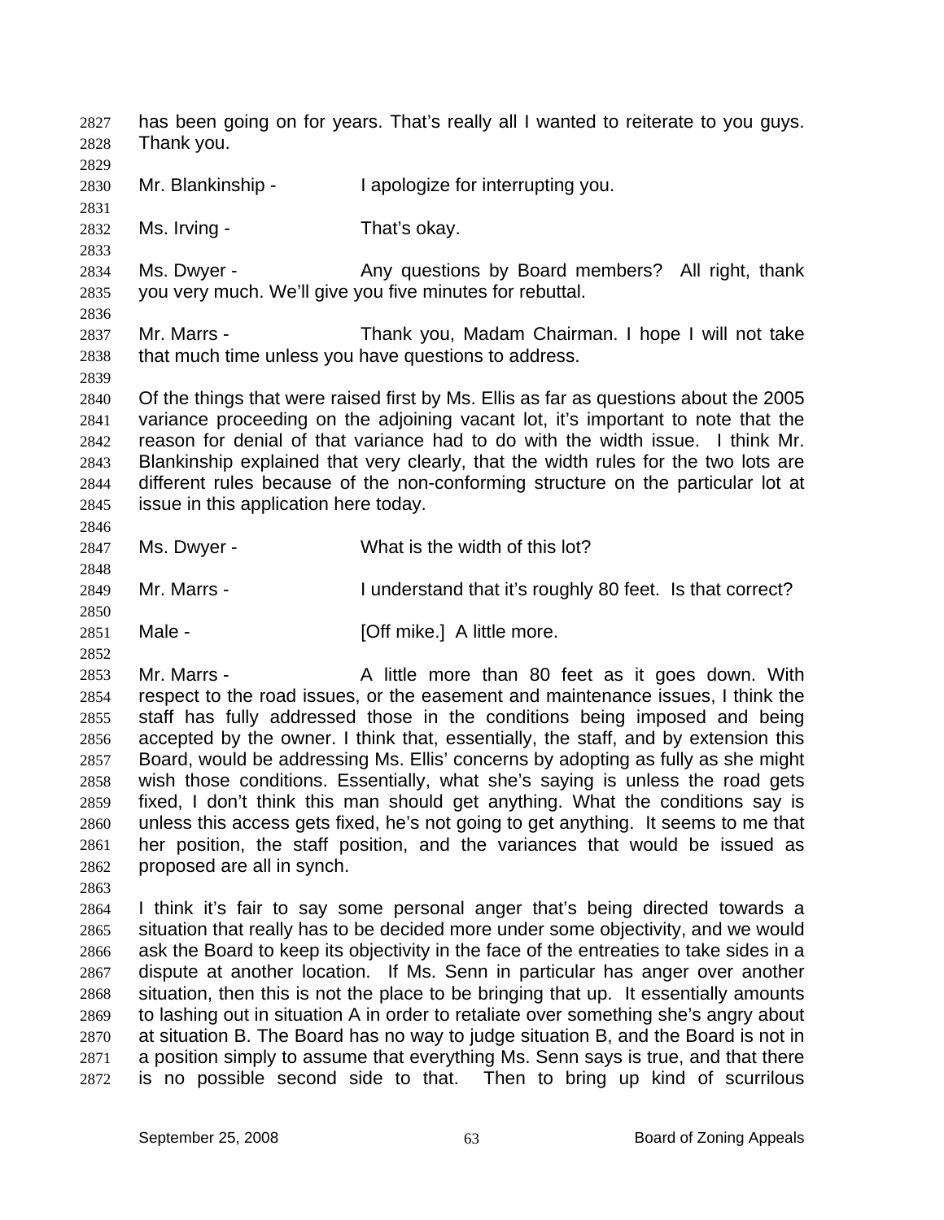has been going on for years. That's really all I wanted to reiterate to you guys. Thank you.

Mr. Blankinship - I apologize for interrupting you.

Ms. Irving - That's okay.

Ms. Dwyer - Any questions by Board members? All right, thank you very much. We'll give you five minutes for rebuttal.

Mr. Marrs - Thank you, Madam Chairman. I hope I will not take that much time unless you have questions to address.

Of the things that were raised first by Ms. Ellis as far as questions about the 2005 variance proceeding on the adjoining vacant lot, it's important to note that the reason for denial of that variance had to do with the width issue. I think Mr. Blankinship explained that very clearly, that the width rules for the two lots are different rules because of the non-conforming structure on the particular lot at issue in this application here today.

Ms. Dwyer - What is the width of this lot?

Mr. Marrs - I understand that it's roughly 80 feet. Is that correct?

Male - [Off mike.] A little more.

Mr. Marrs - A little more than 80 feet as it goes down. With respect to the road issues, or the easement and maintenance issues, I think the staff has fully addressed those in the conditions being imposed and being accepted by the owner. I think that, essentially, the staff, and by extension this Board, would be addressing Ms. Ellis' concerns by adopting as fully as she might wish those conditions. Essentially, what she's saying is unless the road gets fixed, I don't think this man should get anything. What the conditions say is unless this access gets fixed, he's not going to get anything. It seems to me that her position, the staff position, and the variances that would be issued as proposed are all in synch.

I think it's fair to say some personal anger that's being directed towards a situation that really has to be decided more under some objectivity, and we would ask the Board to keep its objectivity in the face of the entreaties to take sides in a dispute at another location. If Ms. Senn in particular has anger over another situation, then this is not the place to be bringing that up. It essentially amounts to lashing out in situation A in order to retaliate over something she's angry about at situation B. The Board has no way to judge situation B, and the Board is not in a position simply to assume that everything Ms. Senn says is true, and that there is no possible second side to that. Then to bring up kind of scurrilous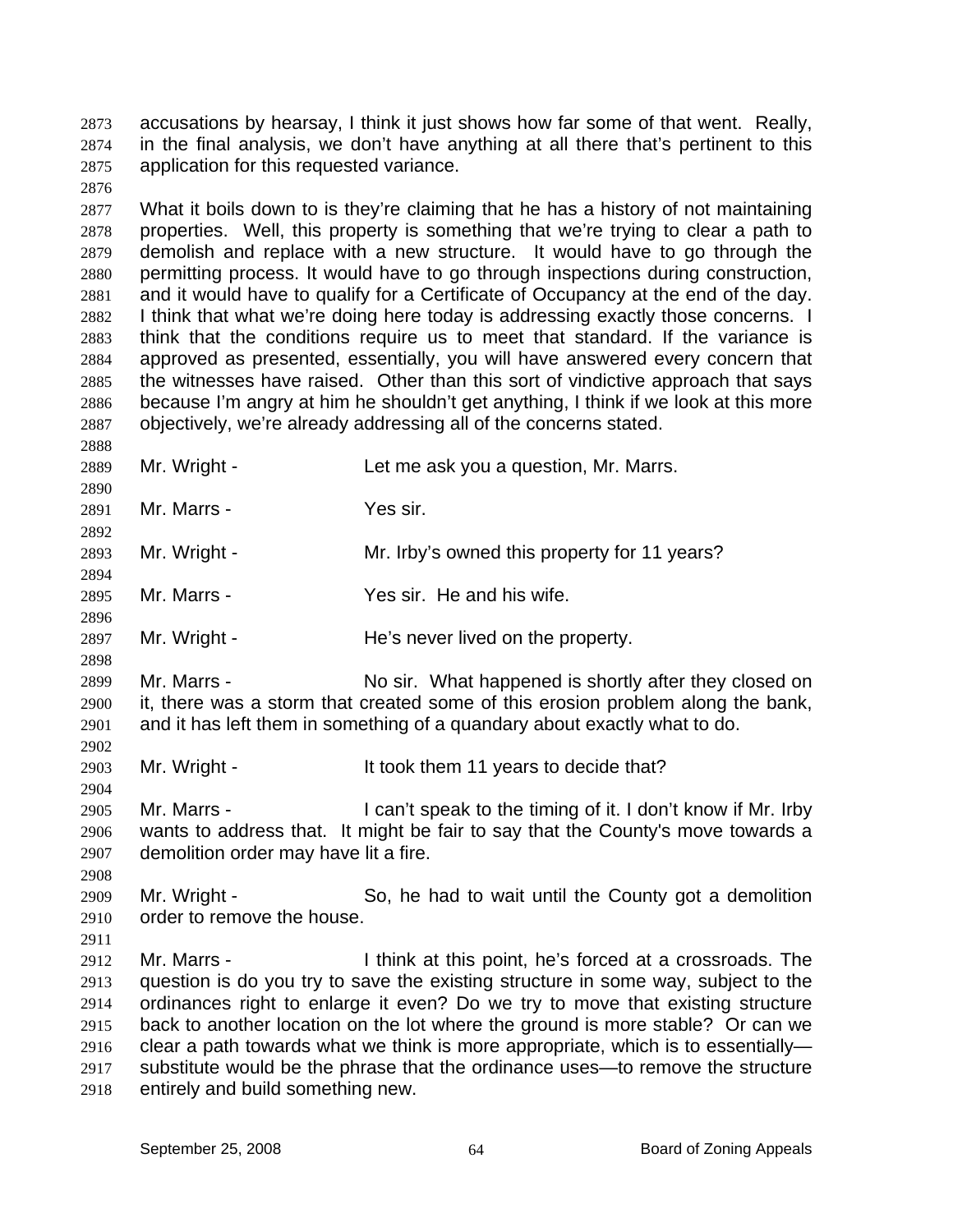accusations by hearsay, I think it just shows how far some of that went. Really, in the final analysis, we don't have anything at all there that's pertinent to this application for this requested variance.

What it boils down to is they're claiming that he has a history of not maintaining properties. Well, this property is something that we're trying to clear a path to demolish and replace with a new structure. It would have to go through the permitting process. It would have to go through inspections during construction, and it would have to qualify for a Certificate of Occupancy at the end of the day. I think that what we're doing here today is addressing exactly those concerns. I think that the conditions require us to meet that standard. If the variance is approved as presented, essentially, you will have answered every concern that the witnesses have raised. Other than this sort of vindictive approach that says because I'm angry at him he shouldn't get anything, I think if we look at this more objectively, we're already addressing all of the concerns stated.

Mr. Wright - Let me ask you a question, Mr. Marrs.

Mr. Marrs - Yes sir.

Mr. Wright - Mr. Irby's owned this property for 11 years?

Mr. Marrs - Yes sir. He and his wife.

Mr. Wright - He's never lived on the property.

Mr. Marrs - No sir. What happened is shortly after they closed on it, there was a storm that created some of this erosion problem along the bank, and it has left them in something of a quandary about exactly what to do.

Mr. Wright - It took them 11 years to decide that?

Mr. Marrs - I can't speak to the timing of it. I don't know if Mr. Irby wants to address that. It might be fair to say that the County's move towards a demolition order may have lit a fire.

Mr. Wright - So, he had to wait until the County got a demolition order to remove the house.

Mr. Marrs - I think at this point, he's forced at a crossroads. The question is do you try to save the existing structure in some way, subject to the ordinances right to enlarge it even? Do we try to move that existing structure back to another location on the lot where the ground is more stable? Or can we clear a path towards what we think is more appropriate, which is to essentially—substitute would be the phrase that the ordinance uses—to remove the structure entirely and build something new.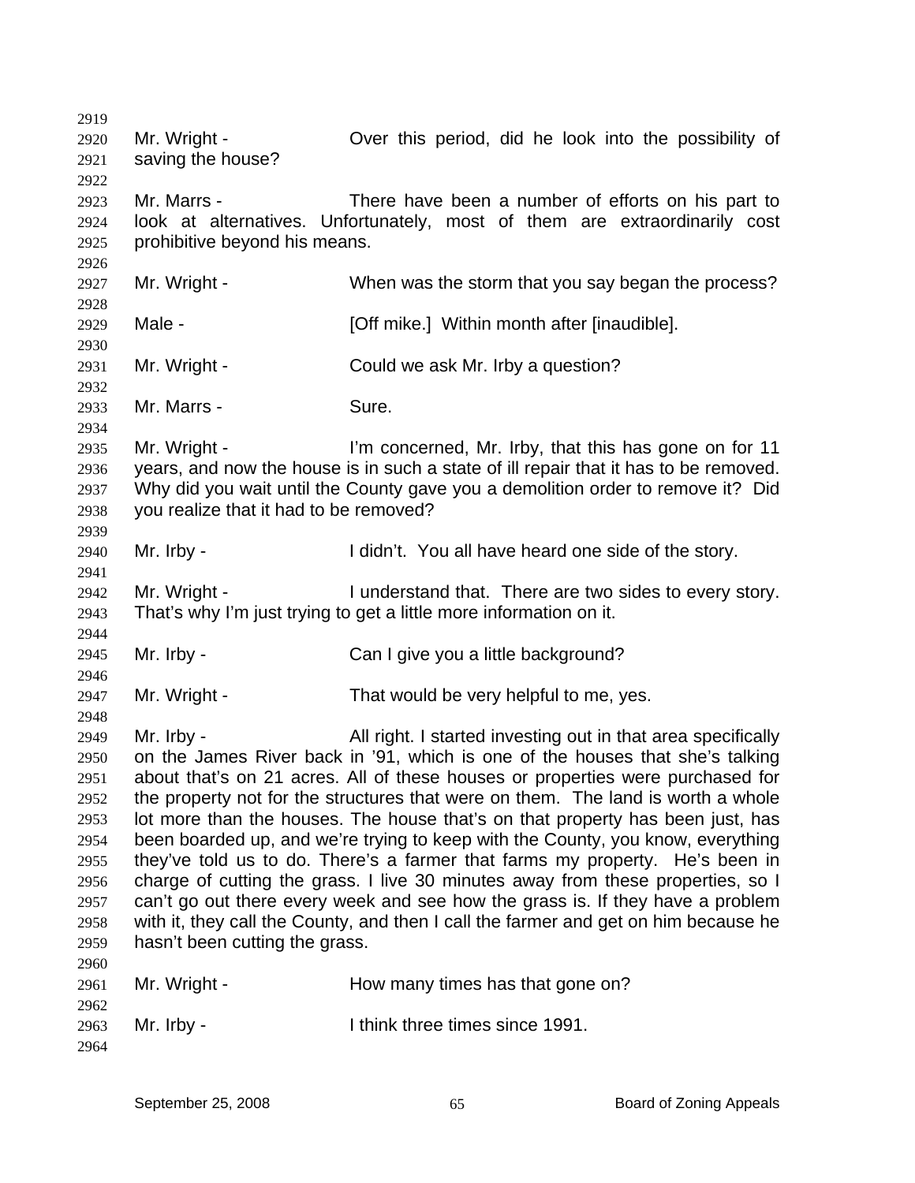Mr. Wright - Over this period, did he look into the possibility of saving the house?

Mr. Marrs - There have been a number of efforts on his part to look at alternatives. Unfortunately, most of them are extraordinarily cost prohibitive beyond his means.

Mr. Wright - When was the storm that you say began the process?

Male - [Off mike.] Within month after [inaudible].

Mr. Wright - Could we ask Mr. Irby a question?

Mr. Marrs - Sure.

Mr. Wright - I'm concerned, Mr. Irby, that this has gone on for 11 years, and now the house is in such a state of ill repair that it has to be removed. Why did you wait until the County gave you a demolition order to remove it? Did you realize that it had to be removed?

Mr. Irby - I didn't. You all have heard one side of the story.

Mr. Wright - I understand that. There are two sides to every story. That's why I'm just trying to get a little more information on it.

Mr. Irby - Can I give you a little background?

Mr. Wright - That would be very helpful to me, yes.

Mr. Irby - All right. I started investing out in that area specifically on the James River back in '91, which is one of the houses that she's talking about that's on 21 acres. All of these houses or properties were purchased for the property not for the structures that were on them. The land is worth a whole lot more than the houses. The house that's on that property has been just, has been boarded up, and we're trying to keep with the County, you know, everything they've told us to do. There's a farmer that farms my property. He's been in charge of cutting the grass. I live 30 minutes away from these properties, so I can't go out there every week and see how the grass is. If they have a problem with it, they call the County, and then I call the farmer and get on him because he hasn't been cutting the grass.

Mr. Wright - How many times has that gone on?

Mr. Irby - I think three times since 1991.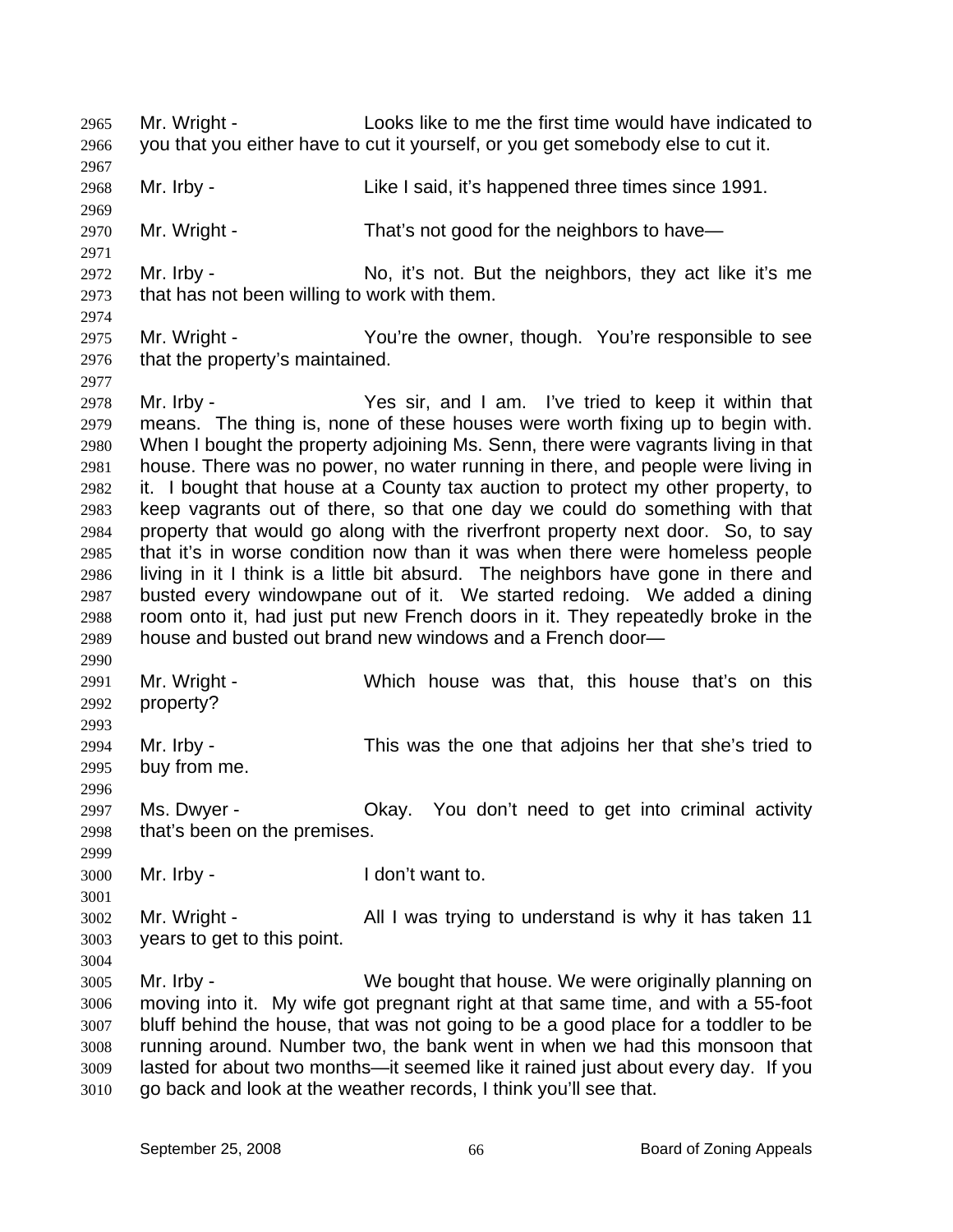Mr. Wright - Looks like to me the first time would have indicated to you that you either have to cut it yourself, or you get somebody else to cut it.

Mr. Irby - Like I said, it's happened three times since 1991.

Mr. Wright - That's not good for the neighbors to have—

Mr. Irby - No, it's not. But the neighbors, they act like it's me that has not been willing to work with them.

Mr. Wright - You're the owner, though. You're responsible to see that the property's maintained.

Mr. Irby - Yes sir, and I am. I've tried to keep it within that means. The thing is, none of these houses were worth fixing up to begin with. When I bought the property adjoining Ms. Senn, there were vagrants living in that house. There was no power, no water running in there, and people were living in it. I bought that house at a County tax auction to protect my other property, to keep vagrants out of there, so that one day we could do something with that property that would go along with the riverfront property next door. So, to say that it's in worse condition now than it was when there were homeless people living in it I think is a little bit absurd. The neighbors have gone in there and busted every windowpane out of it. We started redoing. We added a dining room onto it, had just put new French doors in it. They repeatedly broke in the house and busted out brand new windows and a French door—

Mr. Wright - Which house was that, this house that's on this property?

Mr. Irby - This was the one that adjoins her that she's tried to buy from me.

Ms. Dwyer - Okay. You don't need to get into criminal activity that's been on the premises.

Mr. Irby - I don't want to.

Mr. Wright - All I was trying to understand is why it has taken 11 years to get to this point.

Mr. Irby - We bought that house. We were originally planning on moving into it. My wife got pregnant right at that same time, and with a 55-foot bluff behind the house, that was not going to be a good place for a toddler to be running around. Number two, the bank went in when we had this monsoon that lasted for about two months—it seemed like it rained just about every day. If you go back and look at the weather records, I think you'll see that.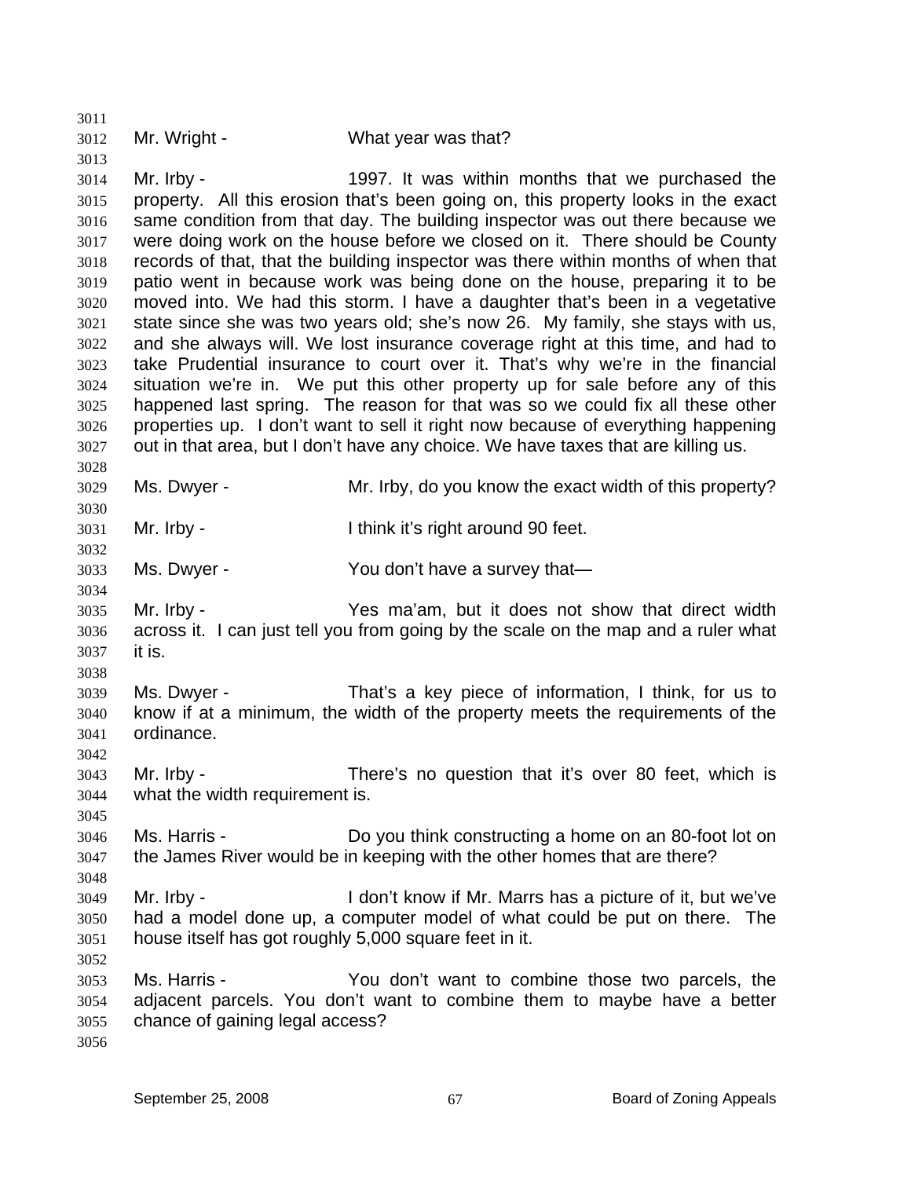Mr. Wright - What year was that?

Mr. Irby - 1997. It was within months that we purchased the property. All this erosion that's been going on, this property looks in the exact same condition from that day. The building inspector was out there because we were doing work on the house before we closed on it. There should be County records of that, that the building inspector was there within months of when that patio went in because work was being done on the house, preparing it to be moved into. We had this storm. I have a daughter that's been in a vegetative state since she was two years old; she's now 26. My family, she stays with us, and she always will. We lost insurance coverage right at this time, and had to take Prudential insurance to court over it. That's why we're in the financial situation we're in. We put this other property up for sale before any of this happened last spring. The reason for that was so we could fix all these other properties up. I don't want to sell it right now because of everything happening out in that area, but I don't have any choice. We have taxes that are killing us.

Ms. Dwyer - Mr. Irby, do you know the exact width of this property?

Mr. Irby - I think it's right around 90 feet.

Ms. Dwyer - You don't have a survey that—

Mr. Irby - Yes ma'am, but it does not show that direct width across it. I can just tell you from going by the scale on the map and a ruler what it is.

Ms. Dwyer - That's a key piece of information, I think, for us to know if at a minimum, the width of the property meets the requirements of the ordinance.

Mr. Irby - There's no question that it's over 80 feet, which is what the width requirement is.

Ms. Harris - Do you think constructing a home on an 80-foot lot on the James River would be in keeping with the other homes that are there?

Mr. Irby - I don't know if Mr. Marrs has a picture of it, but we've had a model done up, a computer model of what could be put on there. The house itself has got roughly 5,000 square feet in it.

Ms. Harris - You don't want to combine those two parcels, the adjacent parcels. You don't want to combine them to maybe have a better chance of gaining legal access?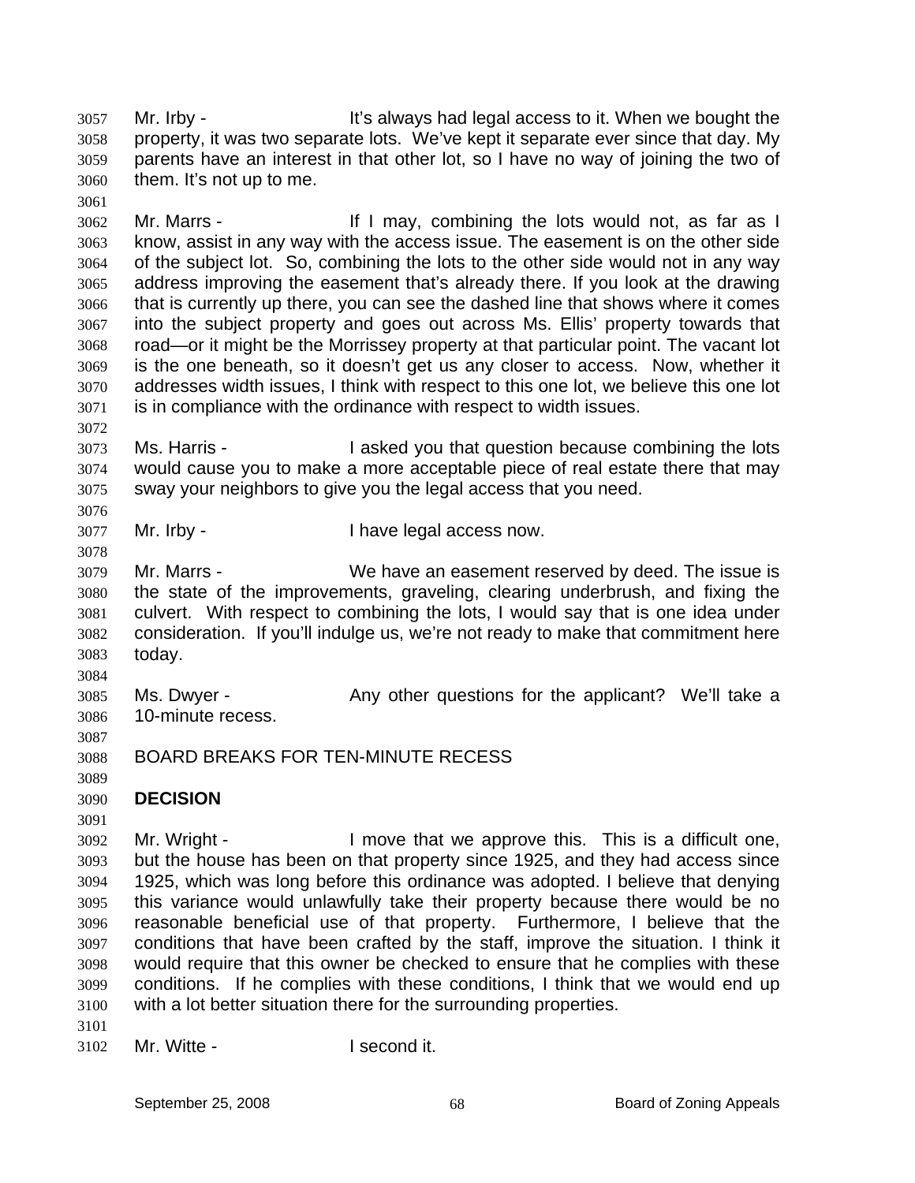Mr. Irby - It's always had legal access to it. When we bought the property, it was two separate lots. We've kept it separate ever since that day. My parents have an interest in that other lot, so I have no way of joining the two of them. It's not up to me.

Mr. Marrs - If I may, combining the lots would not, as far as I know, assist in any way with the access issue. The easement is on the other side of the subject lot. So, combining the lots to the other side would not in any way address improving the easement that's already there. If you look at the drawing that is currently up there, you can see the dashed line that shows where it comes into the subject property and goes out across Ms. Ellis' property towards that road—or it might be the Morrissey property at that particular point. The vacant lot is the one beneath, so it doesn't get us any closer to access. Now, whether it addresses width issues, I think with respect to this one lot, we believe this one lot is in compliance with the ordinance with respect to width issues.

Ms. Harris - I asked you that question because combining the lots would cause you to make a more acceptable piece of real estate there that may sway your neighbors to give you the legal access that you need.

Mr. Irby - I have legal access now.

Mr. Marrs - We have an easement reserved by deed. The issue is the state of the improvements, graveling, clearing underbrush, and fixing the culvert. With respect to combining the lots, I would say that is one idea under consideration. If you'll indulge us, we're not ready to make that commitment here today.

Ms. Dwyer - Any other questions for the applicant? We'll take a 10-minute recess.

BOARD BREAKS FOR TEN-MINUTE RECESS

**DECISION**

Mr. Wright - I move that we approve this. This is a difficult one, but the house has been on that property since 1925, and they had access since 1925, which was long before this ordinance was adopted. I believe that denying this variance would unlawfully take their property because there would be no reasonable beneficial use of that property. Furthermore, I believe that the conditions that have been crafted by the staff, improve the situation. I think it would require that this owner be checked to ensure that he complies with these conditions. If he complies with these conditions, I think that we would end up with a lot better situation there for the surrounding properties.

Mr. Witte - I second it.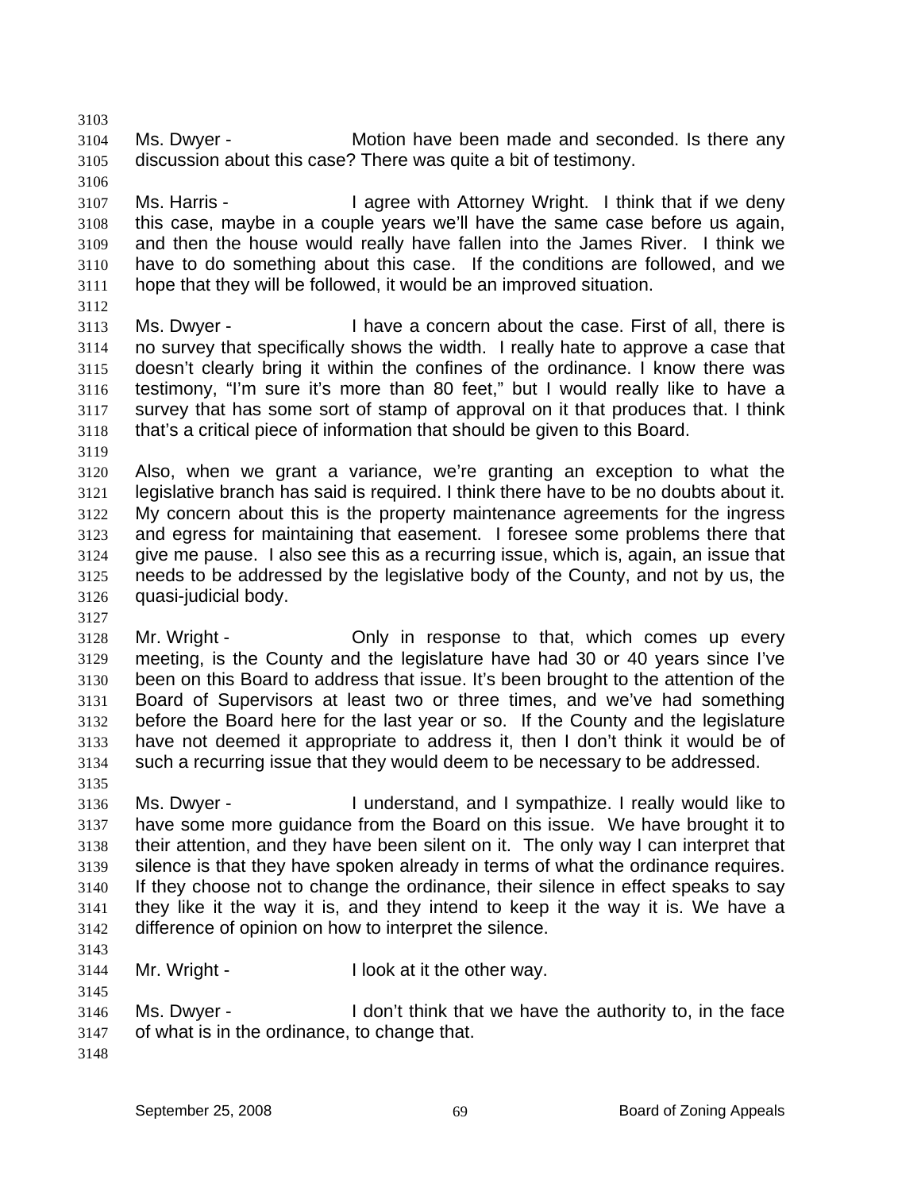Ms. Dwyer - Motion have been made and seconded. Is there any discussion about this case? There was quite a bit of testimony.

Ms. Harris - I agree with Attorney Wright. I think that if we deny this case, maybe in a couple years we'll have the same case before us again, and then the house would really have fallen into the James River. I think we have to do something about this case. If the conditions are followed, and we hope that they will be followed, it would be an improved situation.

Ms. Dwyer - I have a concern about the case. First of all, there is no survey that specifically shows the width. I really hate to approve a case that doesn't clearly bring it within the confines of the ordinance. I know there was testimony, "I'm sure it's more than 80 feet," but I would really like to have a survey that has some sort of stamp of approval on it that produces that. I think that's a critical piece of information that should be given to this Board.

Also, when we grant a variance, we're granting an exception to what the legislative branch has said is required. I think there have to be no doubts about it. My concern about this is the property maintenance agreements for the ingress and egress for maintaining that easement. I foresee some problems there that give me pause. I also see this as a recurring issue, which is, again, an issue that needs to be addressed by the legislative body of the County, and not by us, the quasi-judicial body.

Mr. Wright - Only in response to that, which comes up every meeting, is the County and the legislature have had 30 or 40 years since I've been on this Board to address that issue. It's been brought to the attention of the Board of Supervisors at least two or three times, and we've had something before the Board here for the last year or so. If the County and the legislature have not deemed it appropriate to address it, then I don't think it would be of such a recurring issue that they would deem to be necessary to be addressed.

Ms. Dwyer - I understand, and I sympathize. I really would like to have some more guidance from the Board on this issue. We have brought it to their attention, and they have been silent on it. The only way I can interpret that silence is that they have spoken already in terms of what the ordinance requires. If they choose not to change the ordinance, their silence in effect speaks to say they like it the way it is, and they intend to keep it the way it is. We have a difference of opinion on how to interpret the silence.

Mr. Wright - I look at it the other way.

Ms. Dwyer - I don't think that we have the authority to, in the face of what is in the ordinance, to change that.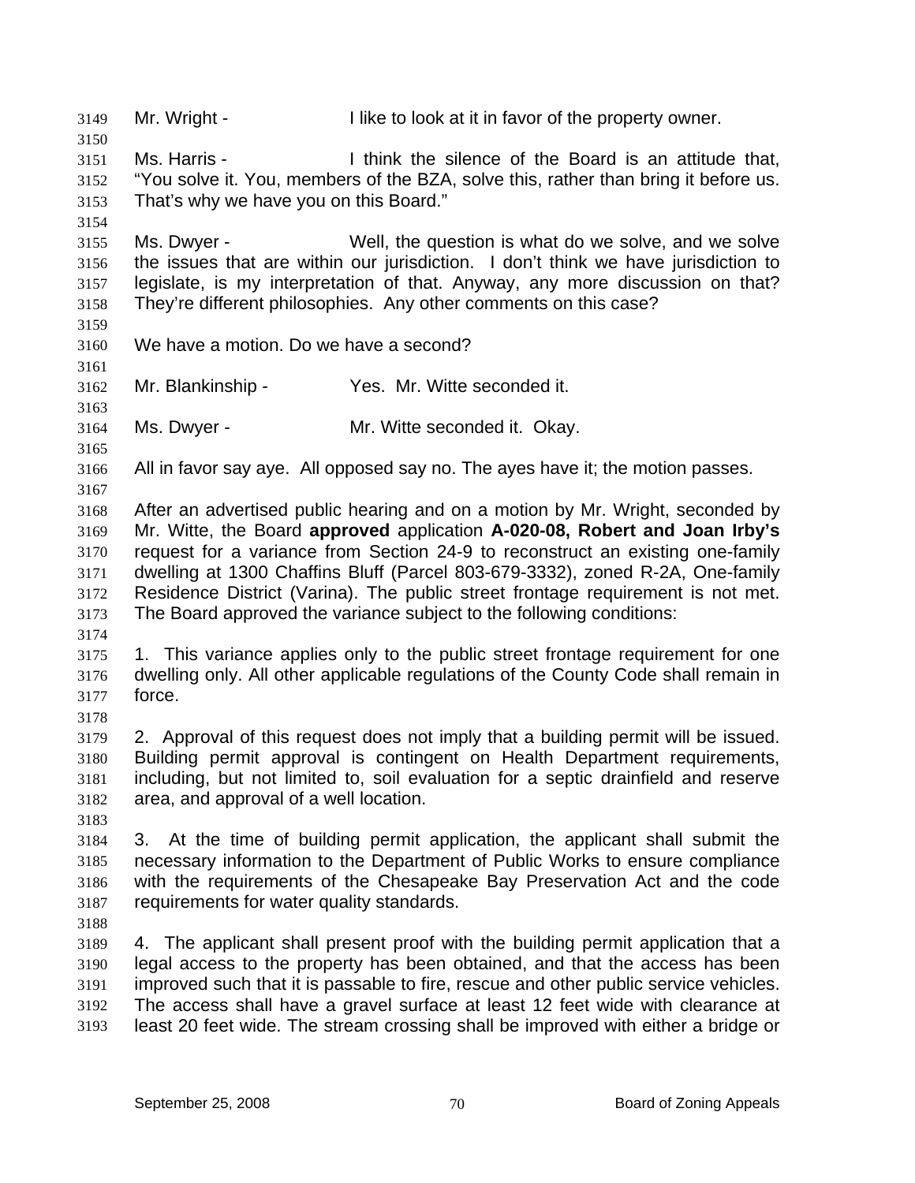Mr. Wright - I like to look at it in favor of the property owner.

Ms. Harris - I think the silence of the Board is an attitude that, "You solve it. You, members of the BZA, solve this, rather than bring it before us. That's why we have you on this Board."

Ms. Dwyer - Well, the question is what do we solve, and we solve the issues that are within our jurisdiction. I don't think we have jurisdiction to legislate, is my interpretation of that. Anyway, any more discussion on that? They're different philosophies. Any other comments on this case?

We have a motion. Do we have a second?

Mr. Blankinship - Yes. Mr. Witte seconded it.

Ms. Dwyer - Mr. Witte seconded it. Okay.

All in favor say aye. All opposed say no. The ayes have it; the motion passes.

After an advertised public hearing and on a motion by Mr. Wright, seconded by Mr. Witte, the Board **approved** application **A-020-08, Robert and Joan Irby's** request for a variance from Section 24-9 to reconstruct an existing one-family dwelling at 1300 Chaffins Bluff (Parcel 803-679-3332), zoned R-2A, One-family Residence District (Varina). The public street frontage requirement is not met. The Board approved the variance subject to the following conditions:

1. This variance applies only to the public street frontage requirement for one dwelling only. All other applicable regulations of the County Code shall remain in force.

2. Approval of this request does not imply that a building permit will be issued. Building permit approval is contingent on Health Department requirements, including, but not limited to, soil evaluation for a septic drainfield and reserve area, and approval of a well location.

3. At the time of building permit application, the applicant shall submit the necessary information to the Department of Public Works to ensure compliance with the requirements of the Chesapeake Bay Preservation Act and the code requirements for water quality standards.

4. The applicant shall present proof with the building permit application that a legal access to the property has been obtained, and that the access has been improved such that it is passable to fire, rescue and other public service vehicles. The access shall have a gravel surface at least 12 feet wide with clearance at least 20 feet wide. The stream crossing shall be improved with either a bridge or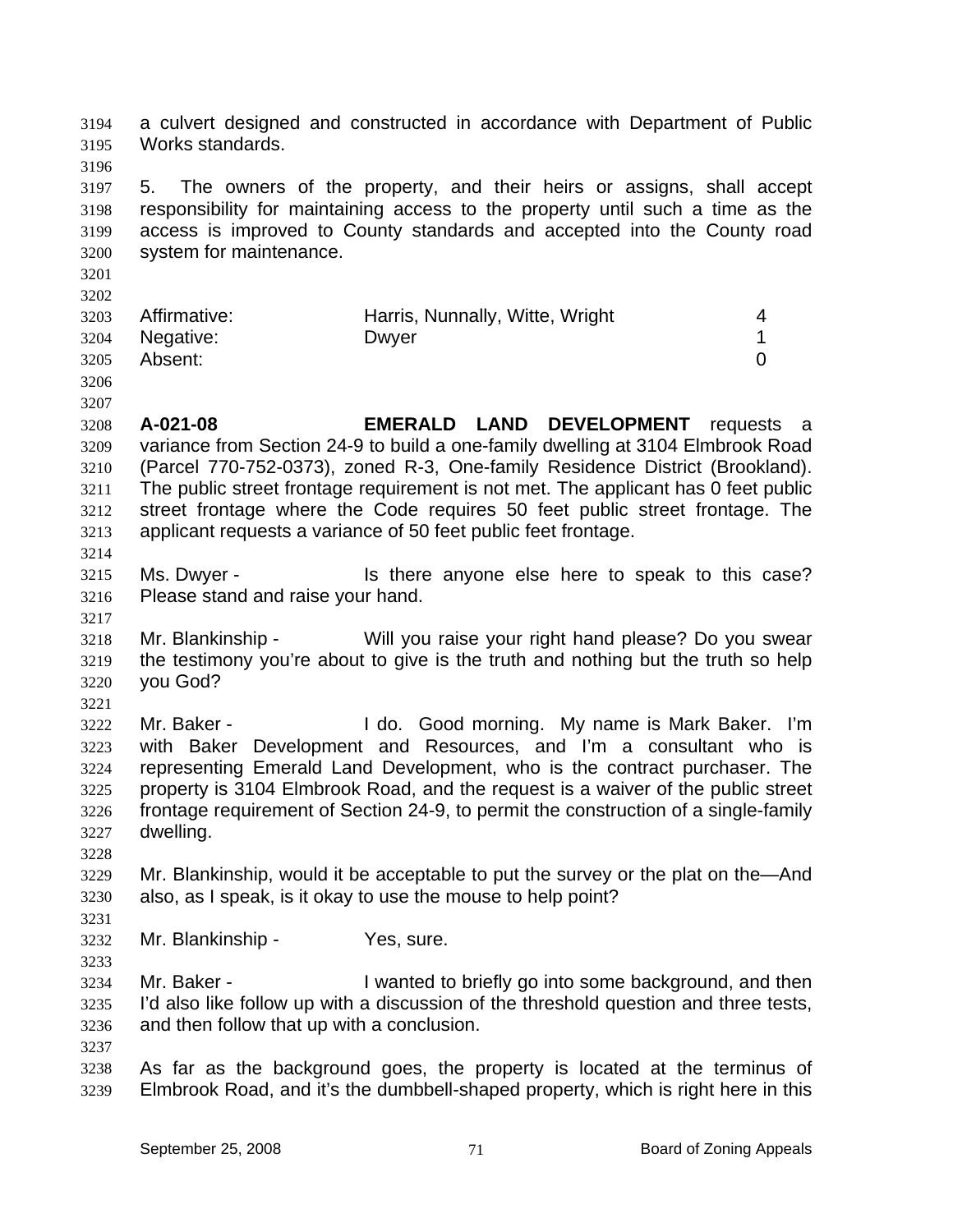a culvert designed and constructed in accordance with Department of Public Works standards.

5. The owners of the property, and their heirs or assigns, shall accept responsibility for maintaining access to the property until such a time as the access is improved to County standards and accepted into the County road system for maintenance.

| | | |
|---|---|---|
| Affirmative: | Harris, Nunnally, Witte, Wright | 4 |
| Negative: | Dwyer | 1 |
| Absent: | | 0 |

**A-021-08** **EMERALD LAND DEVELOPMENT** requests a variance from Section 24-9 to build a one-family dwelling at 3104 Elmbrook Road (Parcel 770-752-0373), zoned R-3, One-family Residence District (Brookland). The public street frontage requirement is not met. The applicant has 0 feet public street frontage where the Code requires 50 feet public street frontage. The applicant requests a variance of 50 feet public feet frontage.

Ms. Dwyer - Is there anyone else here to speak to this case? Please stand and raise your hand.

Mr. Blankinship - Will you raise your right hand please? Do you swear the testimony you're about to give is the truth and nothing but the truth so help you God?

Mr. Baker - I do. Good morning. My name is Mark Baker. I'm with Baker Development and Resources, and I'm a consultant who is representing Emerald Land Development, who is the contract purchaser. The property is 3104 Elmbrook Road, and the request is a waiver of the public street frontage requirement of Section 24-9, to permit the construction of a single-family dwelling.

Mr. Blankinship, would it be acceptable to put the survey or the plat on the—And also, as I speak, is it okay to use the mouse to help point?

Mr. Blankinship - Yes, sure.

Mr. Baker - I wanted to briefly go into some background, and then I'd also like follow up with a discussion of the threshold question and three tests, and then follow that up with a conclusion.

As far as the background goes, the property is located at the terminus of Elmbrook Road, and it's the dumbbell-shaped property, which is right here in this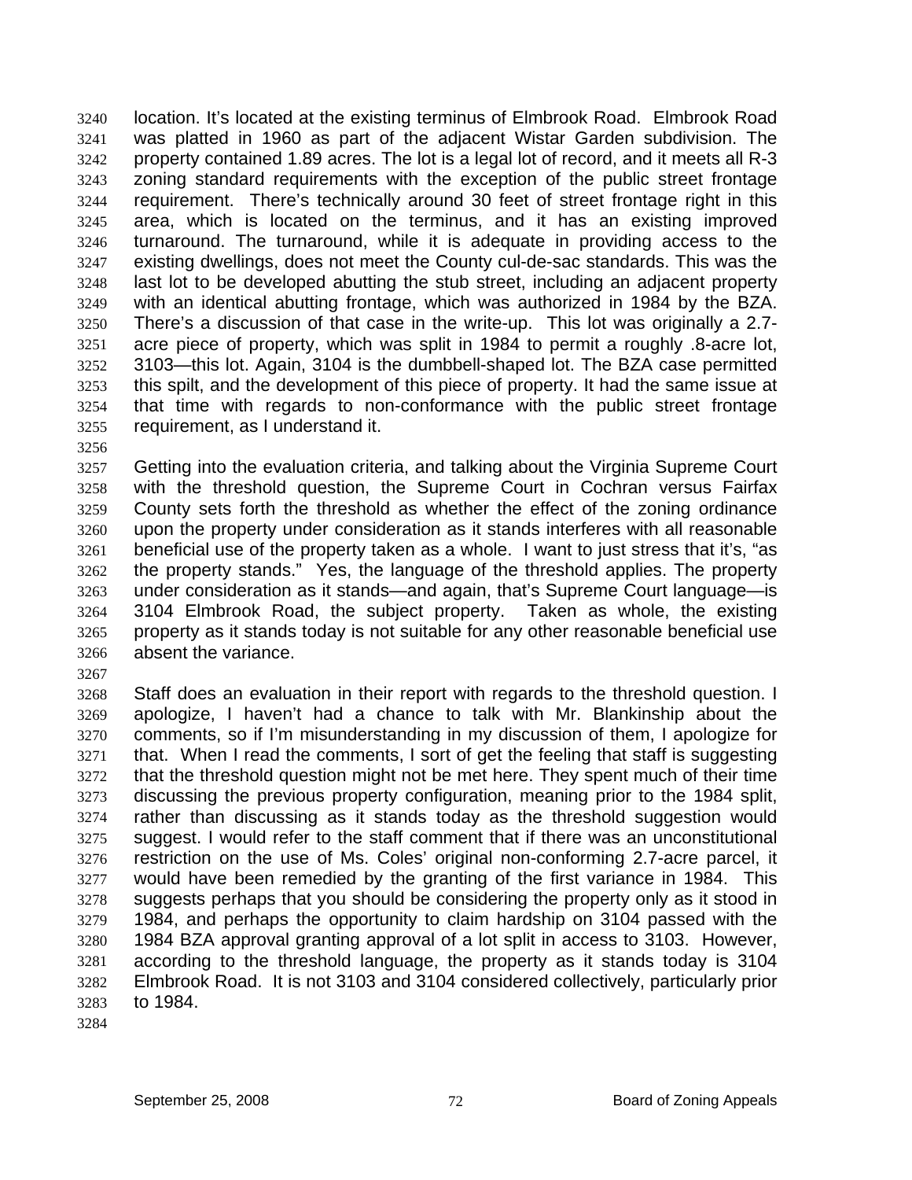location. It's located at the existing terminus of Elmbrook Road. Elmbrook Road was platted in 1960 as part of the adjacent Wistar Garden subdivision. The property contained 1.89 acres. The lot is a legal lot of record, and it meets all R-3 zoning standard requirements with the exception of the public street frontage requirement. There's technically around 30 feet of street frontage right in this area, which is located on the terminus, and it has an existing improved turnaround. The turnaround, while it is adequate in providing access to the existing dwellings, does not meet the County cul-de-sac standards. This was the last lot to be developed abutting the stub street, including an adjacent property with an identical abutting frontage, which was authorized in 1984 by the BZA. There's a discussion of that case in the write-up. This lot was originally a 2.7-acre piece of property, which was split in 1984 to permit a roughly .8-acre lot, 3103—this lot. Again, 3104 is the dumbbell-shaped lot. The BZA case permitted this spilt, and the development of this piece of property. It had the same issue at that time with regards to non-conformance with the public street frontage requirement, as I understand it.

Getting into the evaluation criteria, and talking about the Virginia Supreme Court with the threshold question, the Supreme Court in Cochran versus Fairfax County sets forth the threshold as whether the effect of the zoning ordinance upon the property under consideration as it stands interferes with all reasonable beneficial use of the property taken as a whole. I want to just stress that it's, "as the property stands." Yes, the language of the threshold applies. The property under consideration as it stands—and again, that's Supreme Court language—is 3104 Elmbrook Road, the subject property. Taken as whole, the existing property as it stands today is not suitable for any other reasonable beneficial use absent the variance.

Staff does an evaluation in their report with regards to the threshold question. I apologize, I haven't had a chance to talk with Mr. Blankinship about the comments, so if I'm misunderstanding in my discussion of them, I apologize for that. When I read the comments, I sort of get the feeling that staff is suggesting that the threshold question might not be met here. They spent much of their time discussing the previous property configuration, meaning prior to the 1984 split, rather than discussing as it stands today as the threshold suggestion would suggest. I would refer to the staff comment that if there was an unconstitutional restriction on the use of Ms. Coles' original non-conforming 2.7-acre parcel, it would have been remedied by the granting of the first variance in 1984. This suggests perhaps that you should be considering the property only as it stood in 1984, and perhaps the opportunity to claim hardship on 3104 passed with the 1984 BZA approval granting approval of a lot split in access to 3103. However, according to the threshold language, the property as it stands today is 3104 Elmbrook Road. It is not 3103 and 3104 considered collectively, particularly prior to 1984.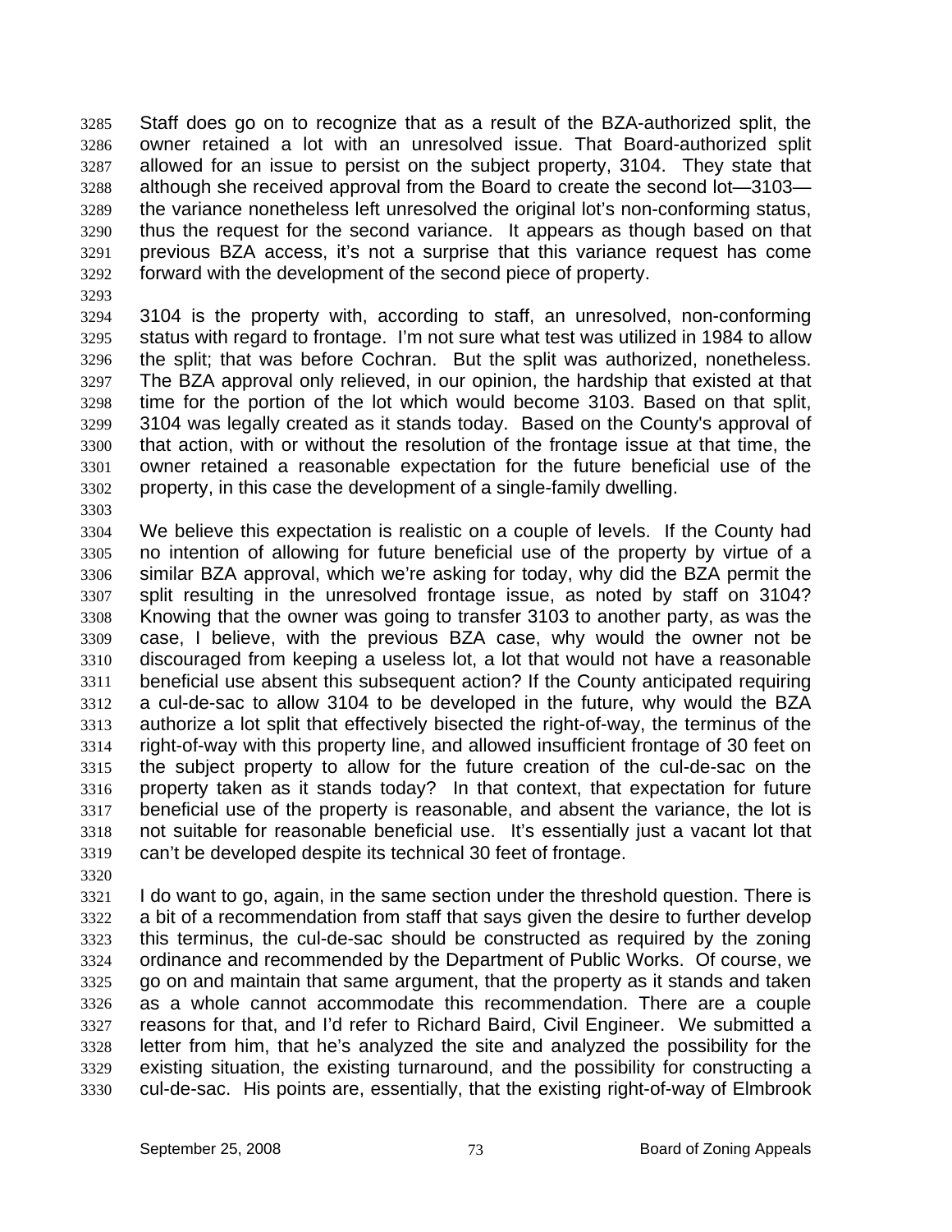Staff does go on to recognize that as a result of the BZA-authorized split, the owner retained a lot with an unresolved issue. That Board-authorized split allowed for an issue to persist on the subject property, 3104. They state that although she received approval from the Board to create the second lot—3103—the variance nonetheless left unresolved the original lot's non-conforming status, thus the request for the second variance. It appears as though based on that previous BZA access, it's not a surprise that this variance request has come forward with the development of the second piece of property.

3104 is the property with, according to staff, an unresolved, non-conforming status with regard to frontage. I'm not sure what test was utilized in 1984 to allow the split; that was before Cochran. But the split was authorized, nonetheless. The BZA approval only relieved, in our opinion, the hardship that existed at that time for the portion of the lot which would become 3103. Based on that split, 3104 was legally created as it stands today. Based on the County's approval of that action, with or without the resolution of the frontage issue at that time, the owner retained a reasonable expectation for the future beneficial use of the property, in this case the development of a single-family dwelling.

We believe this expectation is realistic on a couple of levels. If the County had no intention of allowing for future beneficial use of the property by virtue of a similar BZA approval, which we're asking for today, why did the BZA permit the split resulting in the unresolved frontage issue, as noted by staff on 3104? Knowing that the owner was going to transfer 3103 to another party, as was the case, I believe, with the previous BZA case, why would the owner not be discouraged from keeping a useless lot, a lot that would not have a reasonable beneficial use absent this subsequent action? If the County anticipated requiring a cul-de-sac to allow 3104 to be developed in the future, why would the BZA authorize a lot split that effectively bisected the right-of-way, the terminus of the right-of-way with this property line, and allowed insufficient frontage of 30 feet on the subject property to allow for the future creation of the cul-de-sac on the property taken as it stands today? In that context, that expectation for future beneficial use of the property is reasonable, and absent the variance, the lot is not suitable for reasonable beneficial use. It's essentially just a vacant lot that can't be developed despite its technical 30 feet of frontage.

I do want to go, again, in the same section under the threshold question. There is a bit of a recommendation from staff that says given the desire to further develop this terminus, the cul-de-sac should be constructed as required by the zoning ordinance and recommended by the Department of Public Works. Of course, we go on and maintain that same argument, that the property as it stands and taken as a whole cannot accommodate this recommendation. There are a couple reasons for that, and I'd refer to Richard Baird, Civil Engineer. We submitted a letter from him, that he's analyzed the site and analyzed the possibility for the existing situation, the existing turnaround, and the possibility for constructing a cul-de-sac. His points are, essentially, that the existing right-of-way of Elmbrook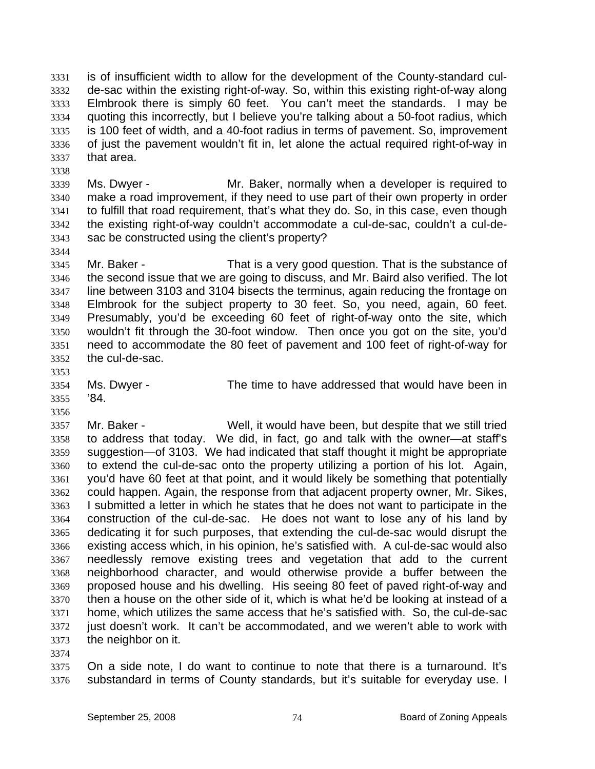is of insufficient width to allow for the development of the County-standard cul-de-sac within the existing right-of-way. So, within this existing right-of-way along Elmbrook there is simply 60 feet. You can't meet the standards. I may be quoting this incorrectly, but I believe you're talking about a 50-foot radius, which is 100 feet of width, and a 40-foot radius in terms of pavement. So, improvement of just the pavement wouldn't fit in, let alone the actual required right-of-way in that area.

Ms. Dwyer - Mr. Baker, normally when a developer is required to make a road improvement, if they need to use part of their own property in order to fulfill that road requirement, that's what they do. So, in this case, even though the existing right-of-way couldn't accommodate a cul-de-sac, couldn't a cul-de-sac be constructed using the client's property?

Mr. Baker - That is a very good question. That is the substance of the second issue that we are going to discuss, and Mr. Baird also verified. The lot line between 3103 and 3104 bisects the terminus, again reducing the frontage on Elmbrook for the subject property to 30 feet. So, you need, again, 60 feet. Presumably, you'd be exceeding 60 feet of right-of-way onto the site, which wouldn't fit through the 30-foot window. Then once you got on the site, you'd need to accommodate the 80 feet of pavement and 100 feet of right-of-way for the cul-de-sac.

Ms. Dwyer - The time to have addressed that would have been in '84.

Mr. Baker - Well, it would have been, but despite that we still tried to address that today. We did, in fact, go and talk with the owner—at staff's suggestion—of 3103. We had indicated that staff thought it might be appropriate to extend the cul-de-sac onto the property utilizing a portion of his lot. Again, you'd have 60 feet at that point, and it would likely be something that potentially could happen. Again, the response from that adjacent property owner, Mr. Sikes, I submitted a letter in which he states that he does not want to participate in the construction of the cul-de-sac. He does not want to lose any of his land by dedicating it for such purposes, that extending the cul-de-sac would disrupt the existing access which, in his opinion, he's satisfied with. A cul-de-sac would also needlessly remove existing trees and vegetation that add to the current neighborhood character, and would otherwise provide a buffer between the proposed house and his dwelling. His seeing 80 feet of paved right-of-way and then a house on the other side of it, which is what he'd be looking at instead of a home, which utilizes the same access that he's satisfied with. So, the cul-de-sac just doesn't work. It can't be accommodated, and we weren't able to work with the neighbor on it.

On a side note, I do want to continue to note that there is a turnaround. It's substandard in terms of County standards, but it's suitable for everyday use. I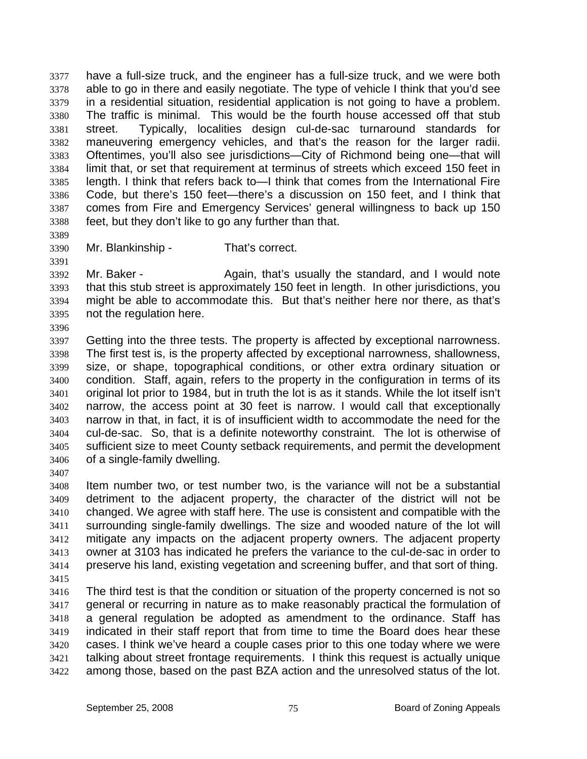have a full-size truck, and the engineer has a full-size truck, and we were both able to go in there and easily negotiate. The type of vehicle I think that you'd see in a residential situation, residential application is not going to have a problem. The traffic is minimal. This would be the fourth house accessed off that stub street. Typically, localities design cul-de-sac turnaround standards for maneuvering emergency vehicles, and that's the reason for the larger radii. Oftentimes, you'll also see jurisdictions—City of Richmond being one—that will limit that, or set that requirement at terminus of streets which exceed 150 feet in length. I think that refers back to—I think that comes from the International Fire Code, but there's 150 feet—there's a discussion on 150 feet, and I think that comes from Fire and Emergency Services' general willingness to back up 150 feet, but they don't like to go any further than that.

Mr. Blankinship - That's correct.

Mr. Baker - Again, that's usually the standard, and I would note that this stub street is approximately 150 feet in length. In other jurisdictions, you might be able to accommodate this. But that's neither here nor there, as that's not the regulation here.

Getting into the three tests. The property is affected by exceptional narrowness. The first test is, is the property affected by exceptional narrowness, shallowness, size, or shape, topographical conditions, or other extra ordinary situation or condition. Staff, again, refers to the property in the configuration in terms of its original lot prior to 1984, but in truth the lot is as it stands. While the lot itself isn't narrow, the access point at 30 feet is narrow. I would call that exceptionally narrow in that, in fact, it is of insufficient width to accommodate the need for the cul-de-sac. So, that is a definite noteworthy constraint. The lot is otherwise of sufficient size to meet County setback requirements, and permit the development of a single-family dwelling.

Item number two, or test number two, is the variance will not be a substantial detriment to the adjacent property, the character of the district will not be changed. We agree with staff here. The use is consistent and compatible with the surrounding single-family dwellings. The size and wooded nature of the lot will mitigate any impacts on the adjacent property owners. The adjacent property owner at 3103 has indicated he prefers the variance to the cul-de-sac in order to preserve his land, existing vegetation and screening buffer, and that sort of thing.

The third test is that the condition or situation of the property concerned is not so general or recurring in nature as to make reasonably practical the formulation of a general regulation be adopted as amendment to the ordinance. Staff has indicated in their staff report that from time to time the Board does hear these cases. I think we've heard a couple cases prior to this one today where we were talking about street frontage requirements. I think this request is actually unique among those, based on the past BZA action and the unresolved status of the lot.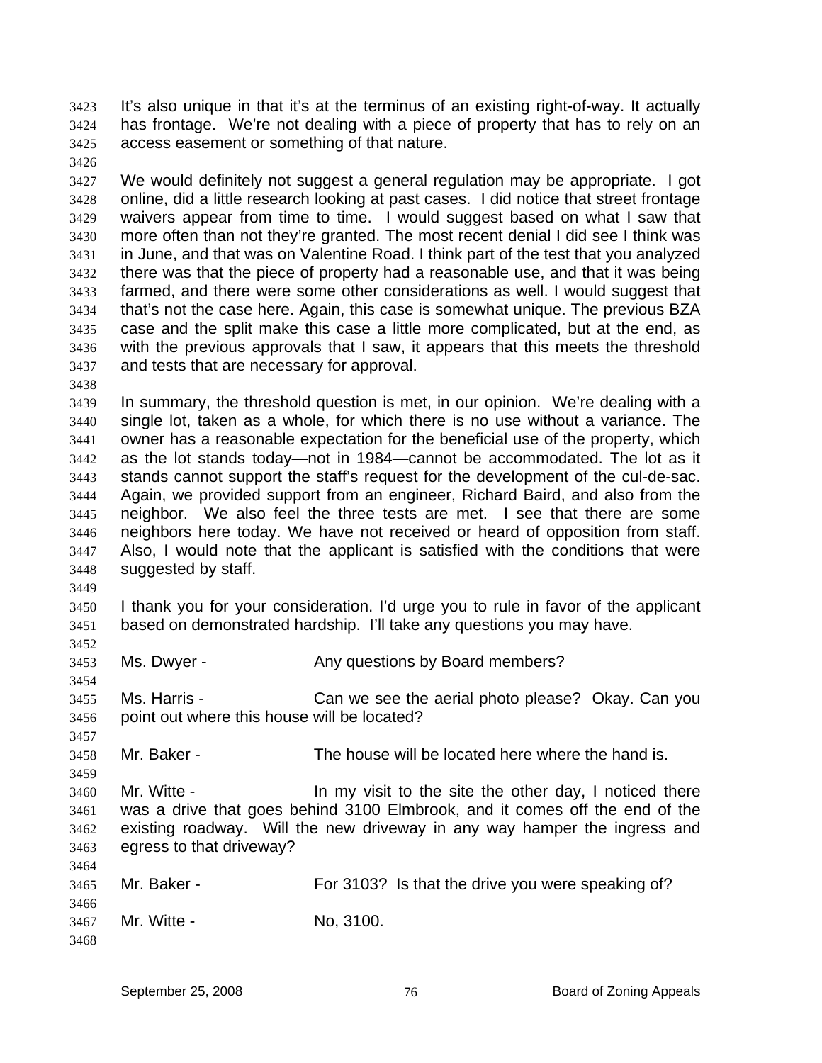It's also unique in that it's at the terminus of an existing right-of-way. It actually has frontage. We're not dealing with a piece of property that has to rely on an access easement or something of that nature.

We would definitely not suggest a general regulation may be appropriate. I got online, did a little research looking at past cases. I did notice that street frontage waivers appear from time to time. I would suggest based on what I saw that more often than not they're granted. The most recent denial I did see I think was in June, and that was on Valentine Road. I think part of the test that you analyzed there was that the piece of property had a reasonable use, and that it was being farmed, and there were some other considerations as well. I would suggest that that's not the case here. Again, this case is somewhat unique. The previous BZA case and the split make this case a little more complicated, but at the end, as with the previous approvals that I saw, it appears that this meets the threshold and tests that are necessary for approval.

In summary, the threshold question is met, in our opinion. We're dealing with a single lot, taken as a whole, for which there is no use without a variance. The owner has a reasonable expectation for the beneficial use of the property, which as the lot stands today—not in 1984—cannot be accommodated. The lot as it stands cannot support the staff's request for the development of the cul-de-sac. Again, we provided support from an engineer, Richard Baird, and also from the neighbor. We also feel the three tests are met. I see that there are some neighbors here today. We have not received or heard of opposition from staff. Also, I would note that the applicant is satisfied with the conditions that were suggested by staff.

I thank you for your consideration. I'd urge you to rule in favor of the applicant based on demonstrated hardship. I'll take any questions you may have.

Ms. Dwyer - Any questions by Board members?

Ms. Harris - Can we see the aerial photo please? Okay. Can you point out where this house will be located?

Mr. Baker - The house will be located here where the hand is.

Mr. Witte - In my visit to the site the other day, I noticed there was a drive that goes behind 3100 Elmbrook, and it comes off the end of the existing roadway. Will the new driveway in any way hamper the ingress and egress to that driveway?

Mr. Baker - For 3103? Is that the drive you were speaking of?

Mr. Witte - No, 3100.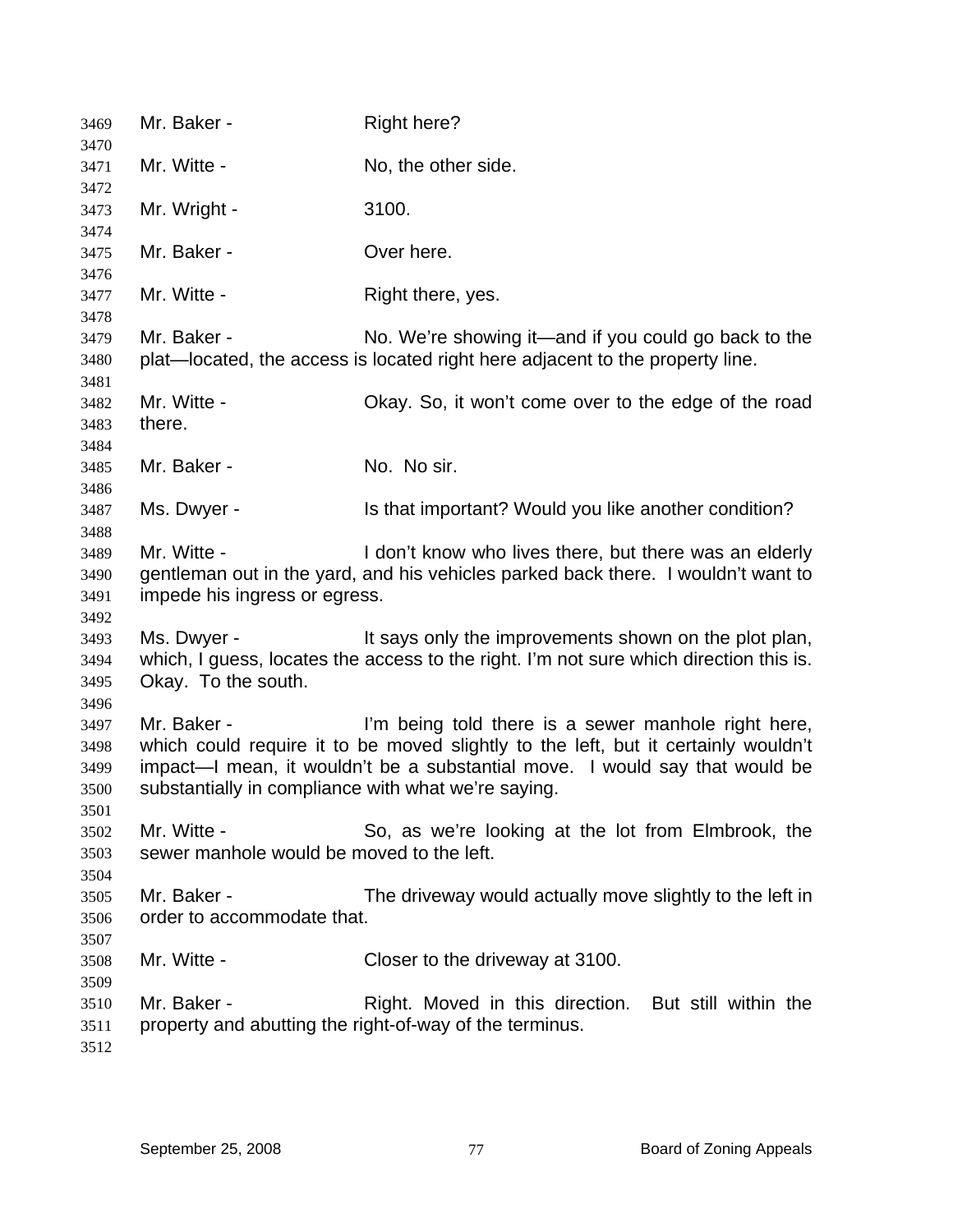Mr. Baker - Right here?

Mr. Witte - No, the other side.

Mr. Wright - 3100.

Mr. Baker - Over here.

Mr. Witte - Right there, yes.

Mr. Baker - No. We're showing it—and if you could go back to the plat—located, the access is located right here adjacent to the property line.

Mr. Witte - Okay. So, it won't come over to the edge of the road there.

Mr. Baker - No. No sir.

Ms. Dwyer - Is that important? Would you like another condition?

Mr. Witte - I don't know who lives there, but there was an elderly gentleman out in the yard, and his vehicles parked back there. I wouldn't want to impede his ingress or egress.

Ms. Dwyer - It says only the improvements shown on the plot plan, which, I guess, locates the access to the right. I'm not sure which direction this is. Okay. To the south.

Mr. Baker - I'm being told there is a sewer manhole right here, which could require it to be moved slightly to the left, but it certainly wouldn't impact—I mean, it wouldn't be a substantial move. I would say that would be substantially in compliance with what we're saying.

Mr. Witte - So, as we're looking at the lot from Elmbrook, the sewer manhole would be moved to the left.

Mr. Baker - The driveway would actually move slightly to the left in order to accommodate that.

Mr. Witte - Closer to the driveway at 3100.

Mr. Baker - Right. Moved in this direction. But still within the property and abutting the right-of-way of the terminus.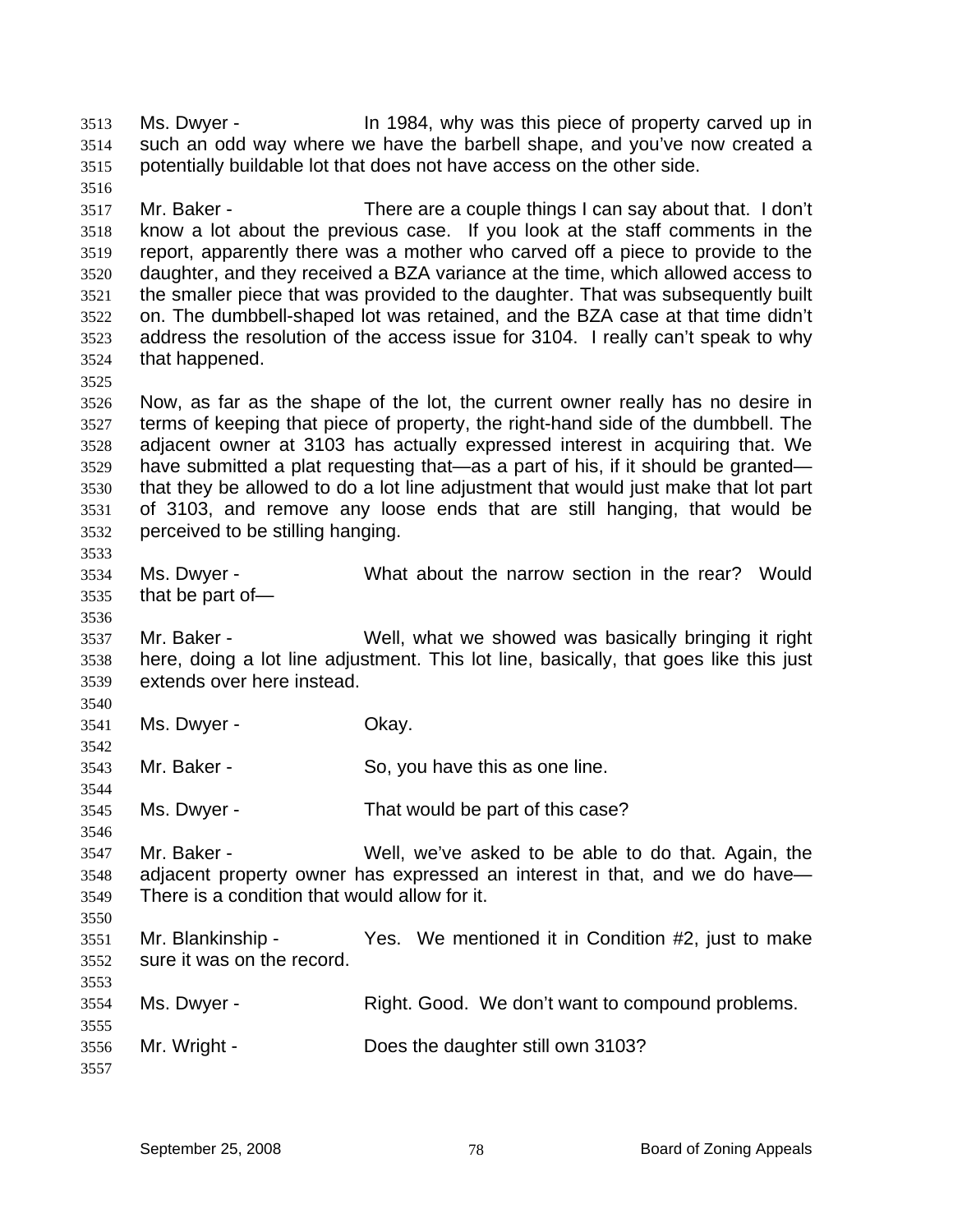Ms. Dwyer - In 1984, why was this piece of property carved up in such an odd way where we have the barbell shape, and you've now created a potentially buildable lot that does not have access on the other side.

Mr. Baker - There are a couple things I can say about that. I don't know a lot about the previous case. If you look at the staff comments in the report, apparently there was a mother who carved off a piece to provide to the daughter, and they received a BZA variance at the time, which allowed access to the smaller piece that was provided to the daughter. That was subsequently built on. The dumbbell-shaped lot was retained, and the BZA case at that time didn't address the resolution of the access issue for 3104. I really can't speak to why that happened.

Now, as far as the shape of the lot, the current owner really has no desire in terms of keeping that piece of property, the right-hand side of the dumbbell. The adjacent owner at 3103 has actually expressed interest in acquiring that. We have submitted a plat requesting that—as a part of his, if it should be granted—that they be allowed to do a lot line adjustment that would just make that lot part of 3103, and remove any loose ends that are still hanging, that would be perceived to be stilling hanging.

Ms. Dwyer - What about the narrow section in the rear? Would that be part of—

Mr. Baker - Well, what we showed was basically bringing it right here, doing a lot line adjustment. This lot line, basically, that goes like this just extends over here instead.

Ms. Dwyer - Okay.

Mr. Baker - So, you have this as one line.

Ms. Dwyer - That would be part of this case?

Mr. Baker - Well, we've asked to be able to do that. Again, the adjacent property owner has expressed an interest in that, and we do have— There is a condition that would allow for it.

Mr. Blankinship - Yes. We mentioned it in Condition #2, just to make sure it was on the record.

Ms. Dwyer - Right. Good. We don't want to compound problems.

Mr. Wright - Does the daughter still own 3103?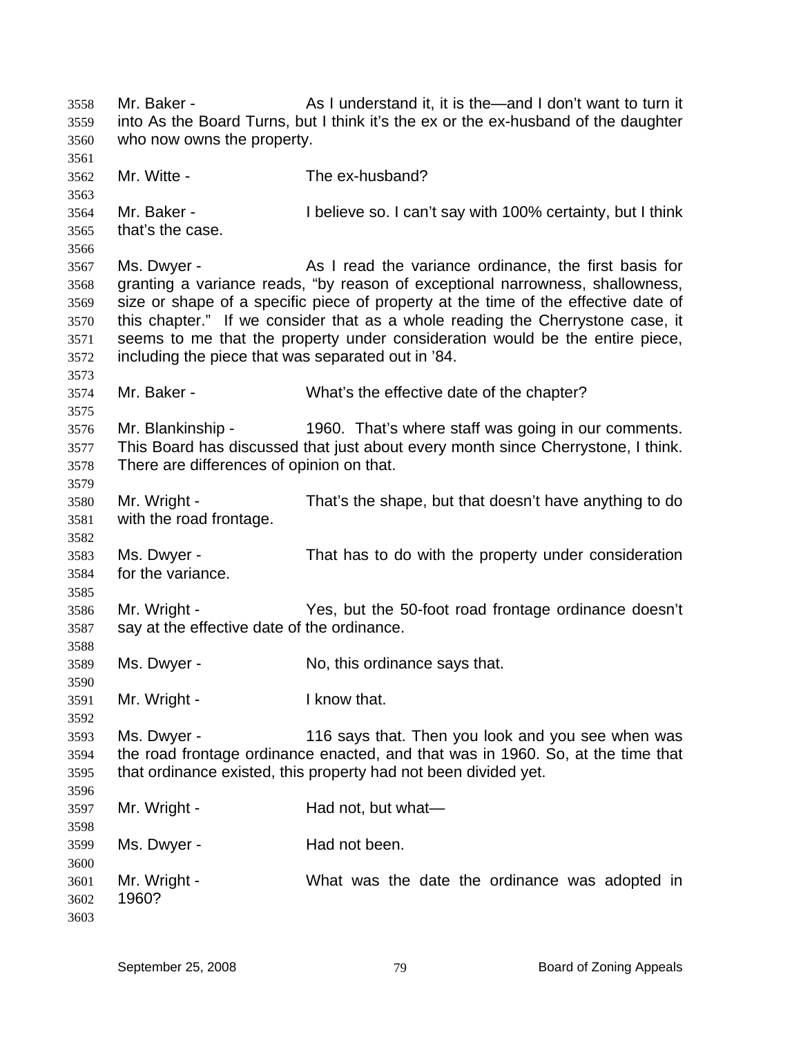Mr. Baker - As I understand it, it is the—and I don't want to turn it into As the Board Turns, but I think it's the ex or the ex-husband of the daughter who now owns the property.

Mr. Witte - The ex-husband?

Mr. Baker - I believe so. I can't say with 100% certainty, but I think that's the case.

Ms. Dwyer - As I read the variance ordinance, the first basis for granting a variance reads, "by reason of exceptional narrowness, shallowness, size or shape of a specific piece of property at the time of the effective date of this chapter." If we consider that as a whole reading the Cherrystone case, it seems to me that the property under consideration would be the entire piece, including the piece that was separated out in '84.

Mr. Baker - What's the effective date of the chapter?

Mr. Blankinship - 1960. That's where staff was going in our comments. This Board has discussed that just about every month since Cherrystone, I think. There are differences of opinion on that.

Mr. Wright - That's the shape, but that doesn't have anything to do with the road frontage.

Ms. Dwyer - That has to do with the property under consideration for the variance.

Mr. Wright - Yes, but the 50-foot road frontage ordinance doesn't say at the effective date of the ordinance.

Ms. Dwyer - No, this ordinance says that.

Mr. Wright - I know that.

Ms. Dwyer - 116 says that. Then you look and you see when was the road frontage ordinance enacted, and that was in 1960. So, at the time that that ordinance existed, this property had not been divided yet.

Mr. Wright - Had not, but what—

Ms. Dwyer - Had not been.

Mr. Wright - What was the date the ordinance was adopted in 1960?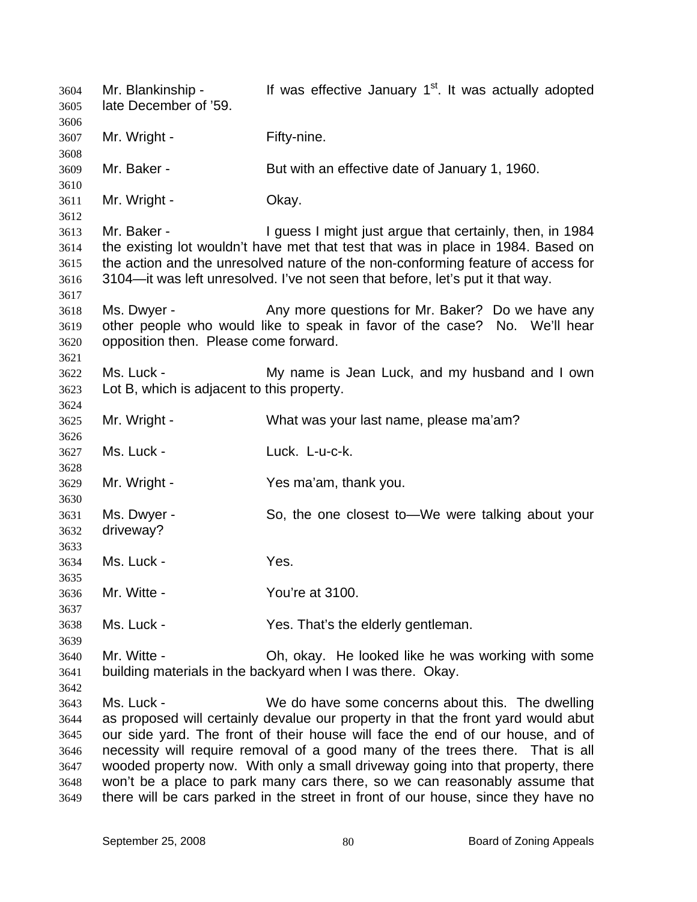Mr. Blankinship - If was effective January 1st. It was actually adopted late December of '59.

Mr. Wright - Fifty-nine.

Mr. Baker - But with an effective date of January 1, 1960.

Mr. Wright - Okay.

Mr. Baker - I guess I might just argue that certainly, then, in 1984 the existing lot wouldn't have met that test that was in place in 1984. Based on the action and the unresolved nature of the non-conforming feature of access for 3104—it was left unresolved. I've not seen that before, let's put it that way.

Ms. Dwyer - Any more questions for Mr. Baker? Do we have any other people who would like to speak in favor of the case? No. We'll hear opposition then. Please come forward.

Ms. Luck - My name is Jean Luck, and my husband and I own Lot B, which is adjacent to this property.

Mr. Wright - What was your last name, please ma'am?

Ms. Luck - Luck. L-u-c-k.

Mr. Wright - Yes ma'am, thank you.

Ms. Dwyer - So, the one closest to—We were talking about your driveway?

Ms. Luck - Yes.

Mr. Witte - You're at 3100.

Ms. Luck - Yes. That's the elderly gentleman.

Mr. Witte - Oh, okay. He looked like he was working with some building materials in the backyard when I was there. Okay.

Ms. Luck - We do have some concerns about this. The dwelling as proposed will certainly devalue our property in that the front yard would abut our side yard. The front of their house will face the end of our house, and of necessity will require removal of a good many of the trees there. That is all wooded property now. With only a small driveway going into that property, there won't be a place to park many cars there, so we can reasonably assume that there will be cars parked in the street in front of our house, since they have no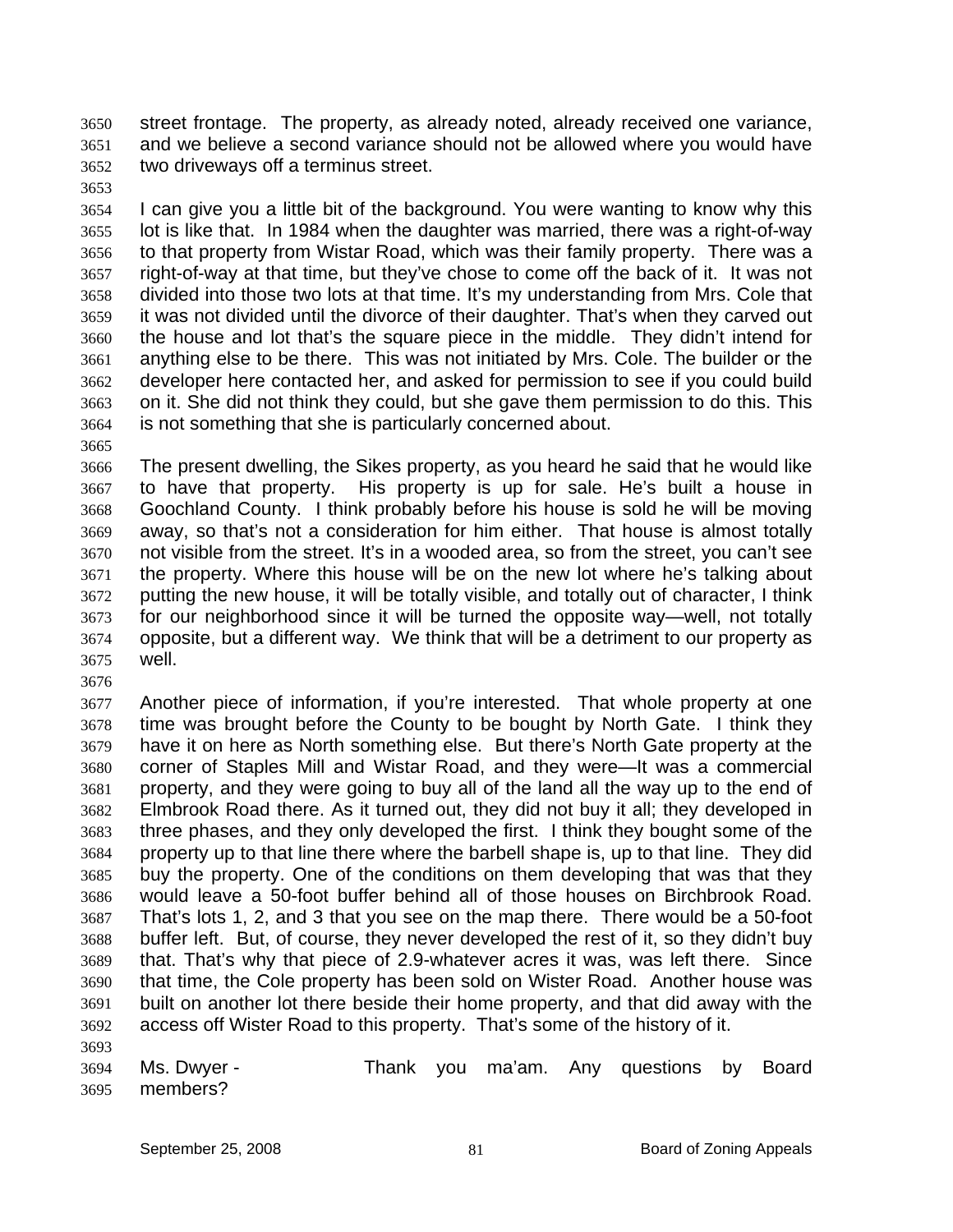street frontage. The property, as already noted, already received one variance, and we believe a second variance should not be allowed where you would have two driveways off a terminus street.

I can give you a little bit of the background. You were wanting to know why this lot is like that. In 1984 when the daughter was married, there was a right-of-way to that property from Wistar Road, which was their family property. There was a right-of-way at that time, but they've chose to come off the back of it. It was not divided into those two lots at that time. It's my understanding from Mrs. Cole that it was not divided until the divorce of their daughter. That's when they carved out the house and lot that's the square piece in the middle. They didn't intend for anything else to be there. This was not initiated by Mrs. Cole. The builder or the developer here contacted her, and asked for permission to see if you could build on it. She did not think they could, but she gave them permission to do this. This is not something that she is particularly concerned about.

The present dwelling, the Sikes property, as you heard he said that he would like to have that property. His property is up for sale. He's built a house in Goochland County. I think probably before his house is sold he will be moving away, so that's not a consideration for him either. That house is almost totally not visible from the street. It's in a wooded area, so from the street, you can't see the property. Where this house will be on the new lot where he's talking about putting the new house, it will be totally visible, and totally out of character, I think for our neighborhood since it will be turned the opposite way—well, not totally opposite, but a different way. We think that will be a detriment to our property as well.

Another piece of information, if you're interested. That whole property at one time was brought before the County to be bought by North Gate. I think they have it on here as North something else. But there's North Gate property at the corner of Staples Mill and Wistar Road, and they were—It was a commercial property, and they were going to buy all of the land all the way up to the end of Elmbrook Road there. As it turned out, they did not buy it all; they developed in three phases, and they only developed the first. I think they bought some of the property up to that line there where the barbell shape is, up to that line. They did buy the property. One of the conditions on them developing that was that they would leave a 50-foot buffer behind all of those houses on Birchbrook Road. That's lots 1, 2, and 3 that you see on the map there. There would be a 50-foot buffer left. But, of course, they never developed the rest of it, so they didn't buy that. That's why that piece of 2.9-whatever acres it was, was left there. Since that time, the Cole property has been sold on Wister Road. Another house was built on another lot there beside their home property, and that did away with the access off Wister Road to this property. That's some of the history of it.

Ms. Dwyer - Thank you ma'am. Any questions by Board members?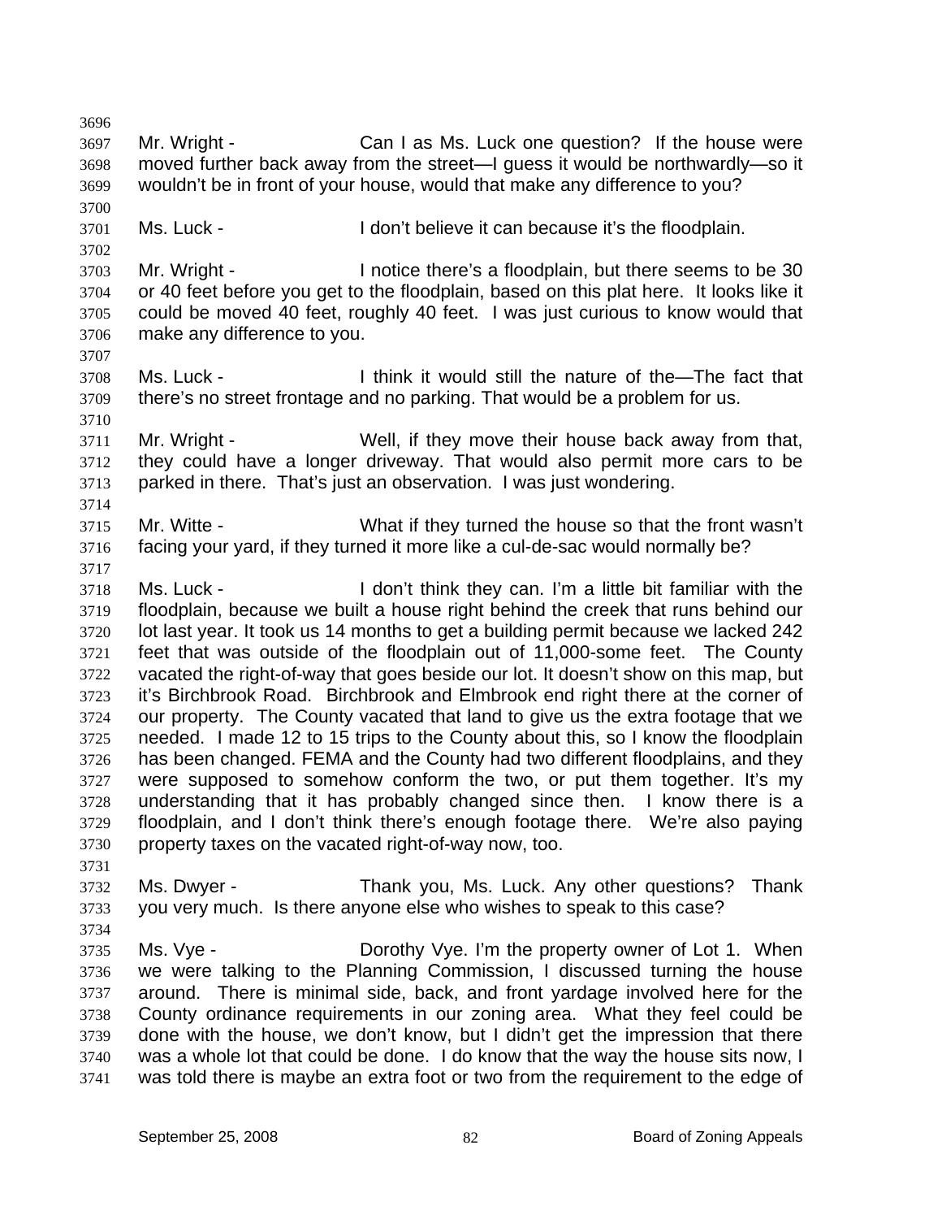Mr. Wright - Can I as Ms. Luck one question? If the house were moved further back away from the street—I guess it would be northwardly—so it wouldn't be in front of your house, would that make any difference to you?

Ms. Luck - I don't believe it can because it's the floodplain.

Mr. Wright - I notice there's a floodplain, but there seems to be 30 or 40 feet before you get to the floodplain, based on this plat here. It looks like it could be moved 40 feet, roughly 40 feet. I was just curious to know would that make any difference to you.

Ms. Luck - I think it would still the nature of the—The fact that there's no street frontage and no parking. That would be a problem for us.

Mr. Wright - Well, if they move their house back away from that, they could have a longer driveway. That would also permit more cars to be parked in there. That's just an observation. I was just wondering.

Mr. Witte - What if they turned the house so that the front wasn't facing your yard, if they turned it more like a cul-de-sac would normally be?

Ms. Luck - I don't think they can. I'm a little bit familiar with the floodplain, because we built a house right behind the creek that runs behind our lot last year. It took us 14 months to get a building permit because we lacked 242 feet that was outside of the floodplain out of 11,000-some feet. The County vacated the right-of-way that goes beside our lot. It doesn't show on this map, but it's Birchbrook Road. Birchbrook and Elmbrook end right there at the corner of our property. The County vacated that land to give us the extra footage that we needed. I made 12 to 15 trips to the County about this, so I know the floodplain has been changed. FEMA and the County had two different floodplains, and they were supposed to somehow conform the two, or put them together. It's my understanding that it has probably changed since then. I know there is a floodplain, and I don't think there's enough footage there. We're also paying property taxes on the vacated right-of-way now, too.

Ms. Dwyer - Thank you, Ms. Luck. Any other questions? Thank you very much. Is there anyone else who wishes to speak to this case?

Ms. Vye - Dorothy Vye. I'm the property owner of Lot 1. When we were talking to the Planning Commission, I discussed turning the house around. There is minimal side, back, and front yardage involved here for the County ordinance requirements in our zoning area. What they feel could be done with the house, we don't know, but I didn't get the impression that there was a whole lot that could be done. I do know that the way the house sits now, I was told there is maybe an extra foot or two from the requirement to the edge of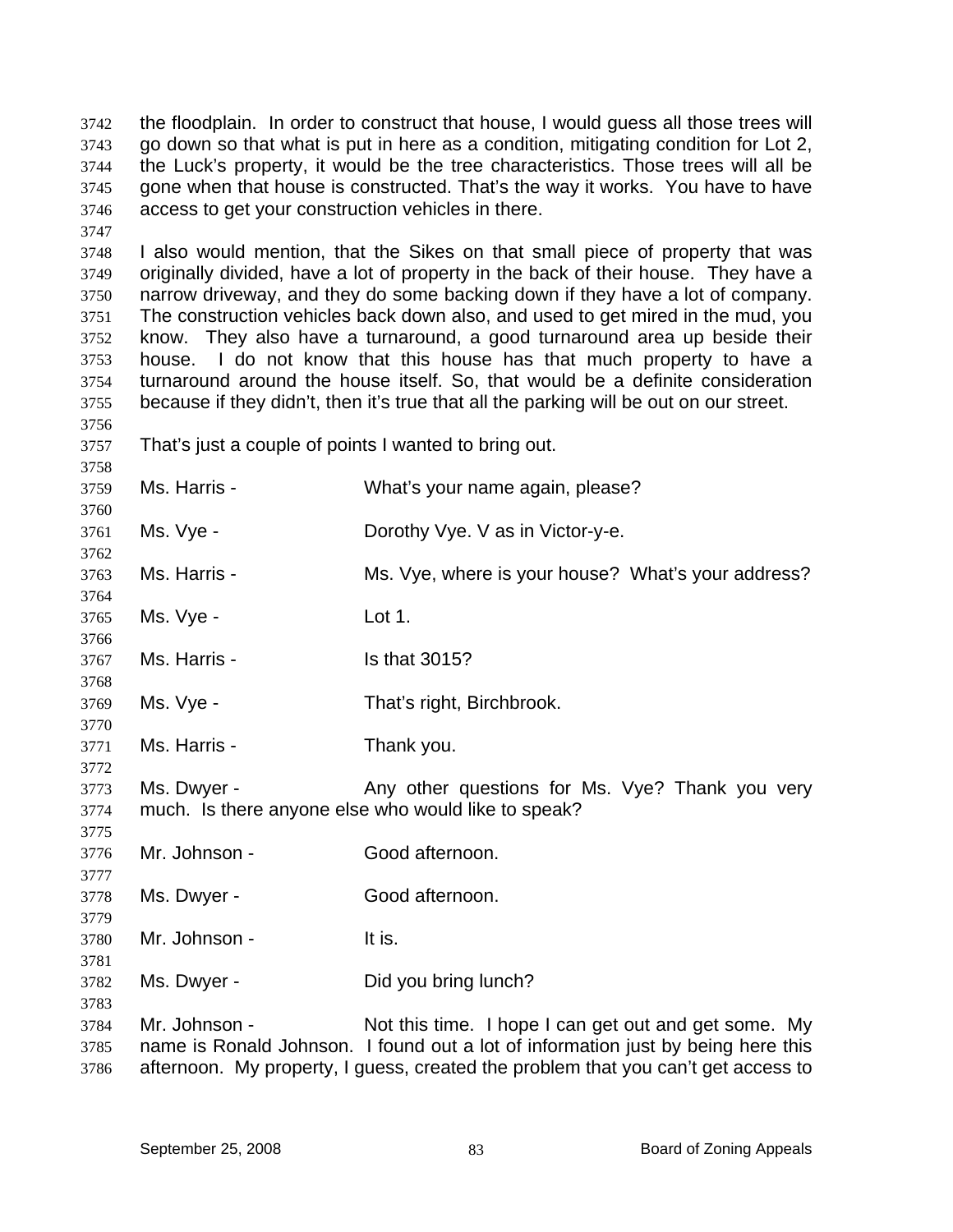the floodplain. In order to construct that house, I would guess all those trees will go down so that what is put in here as a condition, mitigating condition for Lot 2, the Luck's property, it would be the tree characteristics. Those trees will all be gone when that house is constructed. That's the way it works. You have to have access to get your construction vehicles in there.

I also would mention, that the Sikes on that small piece of property that was originally divided, have a lot of property in the back of their house. They have a narrow driveway, and they do some backing down if they have a lot of company. The construction vehicles back down also, and used to get mired in the mud, you know. They also have a turnaround, a good turnaround area up beside their house. I do not know that this house has that much property to have a turnaround around the house itself. So, that would be a definite consideration because if they didn't, then it's true that all the parking will be out on our street.

That's just a couple of points I wanted to bring out.

Ms. Harris - What's your name again, please?

Ms. Vye - Dorothy Vye. V as in Victor-y-e.

Ms. Harris - Ms. Vye, where is your house? What's your address?

Ms. Vye - Lot 1.

Ms. Harris - Is that 3015?

Ms. Vye - That's right, Birchbrook.

Ms. Harris - Thank you.

Ms. Dwyer - Any other questions for Ms. Vye? Thank you very much. Is there anyone else who would like to speak?

Mr. Johnson - Good afternoon.

Ms. Dwyer - Good afternoon.

Mr. Johnson - It is.

Ms. Dwyer - Did you bring lunch?

Mr. Johnson - Not this time. I hope I can get out and get some. My name is Ronald Johnson. I found out a lot of information just by being here this afternoon. My property, I guess, created the problem that you can't get access to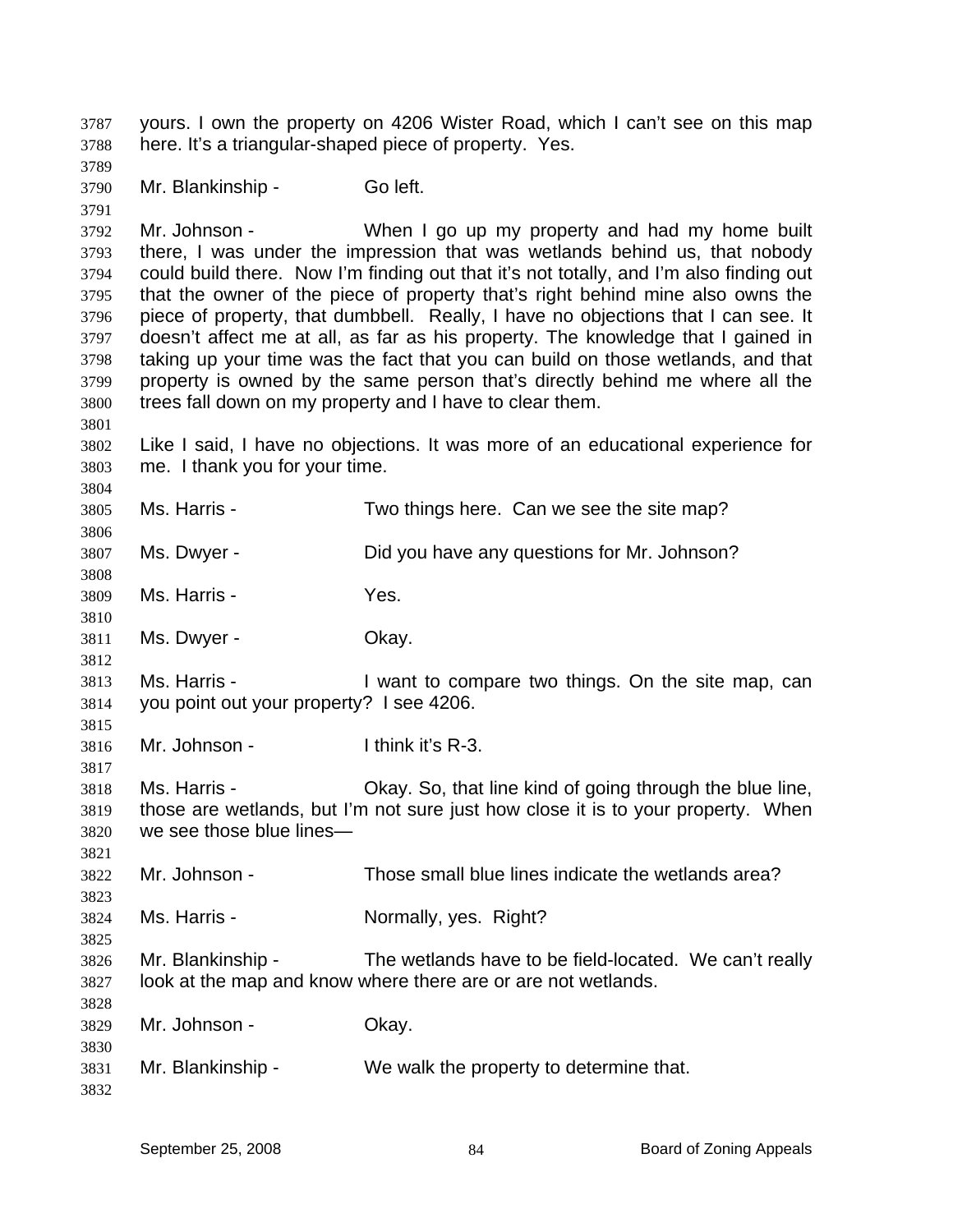yours. I own the property on 4206 Wister Road, which I can't see on this map here. It's a triangular-shaped piece of property. Yes.

Mr. Blankinship - Go left.

Mr. Johnson - When I go up my property and had my home built there, I was under the impression that was wetlands behind us, that nobody could build there. Now I'm finding out that it's not totally, and I'm also finding out that the owner of the piece of property that's right behind mine also owns the piece of property, that dumbbell. Really, I have no objections that I can see. It doesn't affect me at all, as far as his property. The knowledge that I gained in taking up your time was the fact that you can build on those wetlands, and that property is owned by the same person that's directly behind me where all the trees fall down on my property and I have to clear them.

Like I said, I have no objections. It was more of an educational experience for me. I thank you for your time.

Ms. Harris - Two things here. Can we see the site map?

Ms. Dwyer - Did you have any questions for Mr. Johnson?

Ms. Harris - Yes.

Ms. Dwyer - Okay.

Ms. Harris - I want to compare two things. On the site map, can you point out your property? I see 4206.

Mr. Johnson - I think it's R-3.

Ms. Harris - Okay. So, that line kind of going through the blue line, those are wetlands, but I'm not sure just how close it is to your property. When we see those blue lines—

Mr. Johnson - Those small blue lines indicate the wetlands area?

Ms. Harris - Normally, yes. Right?

Mr. Blankinship - The wetlands have to be field-located. We can't really look at the map and know where there are or are not wetlands.

Mr. Johnson - Okay.

Mr. Blankinship - We walk the property to determine that.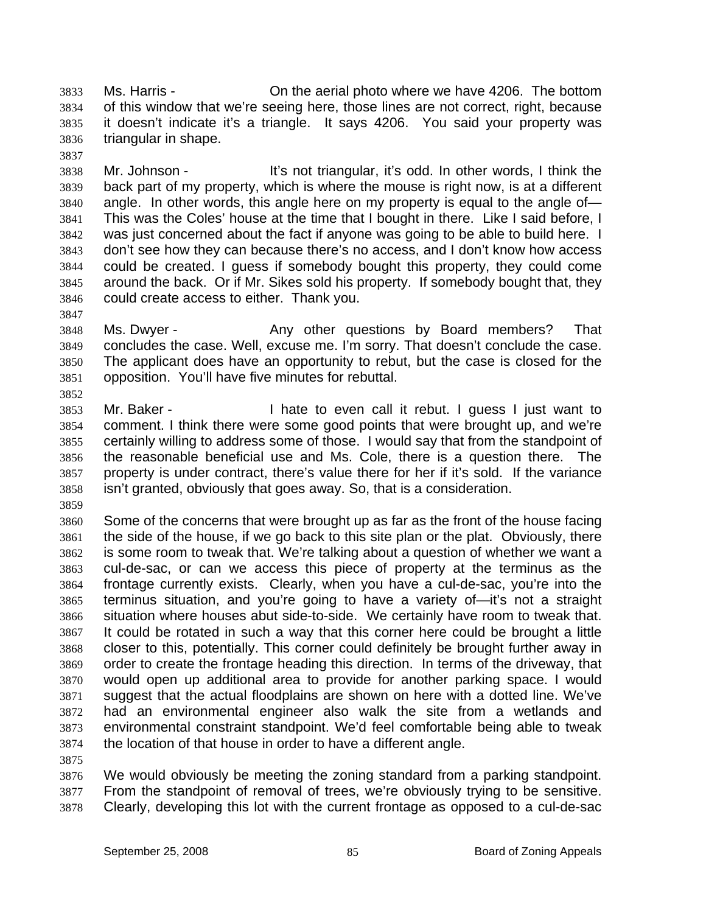Ms. Harris - On the aerial photo where we have 4206. The bottom of this window that we're seeing here, those lines are not correct, right, because it doesn't indicate it's a triangle. It says 4206. You said your property was triangular in shape.

Mr. Johnson - It's not triangular, it's odd. In other words, I think the back part of my property, which is where the mouse is right now, is at a different angle. In other words, this angle here on my property is equal to the angle of— This was the Coles' house at the time that I bought in there. Like I said before, I was just concerned about the fact if anyone was going to be able to build here. I don't see how they can because there's no access, and I don't know how access could be created. I guess if somebody bought this property, they could come around the back. Or if Mr. Sikes sold his property. If somebody bought that, they could create access to either. Thank you.

Ms. Dwyer - Any other questions by Board members? That concludes the case. Well, excuse me. I'm sorry. That doesn't conclude the case. The applicant does have an opportunity to rebut, but the case is closed for the opposition. You'll have five minutes for rebuttal.

Mr. Baker - I hate to even call it rebut. I guess I just want to comment. I think there were some good points that were brought up, and we're certainly willing to address some of those. I would say that from the standpoint of the reasonable beneficial use and Ms. Cole, there is a question there. The property is under contract, there's value there for her if it's sold. If the variance isn't granted, obviously that goes away. So, that is a consideration.

Some of the concerns that were brought up as far as the front of the house facing the side of the house, if we go back to this site plan or the plat. Obviously, there is some room to tweak that. We're talking about a question of whether we want a cul-de-sac, or can we access this piece of property at the terminus as the frontage currently exists. Clearly, when you have a cul-de-sac, you're into the terminus situation, and you're going to have a variety of—it's not a straight situation where houses abut side-to-side. We certainly have room to tweak that. It could be rotated in such a way that this corner here could be brought a little closer to this, potentially. This corner could definitely be brought further away in order to create the frontage heading this direction. In terms of the driveway, that would open up additional area to provide for another parking space. I would suggest that the actual floodplains are shown on here with a dotted line. We've had an environmental engineer also walk the site from a wetlands and environmental constraint standpoint. We'd feel comfortable being able to tweak the location of that house in order to have a different angle.

We would obviously be meeting the zoning standard from a parking standpoint. From the standpoint of removal of trees, we're obviously trying to be sensitive. Clearly, developing this lot with the current frontage as opposed to a cul-de-sac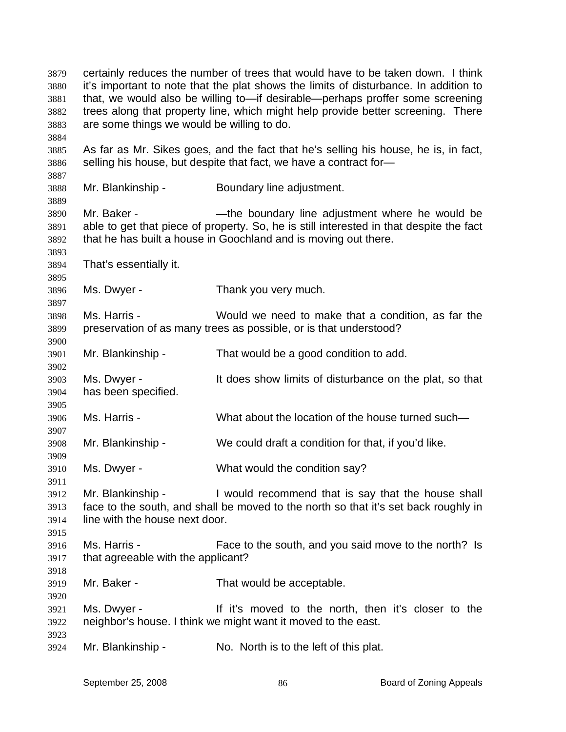certainly reduces the number of trees that would have to be taken down. I think it's important to note that the plat shows the limits of disturbance. In addition to that, we would also be willing to—if desirable—perhaps proffer some screening trees along that property line, which might help provide better screening. There are some things we would be willing to do.

As far as Mr. Sikes goes, and the fact that he's selling his house, he is, in fact, selling his house, but despite that fact, we have a contract for—

Mr. Blankinship - Boundary line adjustment.

Mr. Baker - —the boundary line adjustment where he would be able to get that piece of property. So, he is still interested in that despite the fact that he has built a house in Goochland and is moving out there.

That's essentially it.

Ms. Dwyer - Thank you very much.

Ms. Harris - Would we need to make that a condition, as far the preservation of as many trees as possible, or is that understood?

Mr. Blankinship - That would be a good condition to add.

Ms. Dwyer - It does show limits of disturbance on the plat, so that has been specified.

Ms. Harris - What about the location of the house turned such—

Mr. Blankinship - We could draft a condition for that, if you'd like.

Ms. Dwyer - What would the condition say?

Mr. Blankinship - I would recommend that is say that the house shall face to the south, and shall be moved to the north so that it's set back roughly in line with the house next door.

Ms. Harris - Face to the south, and you said move to the north? Is that agreeable with the applicant?

Mr. Baker - That would be acceptable.

Ms. Dwyer - If it's moved to the north, then it's closer to the neighbor's house. I think we might want it moved to the east.

Mr. Blankinship - No. North is to the left of this plat.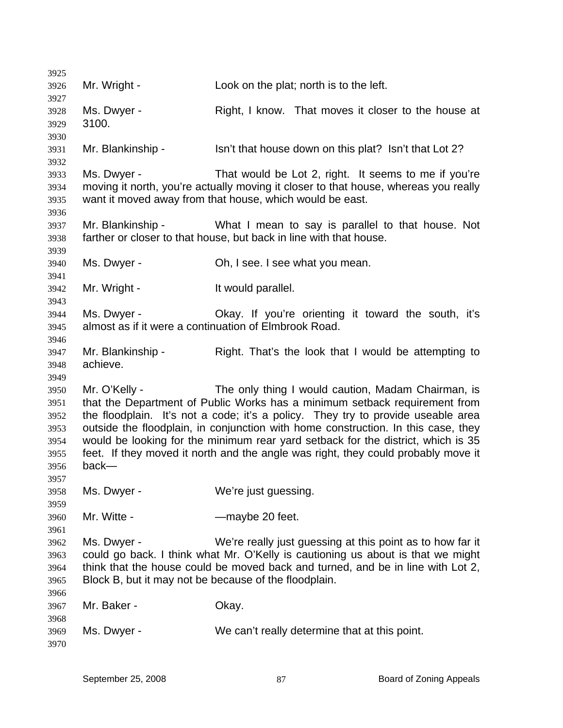Mr. Wright - Look on the plat; north is to the left.

Ms. Dwyer - Right, I know. That moves it closer to the house at 3100.

Mr. Blankinship - Isn't that house down on this plat? Isn't that Lot 2?

Ms. Dwyer - That would be Lot 2, right. It seems to me if you're moving it north, you're actually moving it closer to that house, whereas you really want it moved away from that house, which would be east.

Mr. Blankinship - What I mean to say is parallel to that house. Not farther or closer to that house, but back in line with that house.

Ms. Dwyer - Oh, I see. I see what you mean.

Mr. Wright - It would parallel.

Ms. Dwyer - Okay. If you're orienting it toward the south, it's almost as if it were a continuation of Elmbrook Road.

Mr. Blankinship - Right. That's the look that I would be attempting to achieve.

Mr. O'Kelly - The only thing I would caution, Madam Chairman, is that the Department of Public Works has a minimum setback requirement from the floodplain. It's not a code; it's a policy. They try to provide useable area outside the floodplain, in conjunction with home construction. In this case, they would be looking for the minimum rear yard setback for the district, which is 35 feet. If they moved it north and the angle was right, they could probably move it back—

Ms. Dwyer - We're just guessing.

Mr. Witte - —maybe 20 feet.

Ms. Dwyer - We're really just guessing at this point as to how far it could go back. I think what Mr. O'Kelly is cautioning us about is that we might think that the house could be moved back and turned, and be in line with Lot 2, Block B, but it may not be because of the floodplain.

Mr. Baker - Okay.

Ms. Dwyer - We can't really determine that at this point.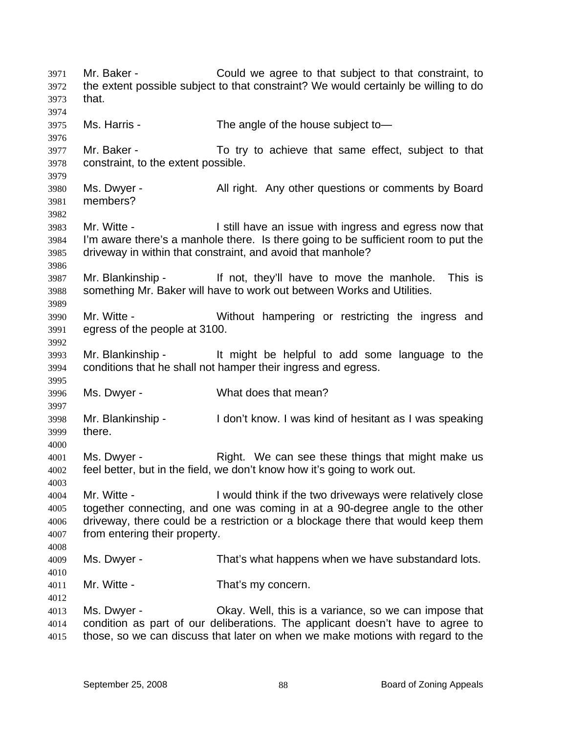Mr. Baker - Could we agree to that subject to that constraint, to the extent possible subject to that constraint? We would certainly be willing to do that.

Ms. Harris - The angle of the house subject to—

Mr. Baker - To try to achieve that same effect, subject to that constraint, to the extent possible.

Ms. Dwyer - All right. Any other questions or comments by Board members?

Mr. Witte - I still have an issue with ingress and egress now that I'm aware there's a manhole there. Is there going to be sufficient room to put the driveway in within that constraint, and avoid that manhole?

Mr. Blankinship - If not, they'll have to move the manhole. This is something Mr. Baker will have to work out between Works and Utilities.

Mr. Witte - Without hampering or restricting the ingress and egress of the people at 3100.

Mr. Blankinship - It might be helpful to add some language to the conditions that he shall not hamper their ingress and egress.

Ms. Dwyer - What does that mean?

Mr. Blankinship - I don't know. I was kind of hesitant as I was speaking there.

Ms. Dwyer - Right. We can see these things that might make us feel better, but in the field, we don't know how it's going to work out.

Mr. Witte - I would think if the two driveways were relatively close together connecting, and one was coming in at a 90-degree angle to the other driveway, there could be a restriction or a blockage there that would keep them from entering their property.

Ms. Dwyer - That's what happens when we have substandard lots.

Mr. Witte - That's my concern.

Ms. Dwyer - Okay. Well, this is a variance, so we can impose that condition as part of our deliberations. The applicant doesn't have to agree to those, so we can discuss that later on when we make motions with regard to the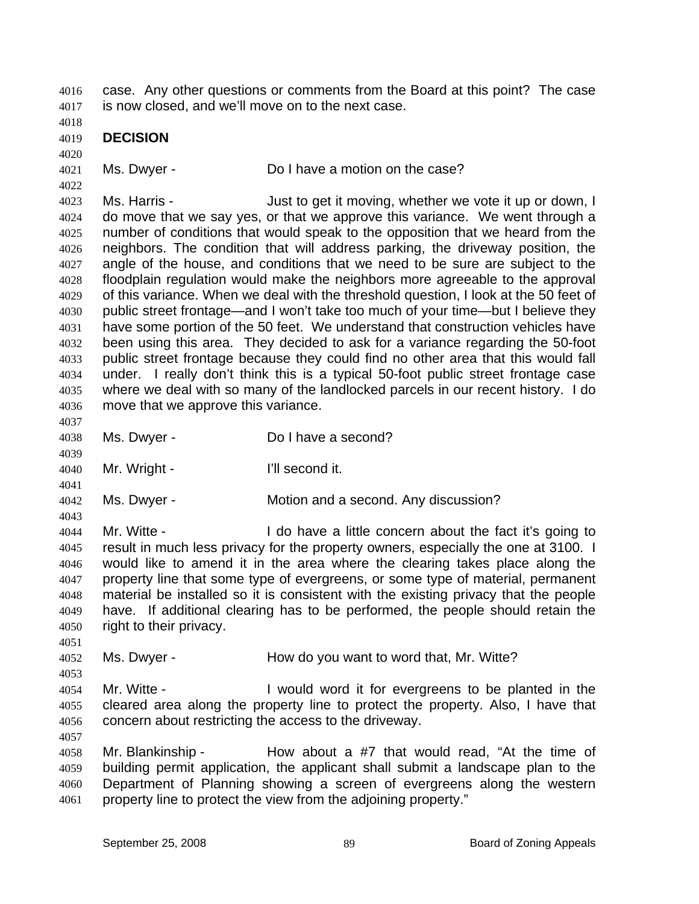case. Any other questions or comments from the Board at this point? The case is now closed, and we'll move on to the next case.

**DECISION**

Ms. Dwyer - Do I have a motion on the case?

Ms. Harris - Just to get it moving, whether we vote it up or down, I do move that we say yes, or that we approve this variance. We went through a number of conditions that would speak to the opposition that we heard from the neighbors. The condition that will address parking, the driveway position, the angle of the house, and conditions that we need to be sure are subject to the floodplain regulation would make the neighbors more agreeable to the approval of this variance. When we deal with the threshold question, I look at the 50 feet of public street frontage—and I won't take too much of your time—but I believe they have some portion of the 50 feet. We understand that construction vehicles have been using this area. They decided to ask for a variance regarding the 50-foot public street frontage because they could find no other area that this would fall under. I really don't think this is a typical 50-foot public street frontage case where we deal with so many of the landlocked parcels in our recent history. I do move that we approve this variance.

Ms. Dwyer - Do I have a second?

Mr. Wright - I'll second it.

Ms. Dwyer - Motion and a second. Any discussion?

Mr. Witte - I do have a little concern about the fact it's going to result in much less privacy for the property owners, especially the one at 3100. I would like to amend it in the area where the clearing takes place along the property line that some type of evergreens, or some type of material, permanent material be installed so it is consistent with the existing privacy that the people have. If additional clearing has to be performed, the people should retain the right to their privacy.

Ms. Dwyer - How do you want to word that, Mr. Witte?

Mr. Witte - I would word it for evergreens to be planted in the cleared area along the property line to protect the property. Also, I have that concern about restricting the access to the driveway.

Mr. Blankinship - How about a #7 that would read, "At the time of building permit application, the applicant shall submit a landscape plan to the Department of Planning showing a screen of evergreens along the western property line to protect the view from the adjoining property."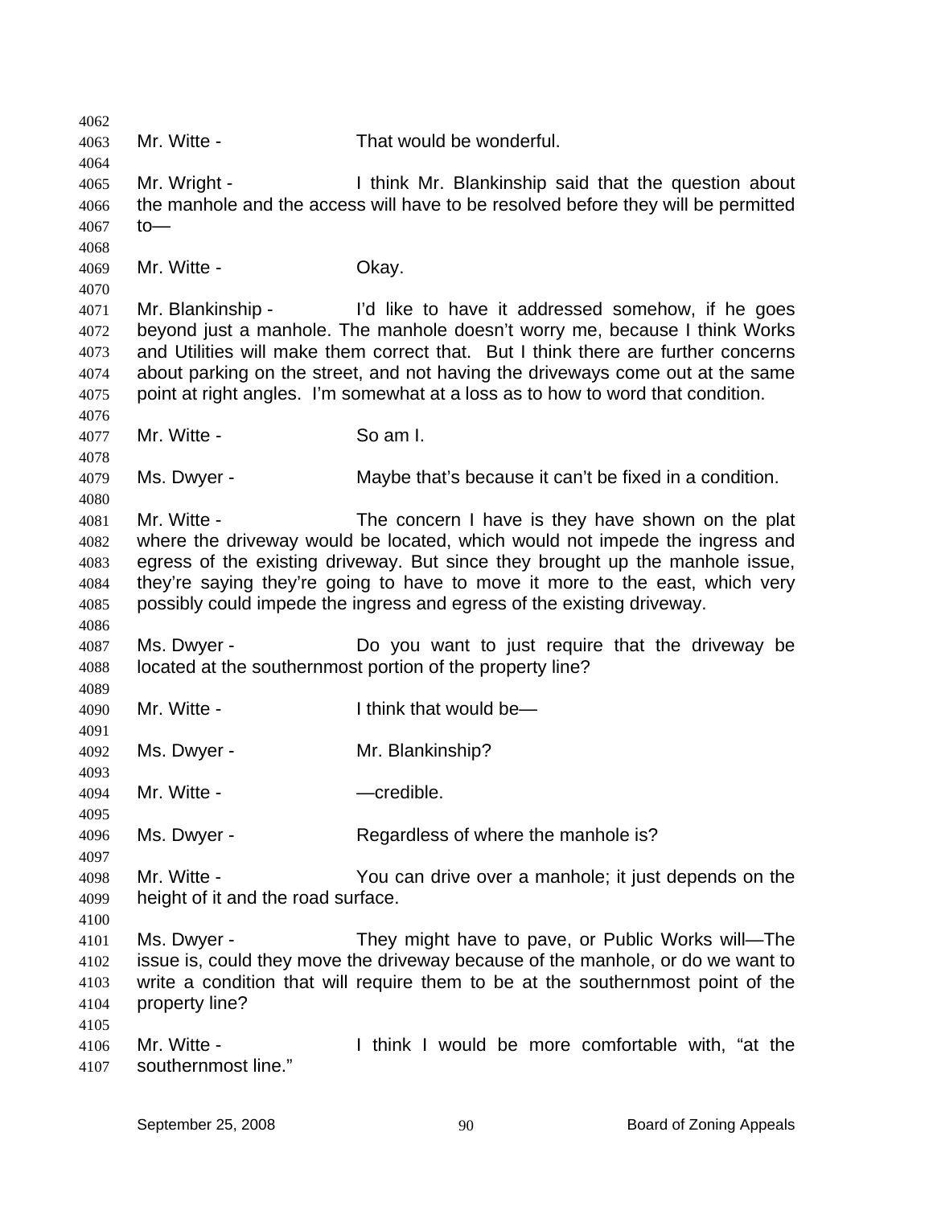Mr. Witte - That would be wonderful.

Mr. Wright - I think Mr. Blankinship said that the question about the manhole and the access will have to be resolved before they will be permitted to—

Mr. Witte - Okay.

Mr. Blankinship - I'd like to have it addressed somehow, if he goes beyond just a manhole. The manhole doesn't worry me, because I think Works and Utilities will make them correct that. But I think there are further concerns about parking on the street, and not having the driveways come out at the same point at right angles. I'm somewhat at a loss as to how to word that condition.

Mr. Witte - So am I.

Ms. Dwyer - Maybe that's because it can't be fixed in a condition.

Mr. Witte - The concern I have is they have shown on the plat where the driveway would be located, which would not impede the ingress and egress of the existing driveway. But since they brought up the manhole issue, they're saying they're going to have to move it more to the east, which very possibly could impede the ingress and egress of the existing driveway.

Ms. Dwyer - Do you want to just require that the driveway be located at the southernmost portion of the property line?

Mr. Witte - I think that would be—

Ms. Dwyer - Mr. Blankinship?

Mr. Witte - —credible.

Ms. Dwyer - Regardless of where the manhole is?

Mr. Witte - You can drive over a manhole; it just depends on the height of it and the road surface.

Ms. Dwyer - They might have to pave, or Public Works will—The issue is, could they move the driveway because of the manhole, or do we want to write a condition that will require them to be at the southernmost point of the property line?

Mr. Witte - I think I would be more comfortable with, "at the southernmost line."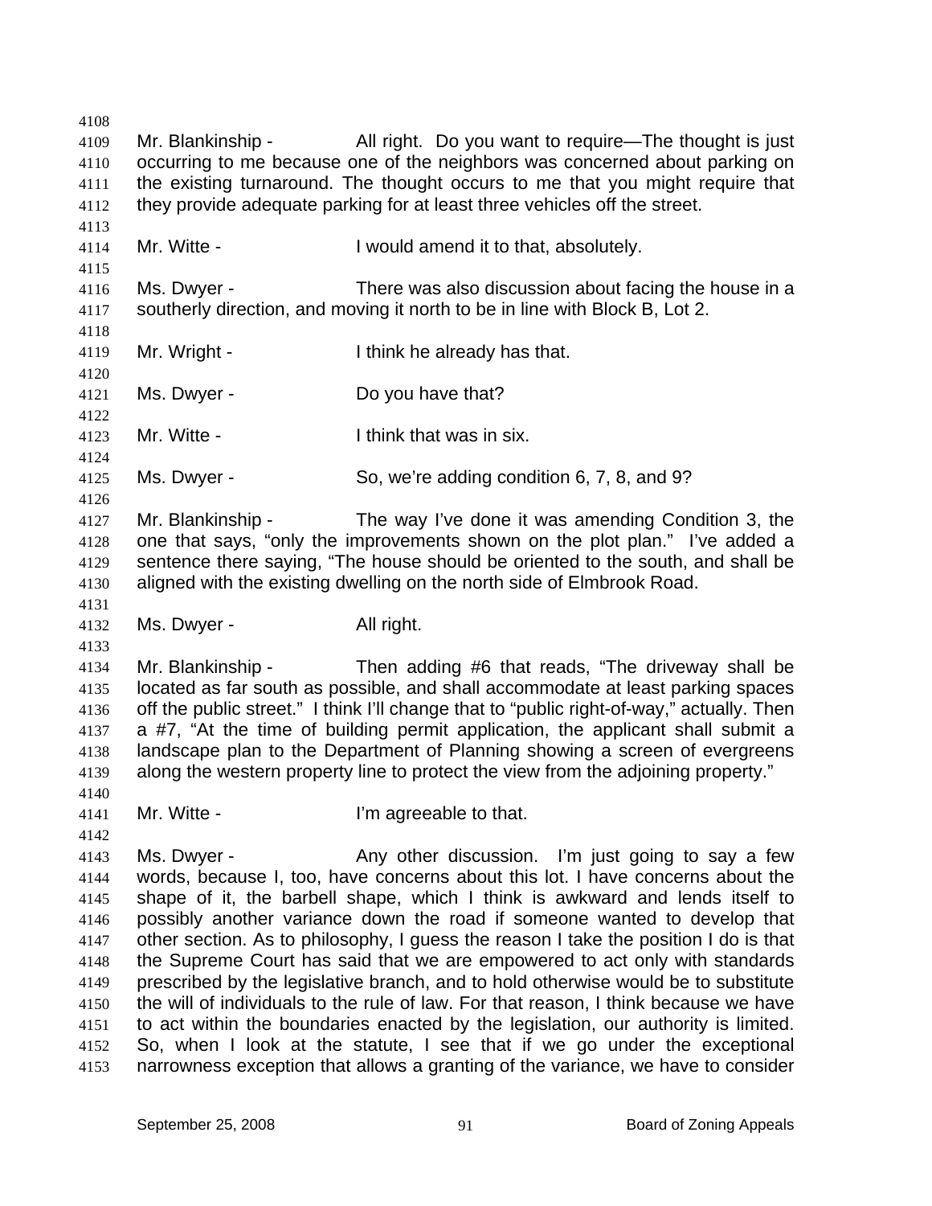4108

4109 Mr. Blankinship - All right. Do you want to require—The thought is just
4110 occurring to me because one of the neighbors was concerned about parking on
4111 the existing turnaround. The thought occurs to me that you might require that
4112 they provide adequate parking for at least three vehicles off the street.

4113

4114 Mr. Witte - I would amend it to that, absolutely.

4115

4116 Ms. Dwyer - There was also discussion about facing the house in a
4117 southerly direction, and moving it north to be in line with Block B, Lot 2.

4118

4119 Mr. Wright - I think he already has that.

4120

4121 Ms. Dwyer - Do you have that?

4122

4123 Mr. Witte - I think that was in six.

4124

4125 Ms. Dwyer - So, we're adding condition 6, 7, 8, and 9?

4126

4127 Mr. Blankinship - The way I've done it was amending Condition 3, the
4128 one that says, "only the improvements shown on the plot plan." I've added a
4129 sentence there saying, "The house should be oriented to the south, and shall be
4130 aligned with the existing dwelling on the north side of Elmbrook Road.

4131

4132 Ms. Dwyer - All right.

4133

4134 Mr. Blankinship - Then adding #6 that reads, "The driveway shall be
4135 located as far south as possible, and shall accommodate at least parking spaces
4136 off the public street." I think I'll change that to "public right-of-way," actually. Then
4137 a #7, "At the time of building permit application, the applicant shall submit a
4138 landscape plan to the Department of Planning showing a screen of evergreens
4139 along the western property line to protect the view from the adjoining property."

4140

4141 Mr. Witte - I'm agreeable to that.

4142

4143 Ms. Dwyer - Any other discussion. I'm just going to say a few
4144 words, because I, too, have concerns about this lot. I have concerns about the
4145 shape of it, the barbell shape, which I think is awkward and lends itself to
4146 possibly another variance down the road if someone wanted to develop that
4147 other section. As to philosophy, I guess the reason I take the position I do is that
4148 the Supreme Court has said that we are empowered to act only with standards
4149 prescribed by the legislative branch, and to hold otherwise would be to substitute
4150 the will of individuals to the rule of law. For that reason, I think because we have
4151 to act within the boundaries enacted by the legislation, our authority is limited.
4152 So, when I look at the statute, I see that if we go under the exceptional
4153 narrowness exception that allows a granting of the variance, we have to consider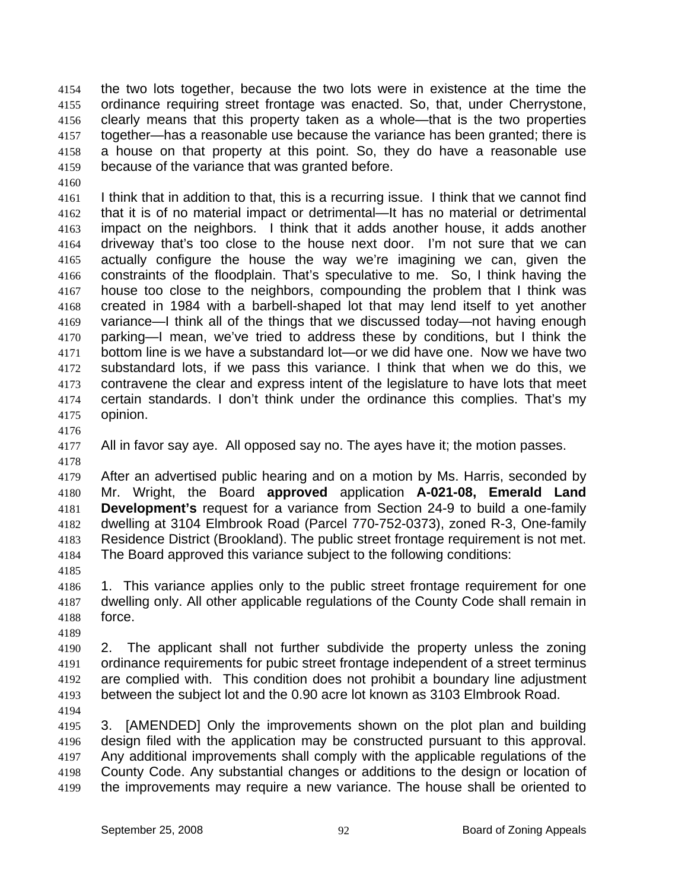the two lots together, because the two lots were in existence at the time the ordinance requiring street frontage was enacted. So, that, under Cherrystone, clearly means that this property taken as a whole—that is the two properties together—has a reasonable use because the variance has been granted; there is a house on that property at this point. So, they do have a reasonable use because of the variance that was granted before.

I think that in addition to that, this is a recurring issue. I think that we cannot find that it is of no material impact or detrimental—It has no material or detrimental impact on the neighbors. I think that it adds another house, it adds another driveway that's too close to the house next door. I'm not sure that we can actually configure the house the way we're imagining we can, given the constraints of the floodplain. That's speculative to me. So, I think having the house too close to the neighbors, compounding the problem that I think was created in 1984 with a barbell-shaped lot that may lend itself to yet another variance—I think all of the things that we discussed today—not having enough parking—I mean, we've tried to address these by conditions, but I think the bottom line is we have a substandard lot—or we did have one. Now we have two substandard lots, if we pass this variance. I think that when we do this, we contravene the clear and express intent of the legislature to have lots that meet certain standards. I don't think under the ordinance this complies. That's my opinion.

All in favor say aye. All opposed say no. The ayes have it; the motion passes.

After an advertised public hearing and on a motion by Ms. Harris, seconded by Mr. Wright, the Board **approved** application **A-021-08, Emerald Land Development's** request for a variance from Section 24-9 to build a one-family dwelling at 3104 Elmbrook Road (Parcel 770-752-0373), zoned R-3, One-family Residence District (Brookland). The public street frontage requirement is not met. The Board approved this variance subject to the following conditions:

1. This variance applies only to the public street frontage requirement for one dwelling only. All other applicable regulations of the County Code shall remain in force.

2. The applicant shall not further subdivide the property unless the zoning ordinance requirements for pubic street frontage independent of a street terminus are complied with. This condition does not prohibit a boundary line adjustment between the subject lot and the 0.90 acre lot known as 3103 Elmbrook Road.

3. [AMENDED] Only the improvements shown on the plot plan and building design filed with the application may be constructed pursuant to this approval. Any additional improvements shall comply with the applicable regulations of the County Code. Any substantial changes or additions to the design or location of the improvements may require a new variance. The house shall be oriented to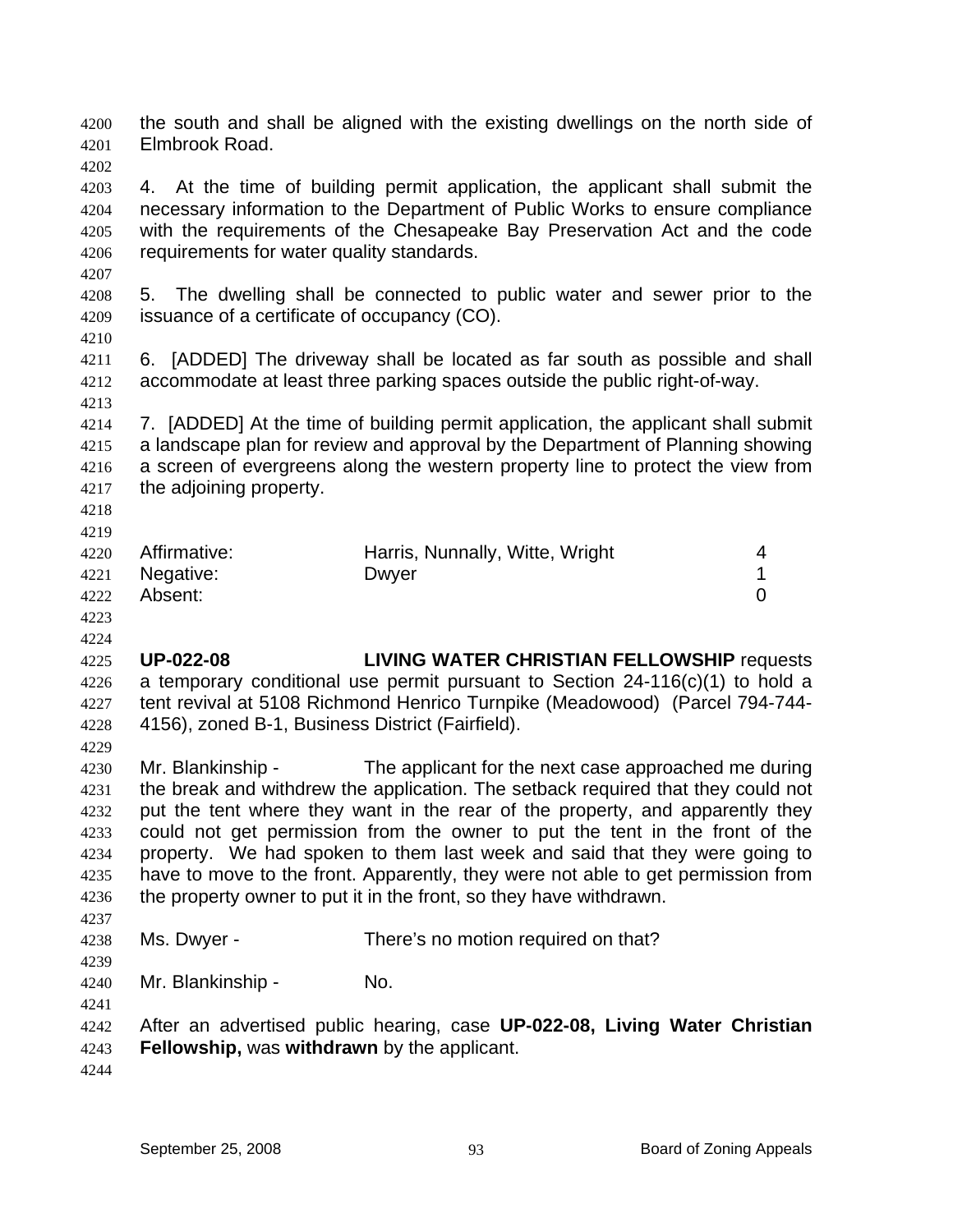the south and shall be aligned with the existing dwellings on the north side of Elmbrook Road.

4. At the time of building permit application, the applicant shall submit the necessary information to the Department of Public Works to ensure compliance with the requirements of the Chesapeake Bay Preservation Act and the code requirements for water quality standards.

5. The dwelling shall be connected to public water and sewer prior to the issuance of a certificate of occupancy (CO).

6. [ADDED] The driveway shall be located as far south as possible and shall accommodate at least three parking spaces outside the public right-of-way.

7. [ADDED] At the time of building permit application, the applicant shall submit a landscape plan for review and approval by the Department of Planning showing a screen of evergreens along the western property line to protect the view from the adjoining property.

| | | |
|---|---|---|
| Affirmative: | Harris, Nunnally, Witte, Wright | 4 |
| Negative: | Dwyer | 1 |
| Absent: | | 0 |

**UP-022-08** **LIVING WATER CHRISTIAN FELLOWSHIP** requests a temporary conditional use permit pursuant to Section 24-116(c)(1) to hold a tent revival at 5108 Richmond Henrico Turnpike (Meadowood) (Parcel 794-744-4156), zoned B-1, Business District (Fairfield).

Mr. Blankinship - The applicant for the next case approached me during the break and withdrew the application. The setback required that they could not put the tent where they want in the rear of the property, and apparently they could not get permission from the owner to put the tent in the front of the property. We had spoken to them last week and said that they were going to have to move to the front. Apparently, they were not able to get permission from the property owner to put it in the front, so they have withdrawn.

Ms. Dwyer - There's no motion required on that?

Mr. Blankinship - No.

After an advertised public hearing, case **UP-022-08, Living Water Christian Fellowship,** was **withdrawn** by the applicant.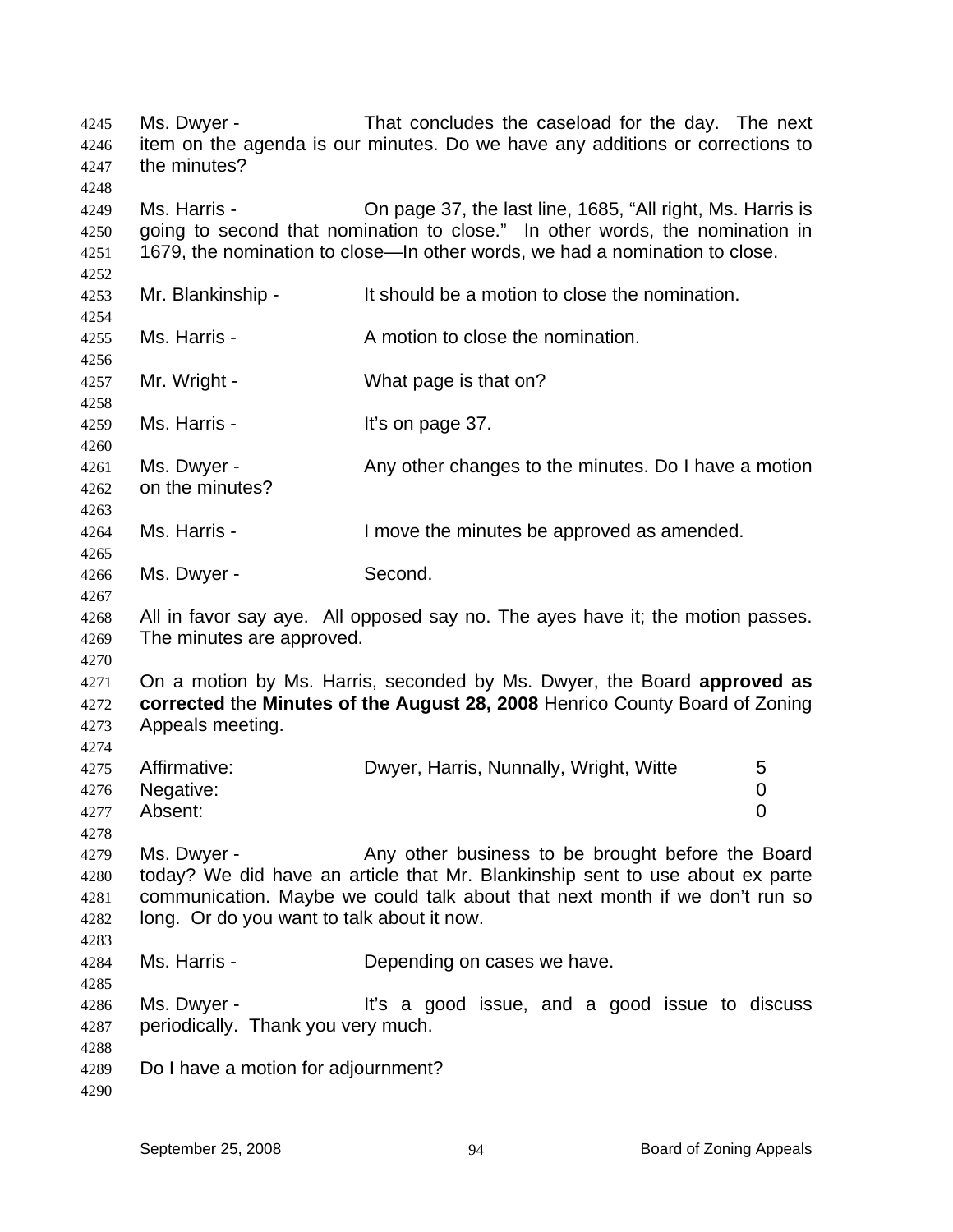Ms. Dwyer - That concludes the caseload for the day. The next item on the agenda is our minutes. Do we have any additions or corrections to the minutes?

Ms. Harris - On page 37, the last line, 1685, "All right, Ms. Harris is going to second that nomination to close." In other words, the nomination in 1679, the nomination to close—In other words, we had a nomination to close.

Mr. Blankinship - It should be a motion to close the nomination.

Ms. Harris - A motion to close the nomination.

Mr. Wright - What page is that on?

Ms. Harris - It's on page 37.

Ms. Dwyer - Any other changes to the minutes. Do I have a motion on the minutes?

Ms. Harris - I move the minutes be approved as amended.

Ms. Dwyer - Second.

All in favor say aye. All opposed say no. The ayes have it; the motion passes. The minutes are approved.

On a motion by Ms. Harris, seconded by Ms. Dwyer, the Board **approved as corrected** the **Minutes of the August 28, 2008** Henrico County Board of Zoning Appeals meeting.

| | | |
|---|---|---|
| Affirmative: | Dwyer, Harris, Nunnally, Wright, Witte | 5 |
| Negative: | | 0 |
| Absent: | | 0 |

Ms. Dwyer - Any other business to be brought before the Board today? We did have an article that Mr. Blankinship sent to use about ex parte communication. Maybe we could talk about that next month if we don't run so long. Or do you want to talk about it now.

Ms. Harris - Depending on cases we have.

Ms. Dwyer - It's a good issue, and a good issue to discuss periodically. Thank you very much.

Do I have a motion for adjournment?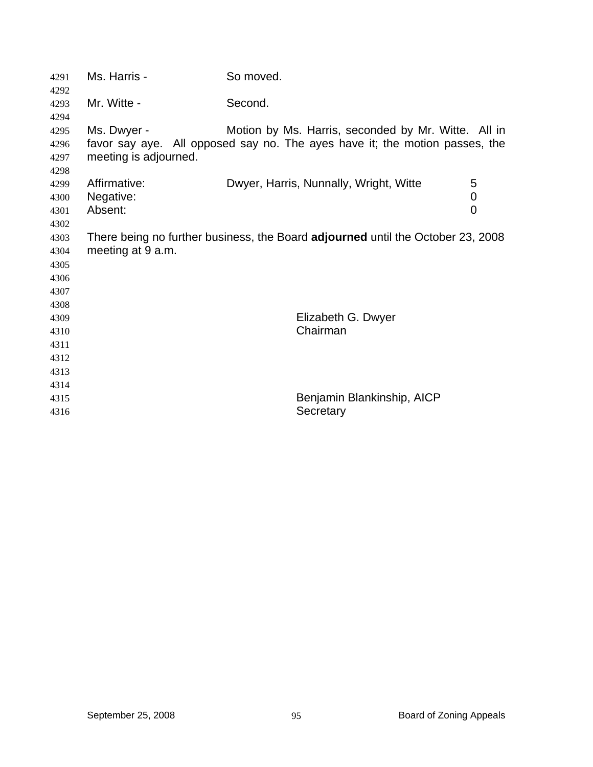Ms. Harris - So moved.

Mr. Witte - Second.

Ms. Dwyer - Motion by Ms. Harris, seconded by Mr. Witte. All in favor say aye. All opposed say no. The ayes have it; the motion passes, the meeting is adjourned.

| | | |
|---|---|---|
| Affirmative: | Dwyer, Harris, Nunnally, Wright, Witte | 5 |
| Negative: | | 0 |
| Absent: | | 0 |

There being no further business, the Board **adjourned** until the October 23, 2008 meeting at 9 a.m.

Elizabeth G. Dwyer
Chairman

Benjamin Blankinship, AICP
Secretary